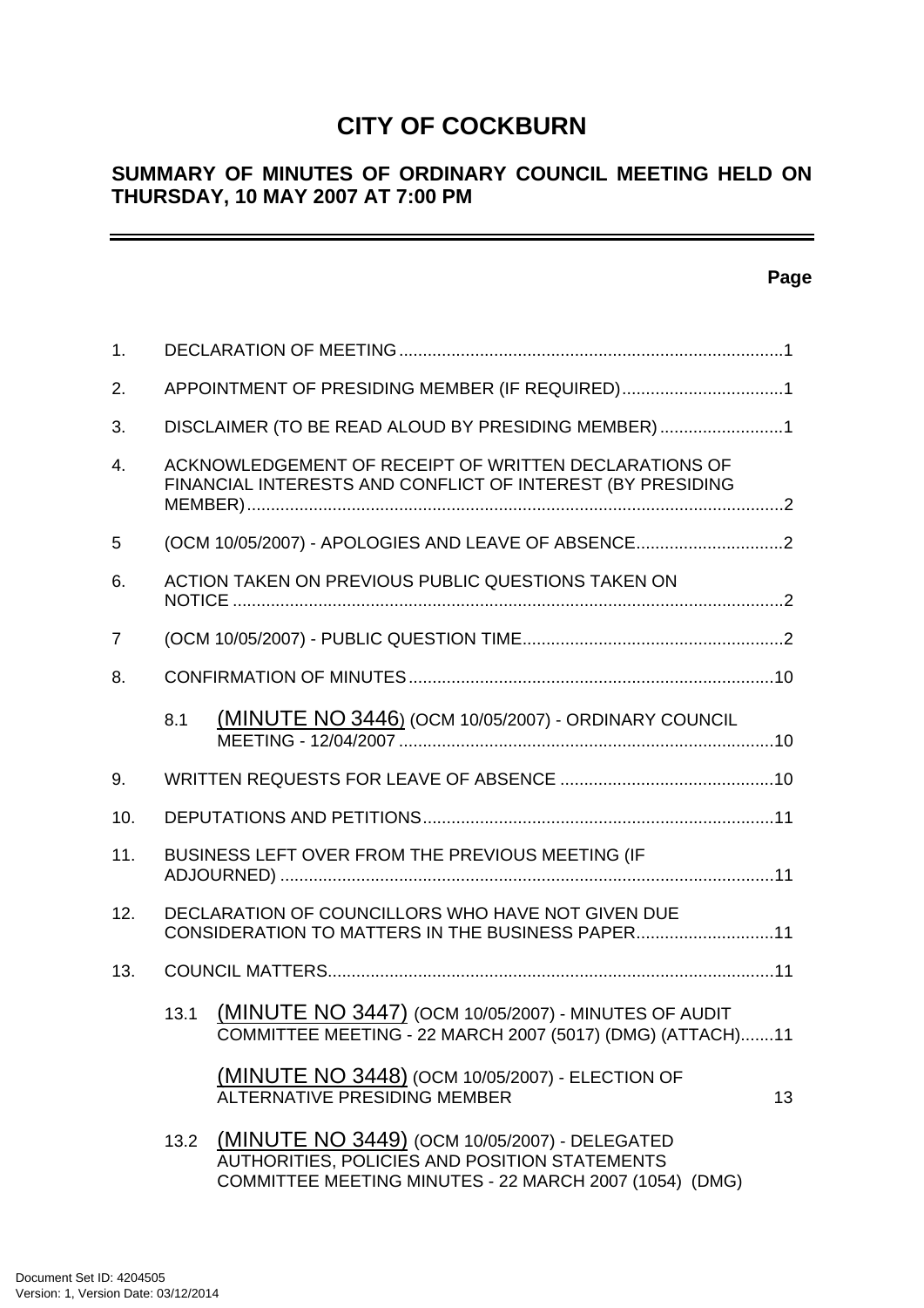# CITY OF COCKBURN

## SUMMARY OF MINUTES OF ORDINARY COUNCIL MEETING HELD ON THURSDAY, 10 MAY 2007 AT 7:00 PM

**Page**

1. DECLARATION OF MEETING ....................................................................................1

2. APPOINTMENT OF PRESIDING MEMBER (IF REQUIRED)..................................1

3. DISCLAIMER (TO BE READ ALOUD BY PRESIDING MEMBER) ..........................1

4. ACKNOWLEDGEMENT OF RECEIPT OF WRITTEN DECLARATIONS OF FINANCIAL INTERESTS AND CONFLICT OF INTEREST (BY PRESIDING MEMBER)................................................................................................................2

5 (OCM 10/05/2007) - APOLOGIES AND LEAVE OF ABSENCE...............................2

6. ACTION TAKEN ON PREVIOUS PUBLIC QUESTIONS TAKEN ON NOTICE ...................................................................................................................2

7 (OCM 10/05/2007) - PUBLIC QUESTION TIME.......................................................2

8. CONFIRMATION OF MINUTES.............................................................................10

   8.1 (MINUTE NO 3446) (OCM 10/05/2007) - ORDINARY COUNCIL MEETING - 12/04/2007 ..............................................................................10

9. WRITTEN REQUESTS FOR LEAVE OF ABSENCE .............................................10

10. DEPUTATIONS AND PETITIONS..........................................................................11

11. BUSINESS LEFT OVER FROM THE PREVIOUS MEETING (IF ADJOURNED) ........................................................................................................11

12. DECLARATION OF COUNCILLORS WHO HAVE NOT GIVEN DUE CONSIDERATION TO MATTERS IN THE BUSINESS PAPER.............................11

13. COUNCIL MATTERS.............................................................................................11

   13.1 (MINUTE NO 3447) (OCM 10/05/2007) - MINUTES OF AUDIT COMMITTEE MEETING - 22 MARCH 2007 (5017) (DMG) (ATTACH).......11

   (MINUTE NO 3448) (OCM 10/05/2007) - ELECTION OF ALTERNATIVE PRESIDING MEMBER 13

   13.2 (MINUTE NO 3449) (OCM 10/05/2007) - DELEGATED AUTHORITIES, POLICIES AND POSITION STATEMENTS COMMITTEE MEETING MINUTES - 22 MARCH 2007 (1054) (DMG)

Document Set ID: 4204505
Version: 1, Version Date: 03/12/2014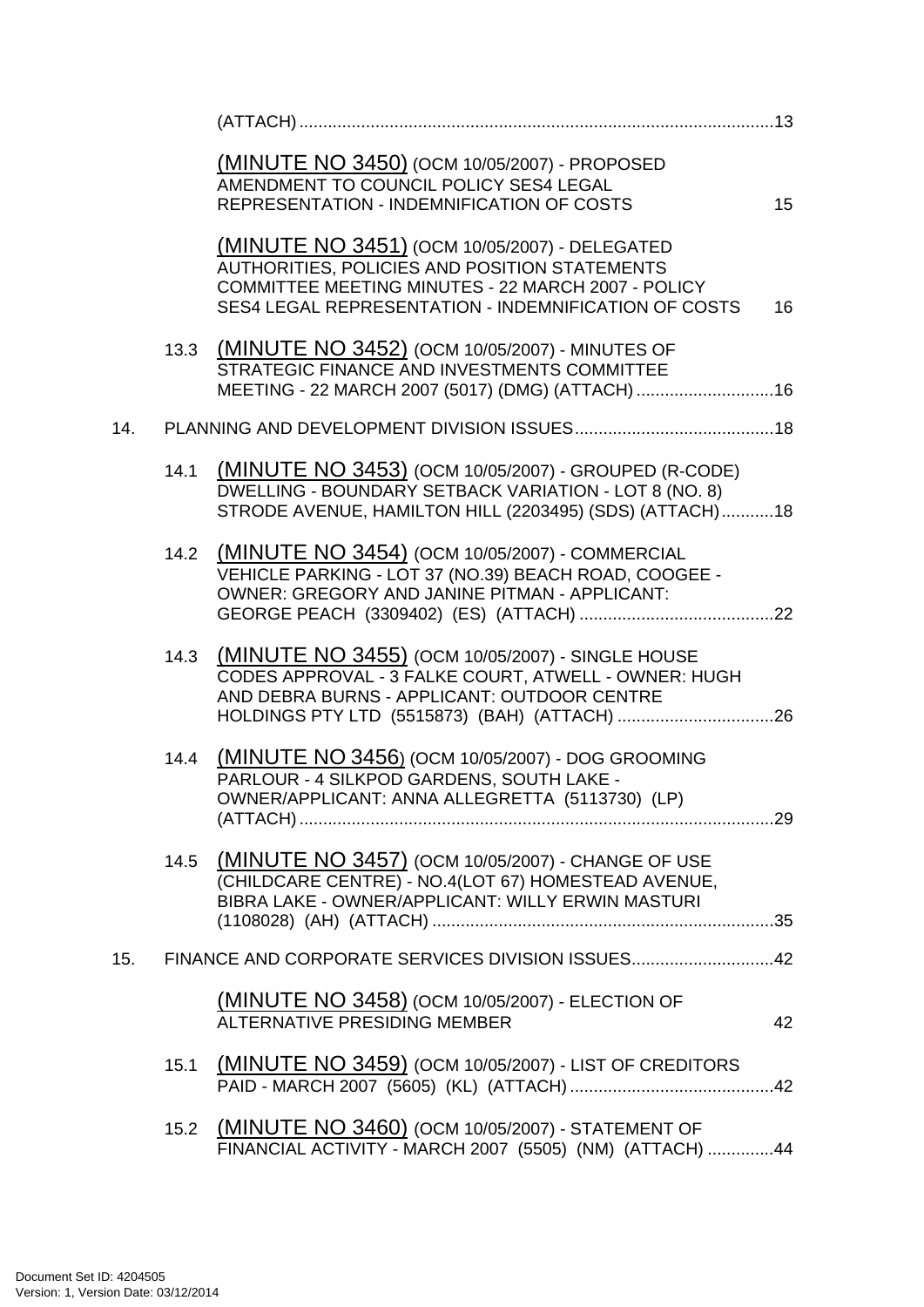(ATTACH) ....................................................................................................13

(MINUTE NO 3450) (OCM 10/05/2007) - PROPOSED AMENDMENT TO COUNCIL POLICY SES4 LEGAL REPRESENTATION - INDEMNIFICATION OF COSTS 15

(MINUTE NO 3451) (OCM 10/05/2007) - DELEGATED AUTHORITIES, POLICIES AND POSITION STATEMENTS COMMITTEE MEETING MINUTES - 22 MARCH 2007 - POLICY SES4 LEGAL REPRESENTATION - INDEMNIFICATION OF COSTS 16

13.3 (MINUTE NO 3452) (OCM 10/05/2007) - MINUTES OF STRATEGIC FINANCE AND INVESTMENTS COMMITTEE MEETING - 22 MARCH 2007 (5017) (DMG) (ATTACH) .............................16

14. PLANNING AND DEVELOPMENT DIVISION ISSUES..........................................18

14.1 (MINUTE NO 3453) (OCM 10/05/2007) - GROUPED (R-CODE) DWELLING - BOUNDARY SETBACK VARIATION - LOT 8 (NO. 8) STRODE AVENUE, HAMILTON HILL (2203495) (SDS) (ATTACH)...........18

14.2 (MINUTE NO 3454) (OCM 10/05/2007) - COMMERCIAL VEHICLE PARKING - LOT 37 (NO.39) BEACH ROAD, COOGEE - OWNER: GREGORY AND JANINE PITMAN - APPLICANT: GEORGE PEACH (3309402) (ES) (ATTACH) .........................................22

14.3 (MINUTE NO 3455) (OCM 10/05/2007) - SINGLE HOUSE CODES APPROVAL - 3 FALKE COURT, ATWELL - OWNER: HUGH AND DEBRA BURNS - APPLICANT: OUTDOOR CENTRE HOLDINGS PTY LTD (5515873) (BAH) (ATTACH) .................................26

14.4 (MINUTE NO 3456) (OCM 10/05/2007) - DOG GROOMING PARLOUR - 4 SILKPOD GARDENS, SOUTH LAKE - OWNER/APPLICANT: ANNA ALLEGRETTA (5113730) (LP) (ATTACH) ....................................................................................................29

14.5 (MINUTE NO 3457) (OCM 10/05/2007) - CHANGE OF USE (CHILDCARE CENTRE) - NO.4(LOT 67) HOMESTEAD AVENUE, BIBRA LAKE - OWNER/APPLICANT: WILLY ERWIN MASTURI (1108028) (AH) (ATTACH) .........................................................................35

15. FINANCE AND CORPORATE SERVICES DIVISION ISSUES..............................42

(MINUTE NO 3458) (OCM 10/05/2007) - ELECTION OF ALTERNATIVE PRESIDING MEMBER 42

15.1 (MINUTE NO 3459) (OCM 10/05/2007) - LIST OF CREDITORS PAID - MARCH 2007 (5605) (KL) (ATTACH) ...........................................42

15.2 (MINUTE NO 3460) (OCM 10/05/2007) - STATEMENT OF FINANCIAL ACTIVITY - MARCH 2007 (5505) (NM) (ATTACH) ..............44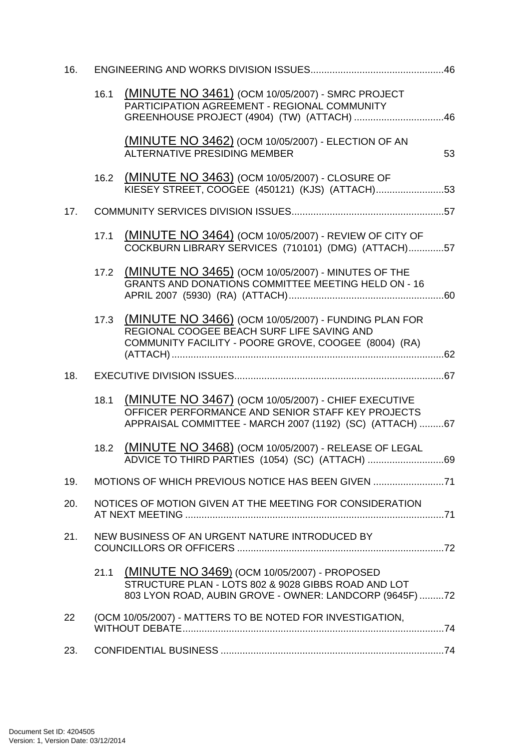16. ENGINEERING AND WORKS DIVISION ISSUES ................................................ 46

    16.1 (MINUTE NO 3461) (OCM 10/05/2007) - SMRC PROJECT PARTICIPATION AGREEMENT - REGIONAL COMMUNITY GREENHOUSE PROJECT (4904) (TW) (ATTACH) ................................ 46

    (MINUTE NO 3462) (OCM 10/05/2007) - ELECTION OF AN ALTERNATIVE PRESIDING MEMBER 53

    16.2 (MINUTE NO 3463) (OCM 10/05/2007) - CLOSURE OF KIESEY STREET, COOGEE (450121) (KJS) (ATTACH) ........................ 53

17. COMMUNITY SERVICES DIVISION ISSUES ........................................................ 57

    17.1 (MINUTE NO 3464) (OCM 10/05/2007) - REVIEW OF CITY OF COCKBURN LIBRARY SERVICES (710101) (DMG) (ATTACH) ............. 57

    17.2 (MINUTE NO 3465) (OCM 10/05/2007) - MINUTES OF THE GRANTS AND DONATIONS COMMITTEE MEETING HELD ON - 16 APRIL 2007 (5930) (RA) (ATTACH) ........................................................ 60

    17.3 (MINUTE NO 3466) (OCM 10/05/2007) - FUNDING PLAN FOR REGIONAL COOGEE BEACH SURF LIFE SAVING AND COMMUNITY FACILITY - POORE GROVE, COOGEE (8004) (RA) (ATTACH) ................................................................................................ 62

18. EXECUTIVE DIVISION ISSUES ............................................................................ 67

    18.1 (MINUTE NO 3467) (OCM 10/05/2007) - CHIEF EXECUTIVE OFFICER PERFORMANCE AND SENIOR STAFF KEY PROJECTS APPRAISAL COMMITTEE - MARCH 2007 (1192) (SC) (ATTACH) ......... 67

    18.2 (MINUTE NO 3468) (OCM 10/05/2007) - RELEASE OF LEGAL ADVICE TO THIRD PARTIES (1054) (SC) (ATTACH) ............................ 69

19. MOTIONS OF WHICH PREVIOUS NOTICE HAS BEEN GIVEN .......................... 71

20. NOTICES OF MOTION GIVEN AT THE MEETING FOR CONSIDERATION AT NEXT MEETING ............................................................................................. 71

21. NEW BUSINESS OF AN URGENT NATURE INTRODUCED BY COUNCILLORS OR OFFICERS ............................................................................ 72

    21.1 (MINUTE NO 3469) (OCM 10/05/2007) - PROPOSED STRUCTURE PLAN - LOTS 802 & 9028 GIBBS ROAD AND LOT 803 LYON ROAD, AUBIN GROVE - OWNER: LANDCORP (9645F) ......... 72

22 (OCM 10/05/2007) - MATTERS TO BE NOTED FOR INVESTIGATION, WITHOUT DEBATE ................................................................................................ 74

23. CONFIDENTIAL BUSINESS .................................................................................. 74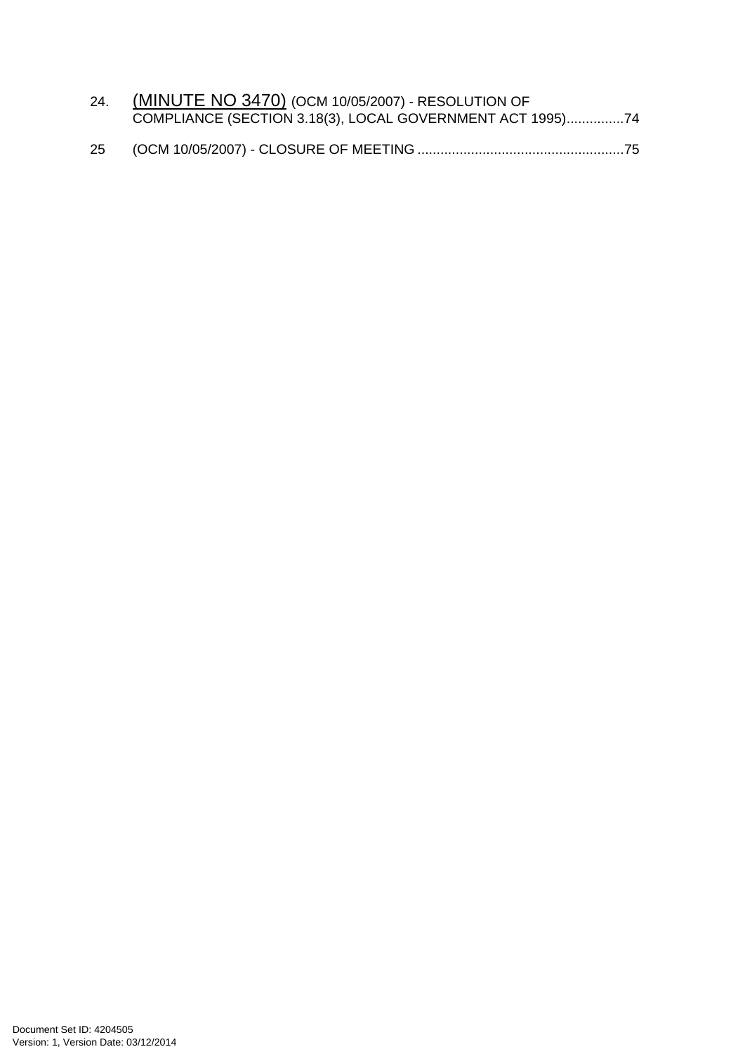24. (MINUTE NO 3470) (OCM 10/05/2007) - RESOLUTION OF COMPLIANCE (SECTION 3.18(3), LOCAL GOVERNMENT ACT 1995)...............74

25 (OCM 10/05/2007) - CLOSURE OF MEETING ......................................................75

Document Set ID: 4204505
Version: 1, Version Date: 03/12/2014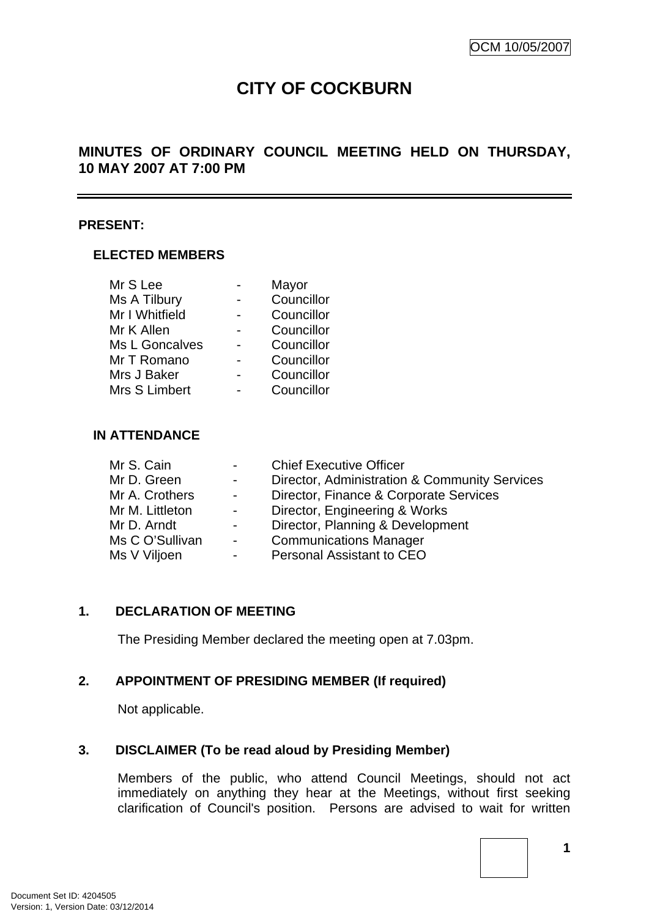# CITY OF COCKBURN

## MINUTES OF ORDINARY COUNCIL MEETING HELD ON THURSDAY, 10 MAY 2007 AT 7:00 PM

---

**PRESENT:**

**ELECTED MEMBERS**

| | | |
|---|---|---|
| Mr S Lee | - | Mayor |
| Ms A Tilbury | - | Councillor |
| Mr I Whitfield | - | Councillor |
| Mr K Allen | - | Councillor |
| Ms L Goncalves | - | Councillor |
| Mr T Romano | - | Councillor |
| Mrs J Baker | - | Councillor |
| Mrs S Limbert | - | Councillor |

**IN ATTENDANCE**

| | | |
|---|---|---|
| Mr S. Cain | - | Chief Executive Officer |
| Mr D. Green | - | Director, Administration & Community Services |
| Mr A. Crothers | - | Director, Finance & Corporate Services |
| Mr M. Littleton | - | Director, Engineering & Works |
| Mr D. Arndt | - | Director, Planning & Development |
| Ms C O'Sullivan | - | Communications Manager |
| Ms V Viljoen | - | Personal Assistant to CEO |

### 1. DECLARATION OF MEETING

The Presiding Member declared the meeting open at 7.03pm.

### 2. APPOINTMENT OF PRESIDING MEMBER (If required)

Not applicable.

### 3. DISCLAIMER (To be read aloud by Presiding Member)

Members of the public, who attend Council Meetings, should not act immediately on anything they hear at the Meetings, without first seeking clarification of Council's position. Persons are advised to wait for written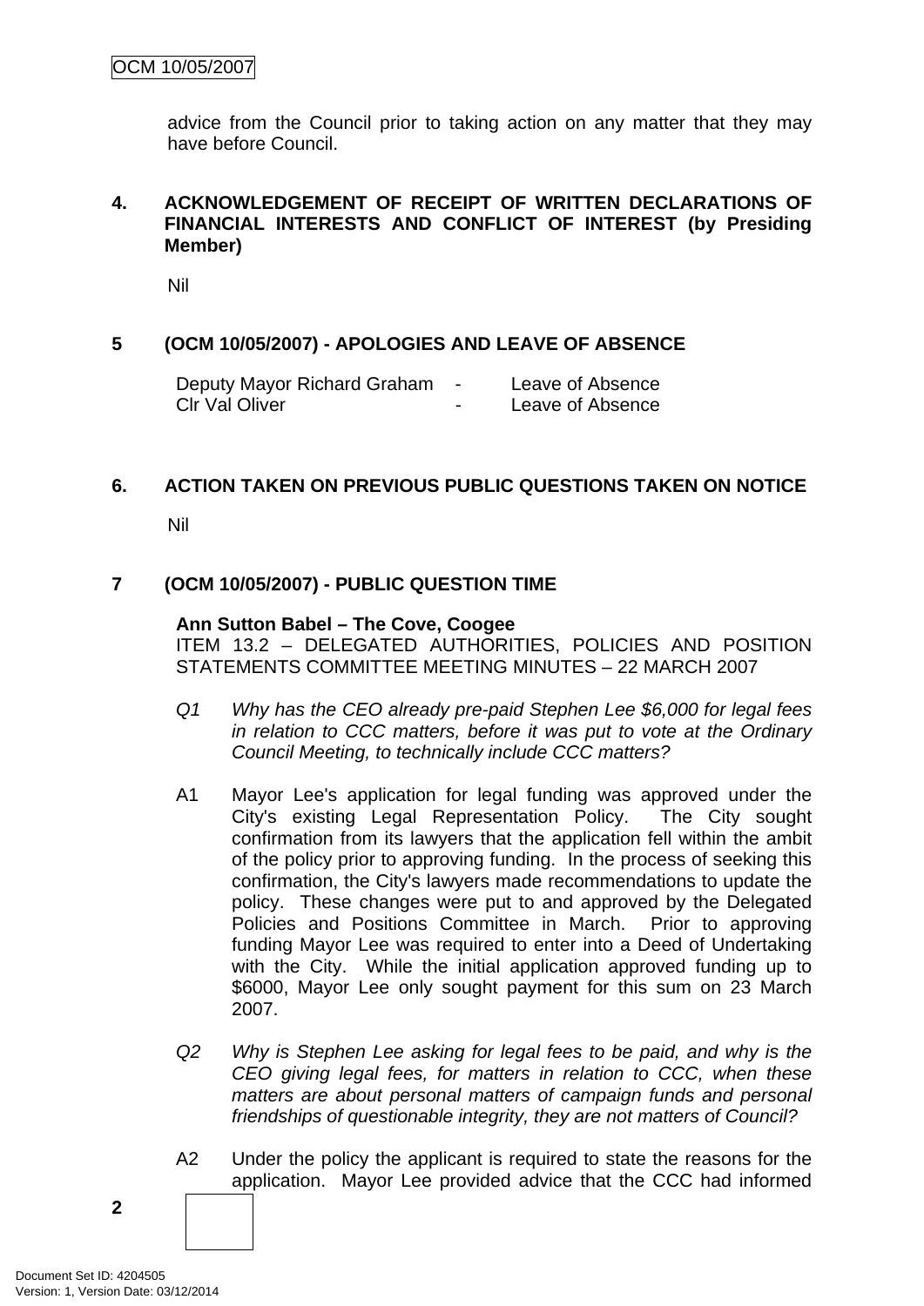advice from the Council prior to taking action on any matter that they may have before Council.

## 4. ACKNOWLEDGEMENT OF RECEIPT OF WRITTEN DECLARATIONS OF FINANCIAL INTERESTS AND CONFLICT OF INTEREST (by Presiding Member)

Nil

## 5 (OCM 10/05/2007) - APOLOGIES AND LEAVE OF ABSENCE

| | | |
|---|---|---|
| Deputy Mayor Richard Graham | - | Leave of Absence |
| Clr Val Oliver | - | Leave of Absence |

## 6. ACTION TAKEN ON PREVIOUS PUBLIC QUESTIONS TAKEN ON NOTICE

Nil

## 7 (OCM 10/05/2007) - PUBLIC QUESTION TIME

**Ann Sutton Babel – The Cove, Coogee**

ITEM 13.2 – DELEGATED AUTHORITIES, POLICIES AND POSITION STATEMENTS COMMITTEE MEETING MINUTES – 22 MARCH 2007

*Q1 Why has the CEO already pre-paid Stephen Lee $6,000 for legal fees in relation to CCC matters, before it was put to vote at the Ordinary Council Meeting, to technically include CCC matters?*

A1 Mayor Lee's application for legal funding was approved under the City's existing Legal Representation Policy. The City sought confirmation from its lawyers that the application fell within the ambit of the policy prior to approving funding. In the process of seeking this confirmation, the City's lawyers made recommendations to update the policy. These changes were put to and approved by the Delegated Policies and Positions Committee in March. Prior to approving funding Mayor Lee was required to enter into a Deed of Undertaking with the City. While the initial application approved funding up to $6000, Mayor Lee only sought payment for this sum on 23 March 2007.

*Q2 Why is Stephen Lee asking for legal fees to be paid, and why is the CEO giving legal fees, for matters in relation to CCC, when these matters are about personal matters of campaign funds and personal friendships of questionable integrity, they are not matters of Council?*

A2 Under the policy the applicant is required to state the reasons for the application. Mayor Lee provided advice that the CCC had informed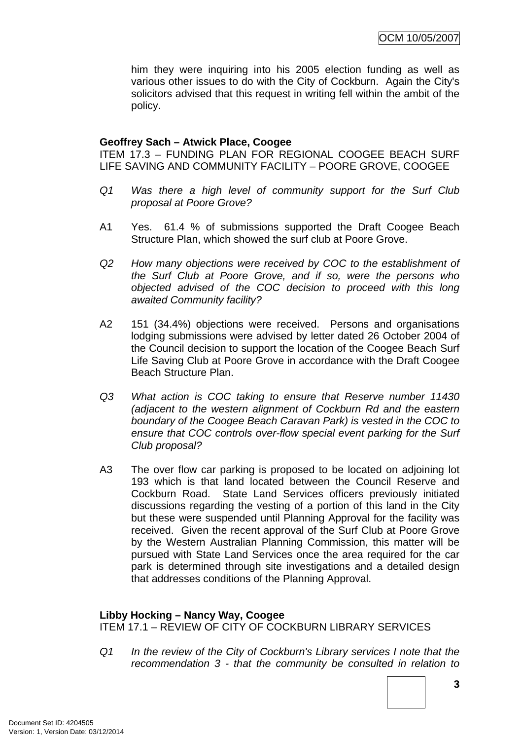him they were inquiring into his 2005 election funding as well as various other issues to do with the City of Cockburn. Again the City's solicitors advised that this request in writing fell within the ambit of the policy.

**Geoffrey Sach – Atwick Place, Coogee**
ITEM 17.3 – FUNDING PLAN FOR REGIONAL COOGEE BEACH SURF LIFE SAVING AND COMMUNITY FACILITY – POORE GROVE, COOGEE

*Q1 Was there a high level of community support for the Surf Club proposal at Poore Grove?*

A1 Yes. 61.4 % of submissions supported the Draft Coogee Beach Structure Plan, which showed the surf club at Poore Grove.

*Q2 How many objections were received by COC to the establishment of the Surf Club at Poore Grove, and if so, were the persons who objected advised of the COC decision to proceed with this long awaited Community facility?*

A2 151 (34.4%) objections were received. Persons and organisations lodging submissions were advised by letter dated 26 October 2004 of the Council decision to support the location of the Coogee Beach Surf Life Saving Club at Poore Grove in accordance with the Draft Coogee Beach Structure Plan.

*Q3 What action is COC taking to ensure that Reserve number 11430 (adjacent to the western alignment of Cockburn Rd and the eastern boundary of the Coogee Beach Caravan Park) is vested in the COC to ensure that COC controls over-flow special event parking for the Surf Club proposal?*

A3 The over flow car parking is proposed to be located on adjoining lot 193 which is that land located between the Council Reserve and Cockburn Road. State Land Services officers previously initiated discussions regarding the vesting of a portion of this land in the City but these were suspended until Planning Approval for the facility was received. Given the recent approval of the Surf Club at Poore Grove by the Western Australian Planning Commission, this matter will be pursued with State Land Services once the area required for the car park is determined through site investigations and a detailed design that addresses conditions of the Planning Approval.

**Libby Hocking – Nancy Way, Coogee**
ITEM 17.1 – REVIEW OF CITY OF COCKBURN LIBRARY SERVICES

*Q1 In the review of the City of Cockburn's Library services I note that the recommendation 3 - that the community be consulted in relation to*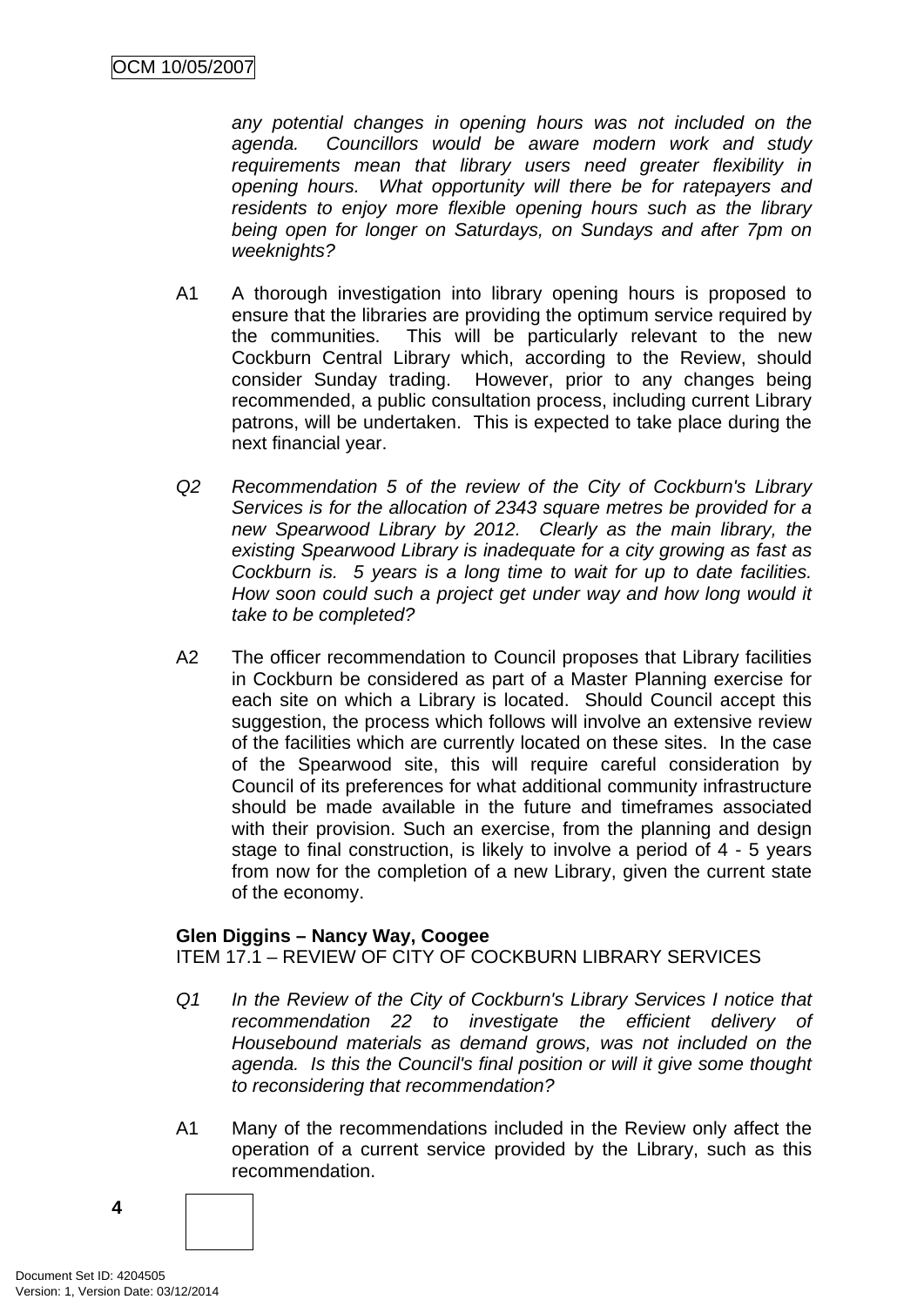*any potential changes in opening hours was not included on the agenda. Councillors would be aware modern work and study requirements mean that library users need greater flexibility in opening hours. What opportunity will there be for ratepayers and residents to enjoy more flexible opening hours such as the library being open for longer on Saturdays, on Sundays and after 7pm on weeknights?*

A1 A thorough investigation into library opening hours is proposed to ensure that the libraries are providing the optimum service required by the communities. This will be particularly relevant to the new Cockburn Central Library which, according to the Review, should consider Sunday trading. However, prior to any changes being recommended, a public consultation process, including current Library patrons, will be undertaken. This is expected to take place during the next financial year.

*Q2 Recommendation 5 of the review of the City of Cockburn's Library Services is for the allocation of 2343 square metres be provided for a new Spearwood Library by 2012. Clearly as the main library, the existing Spearwood Library is inadequate for a city growing as fast as Cockburn is. 5 years is a long time to wait for up to date facilities. How soon could such a project get under way and how long would it take to be completed?*

A2 The officer recommendation to Council proposes that Library facilities in Cockburn be considered as part of a Master Planning exercise for each site on which a Library is located. Should Council accept this suggestion, the process which follows will involve an extensive review of the facilities which are currently located on these sites. In the case of the Spearwood site, this will require careful consideration by Council of its preferences for what additional community infrastructure should be made available in the future and timeframes associated with their provision. Such an exercise, from the planning and design stage to final construction, is likely to involve a period of 4 - 5 years from now for the completion of a new Library, given the current state of the economy.

**Glen Diggins – Nancy Way, Coogee**
ITEM 17.1 – REVIEW OF CITY OF COCKBURN LIBRARY SERVICES

*Q1 In the Review of the City of Cockburn's Library Services I notice that recommendation 22 to investigate the efficient delivery of Housebound materials as demand grows, was not included on the agenda. Is this the Council's final position or will it give some thought to reconsidering that recommendation?*

A1 Many of the recommendations included in the Review only affect the operation of a current service provided by the Library, such as this recommendation.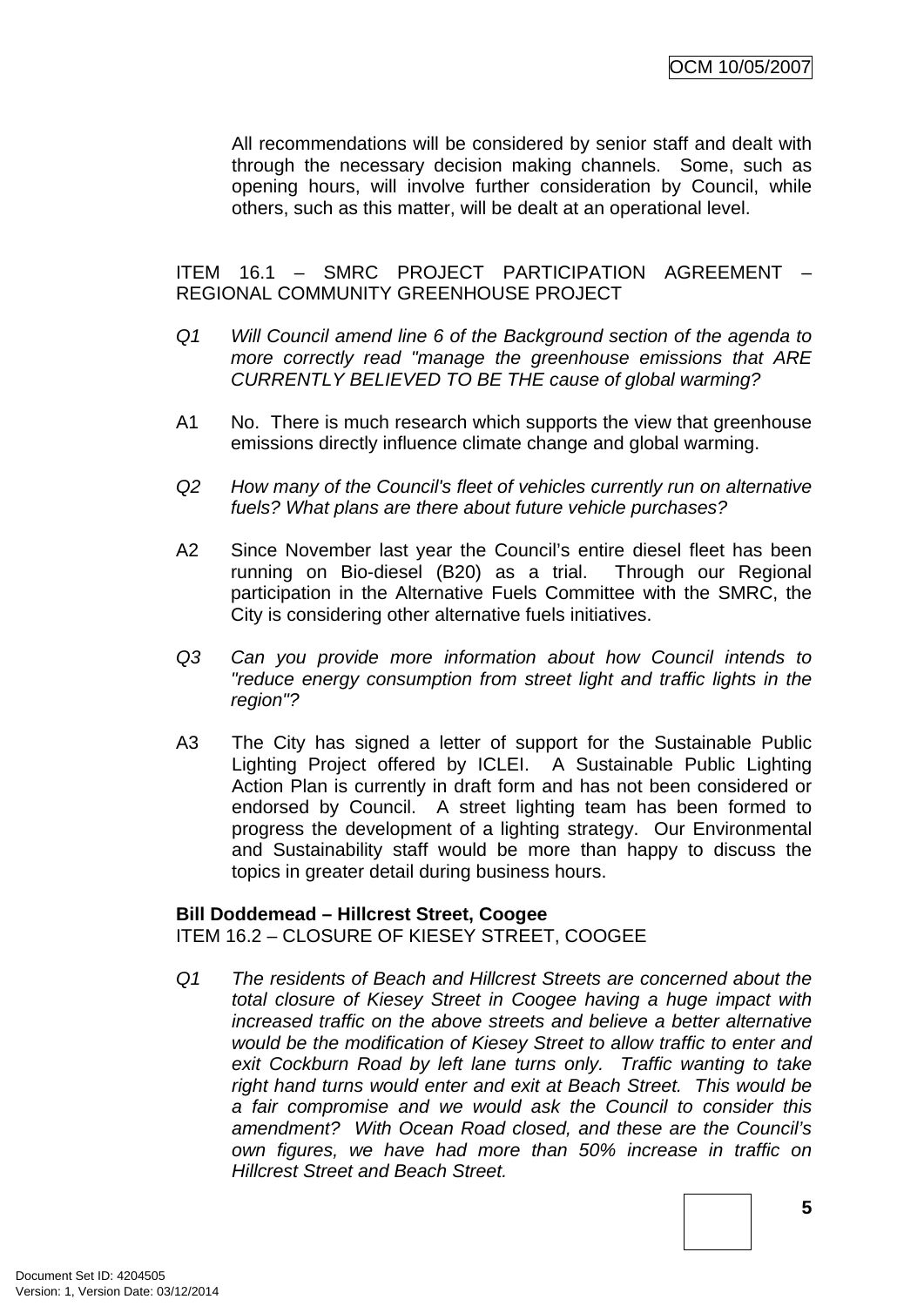All recommendations will be considered by senior staff and dealt with through the necessary decision making channels. Some, such as opening hours, will involve further consideration by Council, while others, such as this matter, will be dealt at an operational level.

ITEM 16.1 – SMRC PROJECT PARTICIPATION AGREEMENT – REGIONAL COMMUNITY GREENHOUSE PROJECT

*Q1 Will Council amend line 6 of the Background section of the agenda to more correctly read "manage the greenhouse emissions that ARE CURRENTLY BELIEVED TO BE THE cause of global warming?*

A1 No. There is much research which supports the view that greenhouse emissions directly influence climate change and global warming.

*Q2 How many of the Council's fleet of vehicles currently run on alternative fuels? What plans are there about future vehicle purchases?*

A2 Since November last year the Council's entire diesel fleet has been running on Bio-diesel (B20) as a trial. Through our Regional participation in the Alternative Fuels Committee with the SMRC, the City is considering other alternative fuels initiatives.

*Q3 Can you provide more information about how Council intends to "reduce energy consumption from street light and traffic lights in the region"?*

A3 The City has signed a letter of support for the Sustainable Public Lighting Project offered by ICLEI. A Sustainable Public Lighting Action Plan is currently in draft form and has not been considered or endorsed by Council. A street lighting team has been formed to progress the development of a lighting strategy. Our Environmental and Sustainability staff would be more than happy to discuss the topics in greater detail during business hours.

**Bill Doddemead – Hillcrest Street, Coogee**
ITEM 16.2 – CLOSURE OF KIESEY STREET, COOGEE

*Q1 The residents of Beach and Hillcrest Streets are concerned about the total closure of Kiesey Street in Coogee having a huge impact with increased traffic on the above streets and believe a better alternative would be the modification of Kiesey Street to allow traffic to enter and exit Cockburn Road by left lane turns only. Traffic wanting to take right hand turns would enter and exit at Beach Street. This would be a fair compromise and we would ask the Council to consider this amendment? With Ocean Road closed, and these are the Council's own figures, we have had more than 50% increase in traffic on Hillcrest Street and Beach Street.*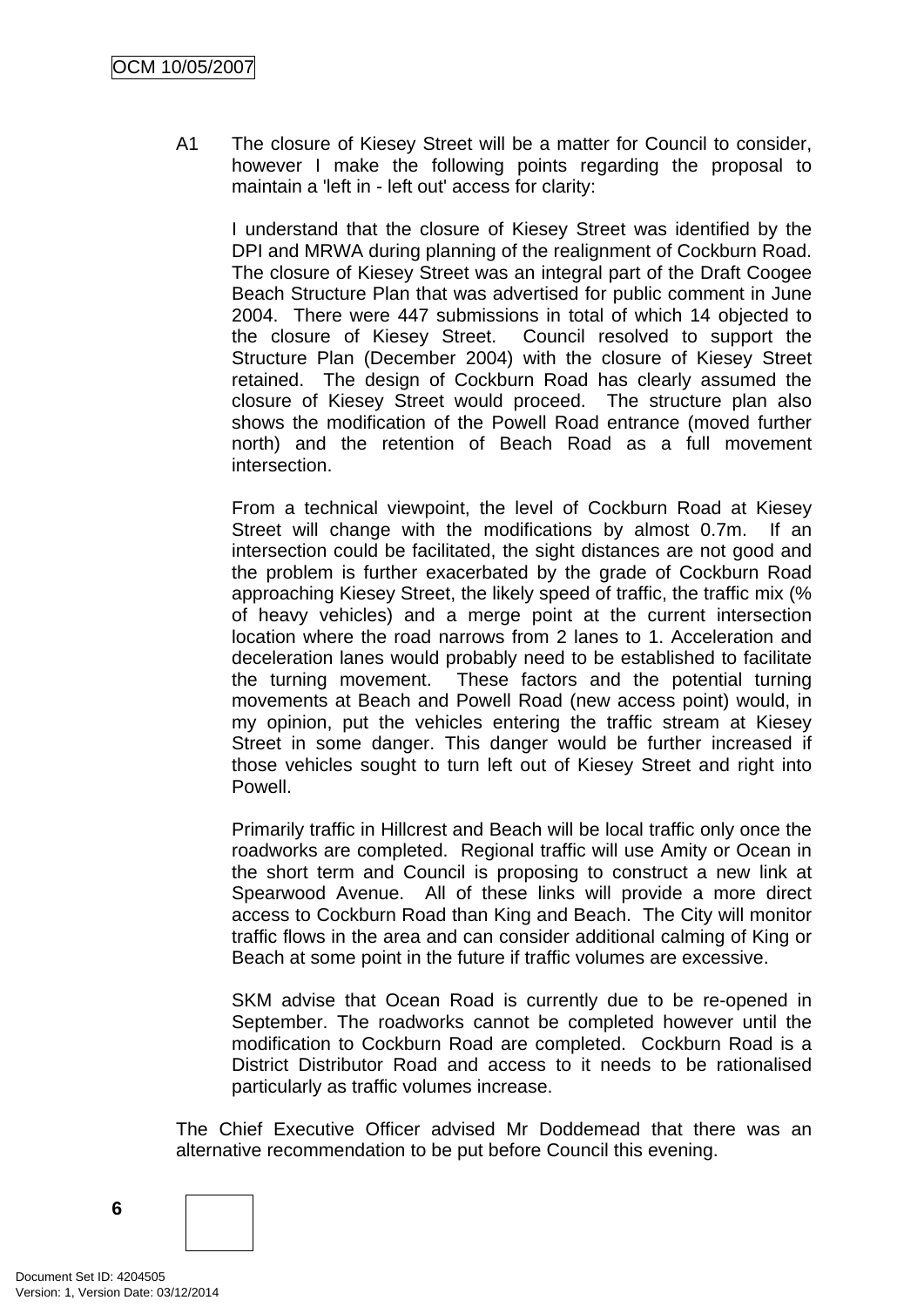A1 The closure of Kiesey Street will be a matter for Council to consider, however I make the following points regarding the proposal to maintain a 'left in - left out' access for clarity:

I understand that the closure of Kiesey Street was identified by the DPI and MRWA during planning of the realignment of Cockburn Road. The closure of Kiesey Street was an integral part of the Draft Coogee Beach Structure Plan that was advertised for public comment in June 2004. There were 447 submissions in total of which 14 objected to the closure of Kiesey Street. Council resolved to support the Structure Plan (December 2004) with the closure of Kiesey Street retained. The design of Cockburn Road has clearly assumed the closure of Kiesey Street would proceed. The structure plan also shows the modification of the Powell Road entrance (moved further north) and the retention of Beach Road as a full movement intersection.

From a technical viewpoint, the level of Cockburn Road at Kiesey Street will change with the modifications by almost 0.7m. If an intersection could be facilitated, the sight distances are not good and the problem is further exacerbated by the grade of Cockburn Road approaching Kiesey Street, the likely speed of traffic, the traffic mix (% of heavy vehicles) and a merge point at the current intersection location where the road narrows from 2 lanes to 1. Acceleration and deceleration lanes would probably need to be established to facilitate the turning movement. These factors and the potential turning movements at Beach and Powell Road (new access point) would, in my opinion, put the vehicles entering the traffic stream at Kiesey Street in some danger. This danger would be further increased if those vehicles sought to turn left out of Kiesey Street and right into Powell.

Primarily traffic in Hillcrest and Beach will be local traffic only once the roadworks are completed. Regional traffic will use Amity or Ocean in the short term and Council is proposing to construct a new link at Spearwood Avenue. All of these links will provide a more direct access to Cockburn Road than King and Beach. The City will monitor traffic flows in the area and can consider additional calming of King or Beach at some point in the future if traffic volumes are excessive.

SKM advise that Ocean Road is currently due to be re-opened in September. The roadworks cannot be completed however until the modification to Cockburn Road are completed. Cockburn Road is a District Distributor Road and access to it needs to be rationalised particularly as traffic volumes increase.

The Chief Executive Officer advised Mr Doddemead that there was an alternative recommendation to be put before Council this evening.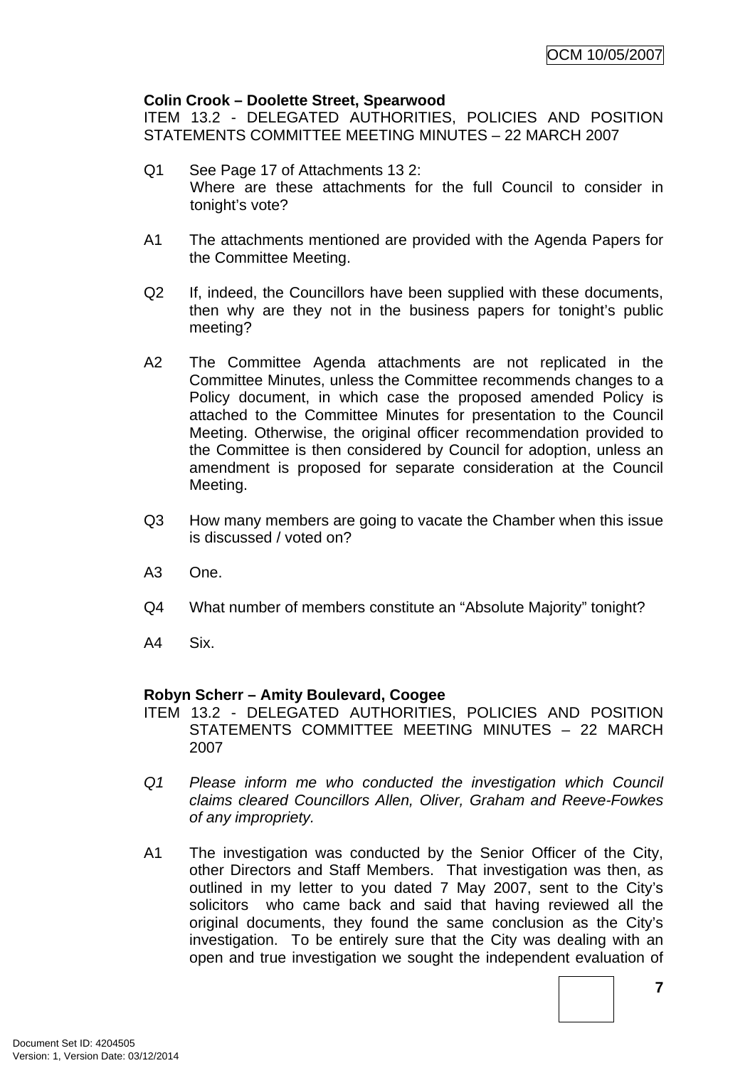**Colin Crook – Doolette Street, Spearwood**

ITEM 13.2 - DELEGATED AUTHORITIES, POLICIES AND POSITION STATEMENTS COMMITTEE MEETING MINUTES – 22 MARCH 2007

Q1 See Page 17 of Attachments 13 2:
Where are these attachments for the full Council to consider in tonight's vote?

A1 The attachments mentioned are provided with the Agenda Papers for the Committee Meeting.

Q2 If, indeed, the Councillors have been supplied with these documents, then why are they not in the business papers for tonight's public meeting?

A2 The Committee Agenda attachments are not replicated in the Committee Minutes, unless the Committee recommends changes to a Policy document, in which case the proposed amended Policy is attached to the Committee Minutes for presentation to the Council Meeting. Otherwise, the original officer recommendation provided to the Committee is then considered by Council for adoption, unless an amendment is proposed for separate consideration at the Council Meeting.

Q3 How many members are going to vacate the Chamber when this issue is discussed / voted on?

A3 One.

Q4 What number of members constitute an "Absolute Majority" tonight?

A4 Six.

**Robyn Scherr – Amity Boulevard, Coogee**

ITEM 13.2 - DELEGATED AUTHORITIES, POLICIES AND POSITION STATEMENTS COMMITTEE MEETING MINUTES – 22 MARCH 2007

*Q1 Please inform me who conducted the investigation which Council claims cleared Councillors Allen, Oliver, Graham and Reeve-Fowkes of any impropriety.*

A1 The investigation was conducted by the Senior Officer of the City, other Directors and Staff Members. That investigation was then, as outlined in my letter to you dated 7 May 2007, sent to the City's solicitors who came back and said that having reviewed all the original documents, they found the same conclusion as the City's investigation. To be entirely sure that the City was dealing with an open and true investigation we sought the independent evaluation of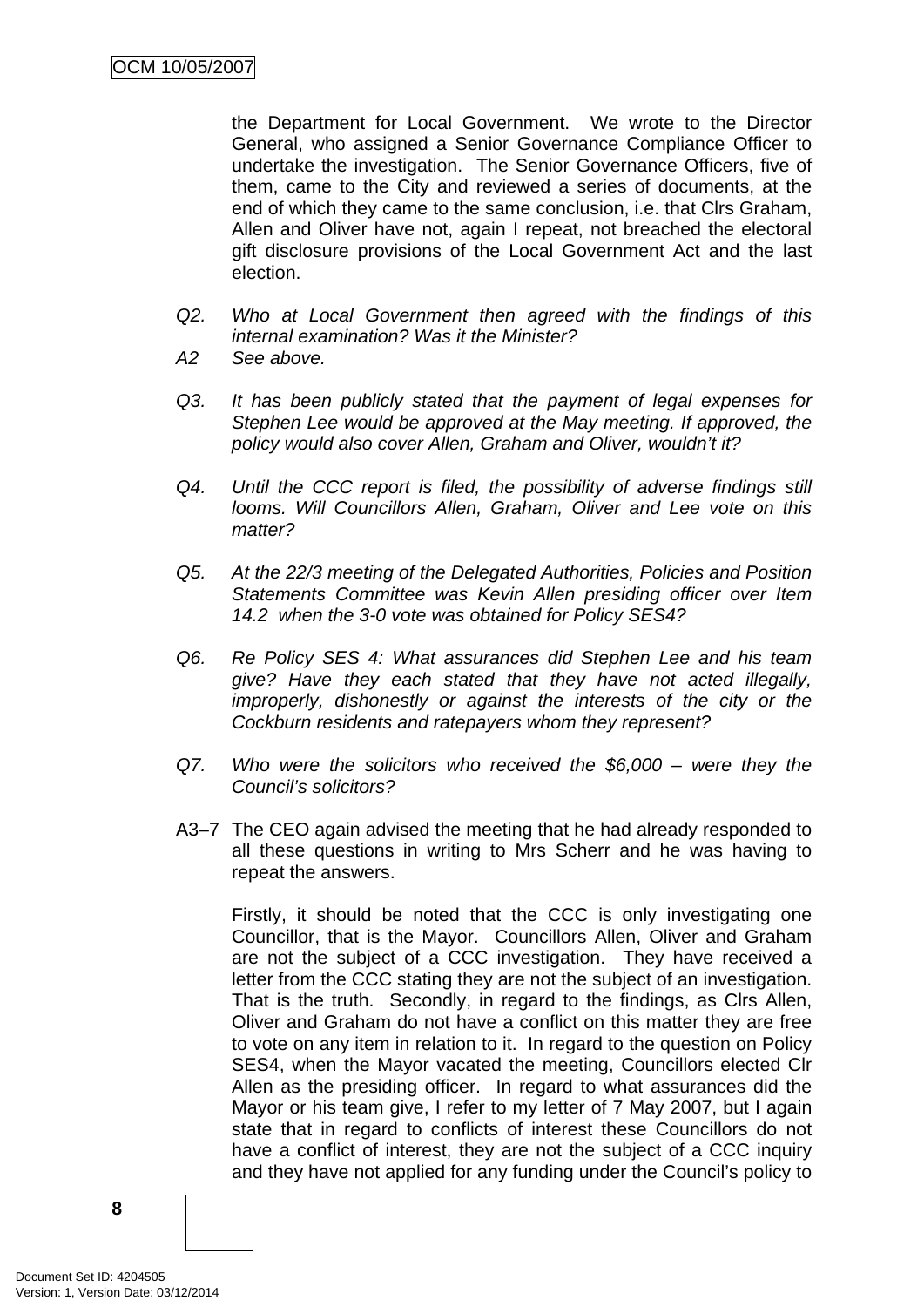the Department for Local Government. We wrote to the Director General, who assigned a Senior Governance Compliance Officer to undertake the investigation. The Senior Governance Officers, five of them, came to the City and reviewed a series of documents, at the end of which they came to the same conclusion, i.e. that Clrs Graham, Allen and Oliver have not, again I repeat, not breached the electoral gift disclosure provisions of the Local Government Act and the last election.

*Q2. Who at Local Government then agreed with the findings of this internal examination? Was it the Minister?*

*A2 See above.*

*Q3. It has been publicly stated that the payment of legal expenses for Stephen Lee would be approved at the May meeting. If approved, the policy would also cover Allen, Graham and Oliver, wouldn't it?*

*Q4. Until the CCC report is filed, the possibility of adverse findings still looms. Will Councillors Allen, Graham, Oliver and Lee vote on this matter?*

*Q5. At the 22/3 meeting of the Delegated Authorities, Policies and Position Statements Committee was Kevin Allen presiding officer over Item 14.2 when the 3-0 vote was obtained for Policy SES4?*

*Q6. Re Policy SES 4: What assurances did Stephen Lee and his team give? Have they each stated that they have not acted illegally, improperly, dishonestly or against the interests of the city or the Cockburn residents and ratepayers whom they represent?*

*Q7. Who were the solicitors who received the $6,000 – were they the Council's solicitors?*

A3–7 The CEO again advised the meeting that he had already responded to all these questions in writing to Mrs Scherr and he was having to repeat the answers.

Firstly, it should be noted that the CCC is only investigating one Councillor, that is the Mayor. Councillors Allen, Oliver and Graham are not the subject of a CCC investigation. They have received a letter from the CCC stating they are not the subject of an investigation. That is the truth. Secondly, in regard to the findings, as Clrs Allen, Oliver and Graham do not have a conflict on this matter they are free to vote on any item in relation to it. In regard to the question on Policy SES4, when the Mayor vacated the meeting, Councillors elected Clr Allen as the presiding officer. In regard to what assurances did the Mayor or his team give, I refer to my letter of 7 May 2007, but I again state that in regard to conflicts of interest these Councillors do not have a conflict of interest, they are not the subject of a CCC inquiry and they have not applied for any funding under the Council's policy to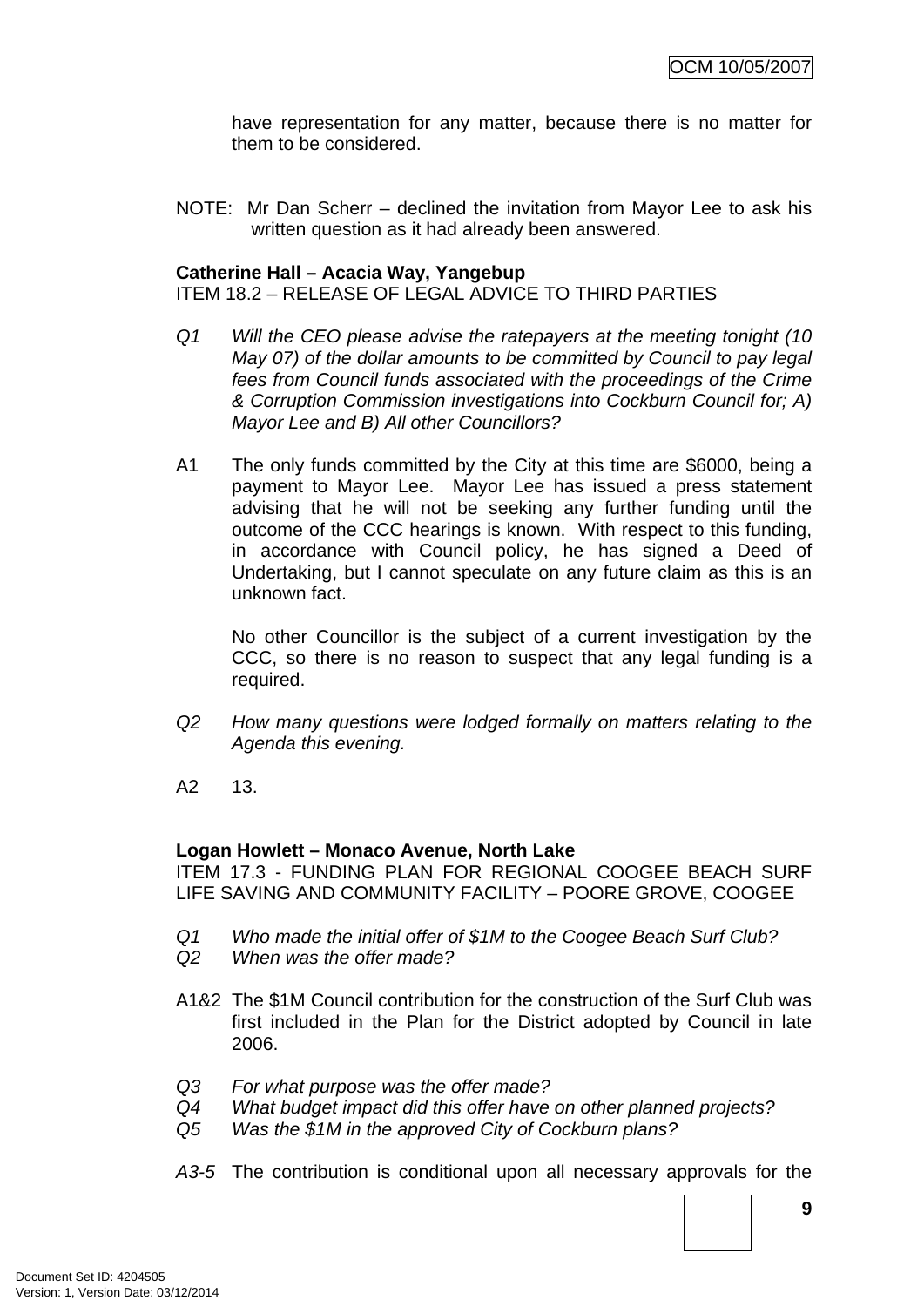have representation for any matter, because there is no matter for them to be considered.

NOTE: Mr Dan Scherr – declined the invitation from Mayor Lee to ask his written question as it had already been answered.

**Catherine Hall – Acacia Way, Yangebup**
ITEM 18.2 – RELEASE OF LEGAL ADVICE TO THIRD PARTIES

*Q1 Will the CEO please advise the ratepayers at the meeting tonight (10 May 07) of the dollar amounts to be committed by Council to pay legal fees from Council funds associated with the proceedings of the Crime & Corruption Commission investigations into Cockburn Council for; A) Mayor Lee and B) All other Councillors?*

A1 The only funds committed by the City at this time are $6000, being a payment to Mayor Lee. Mayor Lee has issued a press statement advising that he will not be seeking any further funding until the outcome of the CCC hearings is known. With respect to this funding, in accordance with Council policy, he has signed a Deed of Undertaking, but I cannot speculate on any future claim as this is an unknown fact.

No other Councillor is the subject of a current investigation by the CCC, so there is no reason to suspect that any legal funding is a required.

*Q2 How many questions were lodged formally on matters relating to the Agenda this evening.*

A2 13.

**Logan Howlett – Monaco Avenue, North Lake**
ITEM 17.3 - FUNDING PLAN FOR REGIONAL COOGEE BEACH SURF LIFE SAVING AND COMMUNITY FACILITY – POORE GROVE, COOGEE

*Q1 Who made the initial offer of $1M to the Coogee Beach Surf Club?*
*Q2 When was the offer made?*

A1&2 The $1M Council contribution for the construction of the Surf Club was first included in the Plan for the District adopted by Council in late 2006.

*Q3 For what purpose was the offer made?*
*Q4 What budget impact did this offer have on other planned projects?*
*Q5 Was the $1M in the approved City of Cockburn plans?*

*A3-5* The contribution is conditional upon all necessary approvals for the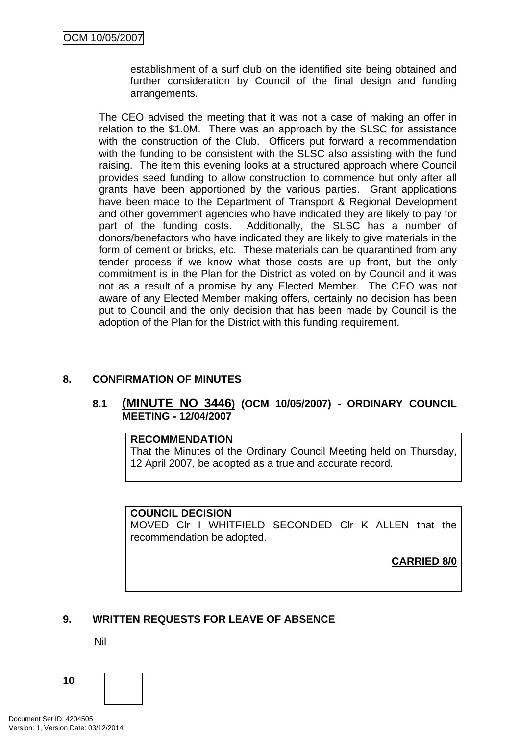establishment of a surf club on the identified site being obtained and further consideration by Council of the final design and funding arrangements.

The CEO advised the meeting that it was not a case of making an offer in relation to the $1.0M. There was an approach by the SLSC for assistance with the construction of the Club. Officers put forward a recommendation with the funding to be consistent with the SLSC also assisting with the fund raising. The item this evening looks at a structured approach where Council provides seed funding to allow construction to commence but only after all grants have been apportioned by the various parties. Grant applications have been made to the Department of Transport & Regional Development and other government agencies who have indicated they are likely to pay for part of the funding costs. Additionally, the SLSC has a number of donors/benefactors who have indicated they are likely to give materials in the form of cement or bricks, etc. These materials can be quarantined from any tender process if we know what those costs are up front, but the only commitment is in the Plan for the District as voted on by Council and it was not as a result of a promise by any Elected Member. The CEO was not aware of any Elected Member making offers, certainly no decision has been put to Council and the only decision that has been made by Council is the adoption of the Plan for the District with this funding requirement.

## 8. CONFIRMATION OF MINUTES

### 8.1 (MINUTE NO 3446) (OCM 10/05/2007) - ORDINARY COUNCIL MEETING - 12/04/2007

**RECOMMENDATION**
That the Minutes of the Ordinary Council Meeting held on Thursday, 12 April 2007, be adopted as a true and accurate record.

**COUNCIL DECISION**
MOVED Clr I WHITFIELD SECONDED Clr K ALLEN that the recommendation be adopted.

**CARRIED 8/0**

## 9. WRITTEN REQUESTS FOR LEAVE OF ABSENCE

Nil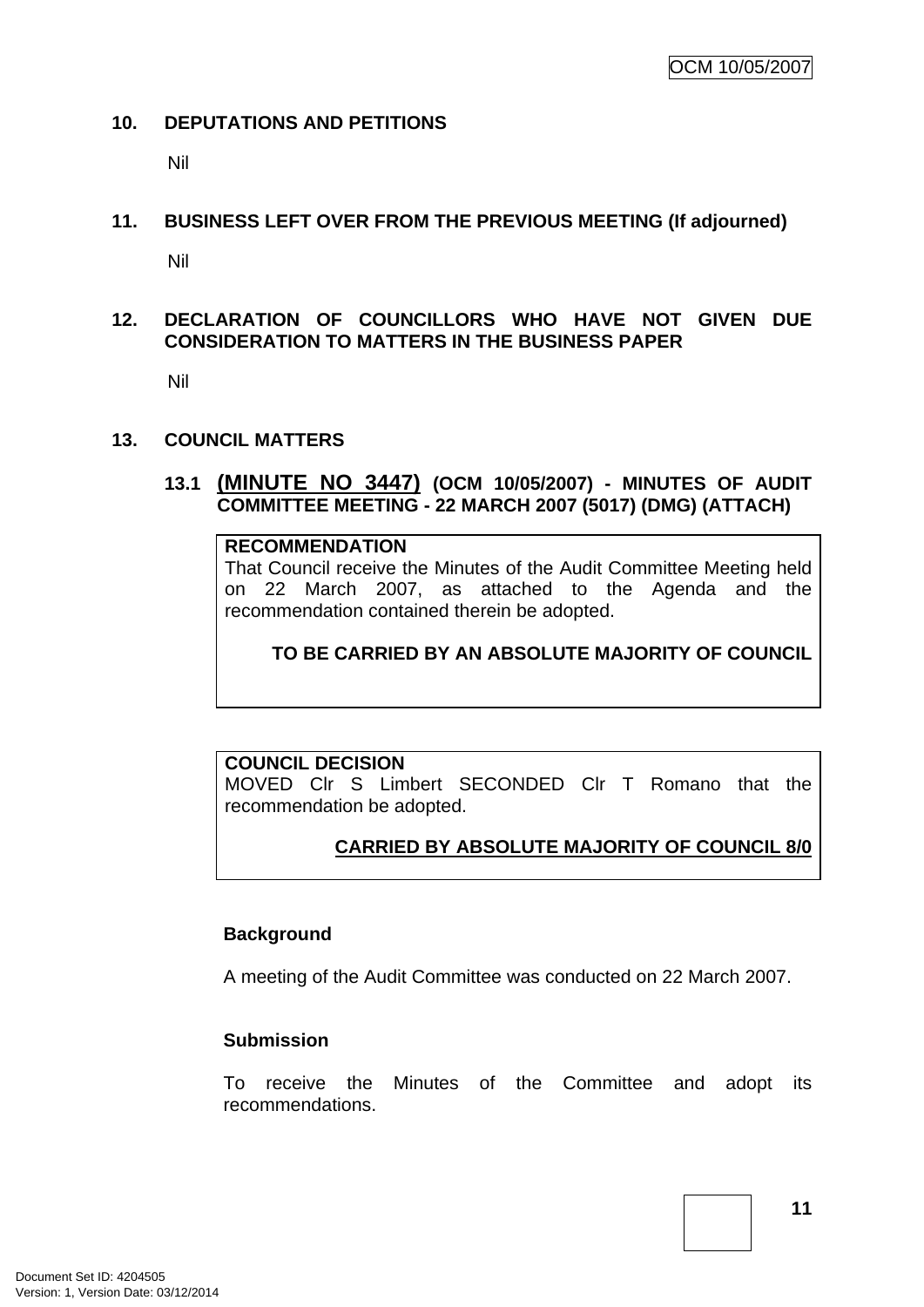## 10. DEPUTATIONS AND PETITIONS

Nil

## 11. BUSINESS LEFT OVER FROM THE PREVIOUS MEETING (If adjourned)

Nil

## 12. DECLARATION OF COUNCILLORS WHO HAVE NOT GIVEN DUE CONSIDERATION TO MATTERS IN THE BUSINESS PAPER

Nil

## 13. COUNCIL MATTERS

### 13.1 (MINUTE NO 3447) (OCM 10/05/2007) - MINUTES OF AUDIT COMMITTEE MEETING - 22 MARCH 2007 (5017) (DMG) (ATTACH)

**RECOMMENDATION**

That Council receive the Minutes of the Audit Committee Meeting held on 22 March 2007, as attached to the Agenda and the recommendation contained therein be adopted.

**TO BE CARRIED BY AN ABSOLUTE MAJORITY OF COUNCIL**

**COUNCIL DECISION**

MOVED Clr S Limbert SECONDED Clr T Romano that the recommendation be adopted.

**CARRIED BY ABSOLUTE MAJORITY OF COUNCIL 8/0**

**Background**

A meeting of the Audit Committee was conducted on 22 March 2007.

**Submission**

To receive the Minutes of the Committee and adopt its recommendations.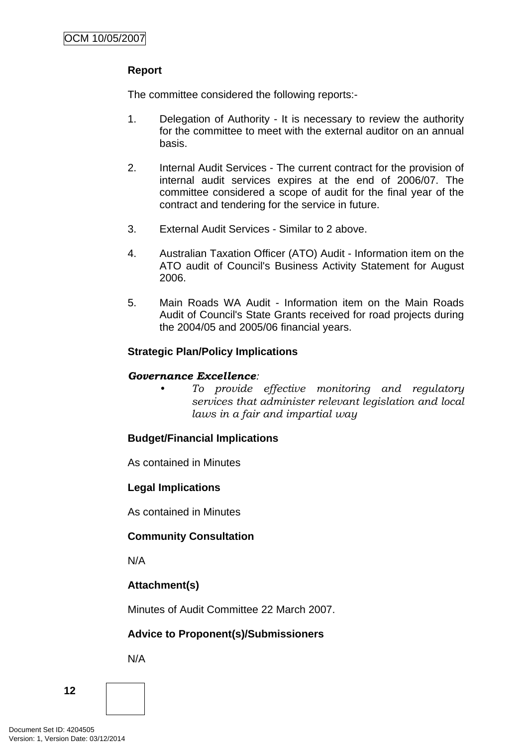**Report**

The committee considered the following reports:-

1. Delegation of Authority - It is necessary to review the authority for the committee to meet with the external auditor on an annual basis.

2. Internal Audit Services - The current contract for the provision of internal audit services expires at the end of 2006/07. The committee considered a scope of audit for the final year of the contract and tendering for the service in future.

3. External Audit Services - Similar to 2 above.

4. Australian Taxation Officer (ATO) Audit - Information item on the ATO audit of Council's Business Activity Statement for August 2006.

5. Main Roads WA Audit - Information item on the Main Roads Audit of Council's State Grants received for road projects during the 2004/05 and 2005/06 financial years.

**Strategic Plan/Policy Implications**

***Governance Excellence**:*

- *To provide effective monitoring and regulatory services that administer relevant legislation and local laws in a fair and impartial way*

**Budget/Financial Implications**

As contained in Minutes

**Legal Implications**

As contained in Minutes

**Community Consultation**

N/A

**Attachment(s)**

Minutes of Audit Committee 22 March 2007.

**Advice to Proponent(s)/Submissioners**

N/A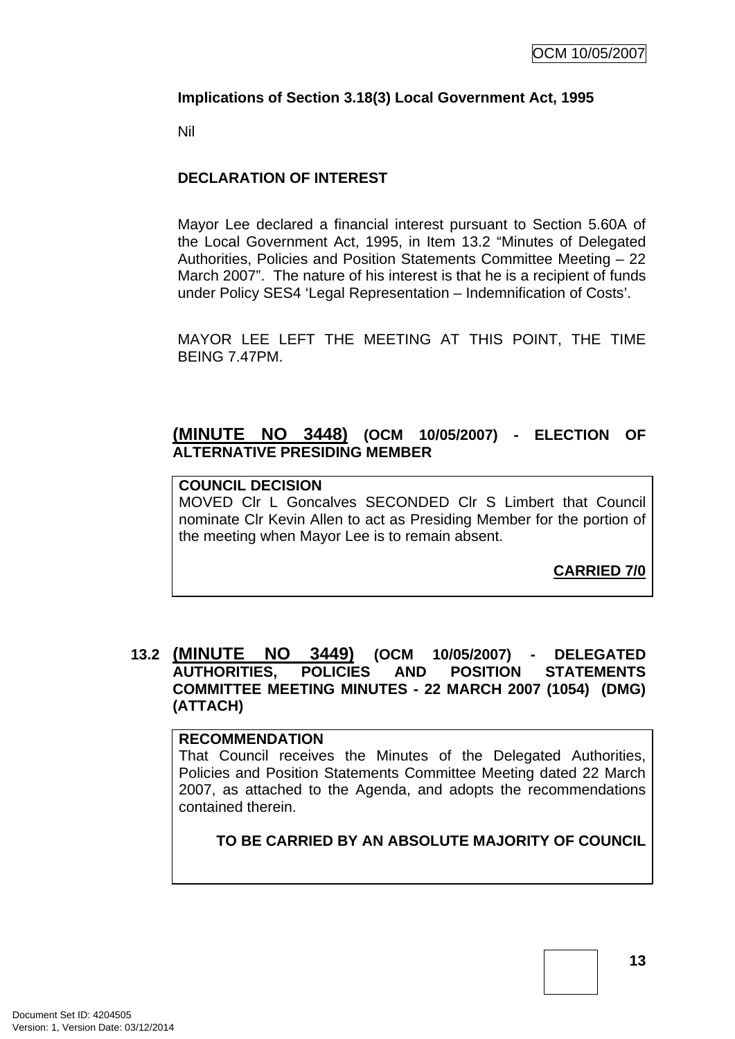**Implications of Section 3.18(3) Local Government Act, 1995**

Nil

**DECLARATION OF INTEREST**

Mayor Lee declared a financial interest pursuant to Section 5.60A of the Local Government Act, 1995, in Item 13.2 "Minutes of Delegated Authorities, Policies and Position Statements Committee Meeting – 22 March 2007". The nature of his interest is that he is a recipient of funds under Policy SES4 'Legal Representation – Indemnification of Costs'.

MAYOR LEE LEFT THE MEETING AT THIS POINT, THE TIME BEING 7.47PM.

## (MINUTE NO 3448) (OCM 10/05/2007) - ELECTION OF ALTERNATIVE PRESIDING MEMBER

**COUNCIL DECISION**
MOVED Clr L Goncalves SECONDED Clr S Limbert that Council nominate Clr Kevin Allen to act as Presiding Member for the portion of the meeting when Mayor Lee is to remain absent.

**CARRIED 7/0**

## 13.2 (MINUTE NO 3449) (OCM 10/05/2007) - DELEGATED AUTHORITIES, POLICIES AND POSITION STATEMENTS COMMITTEE MEETING MINUTES - 22 MARCH 2007 (1054) (DMG) (ATTACH)

**RECOMMENDATION**
That Council receives the Minutes of the Delegated Authorities, Policies and Position Statements Committee Meeting dated 22 March 2007, as attached to the Agenda, and adopts the recommendations contained therein.

**TO BE CARRIED BY AN ABSOLUTE MAJORITY OF COUNCIL**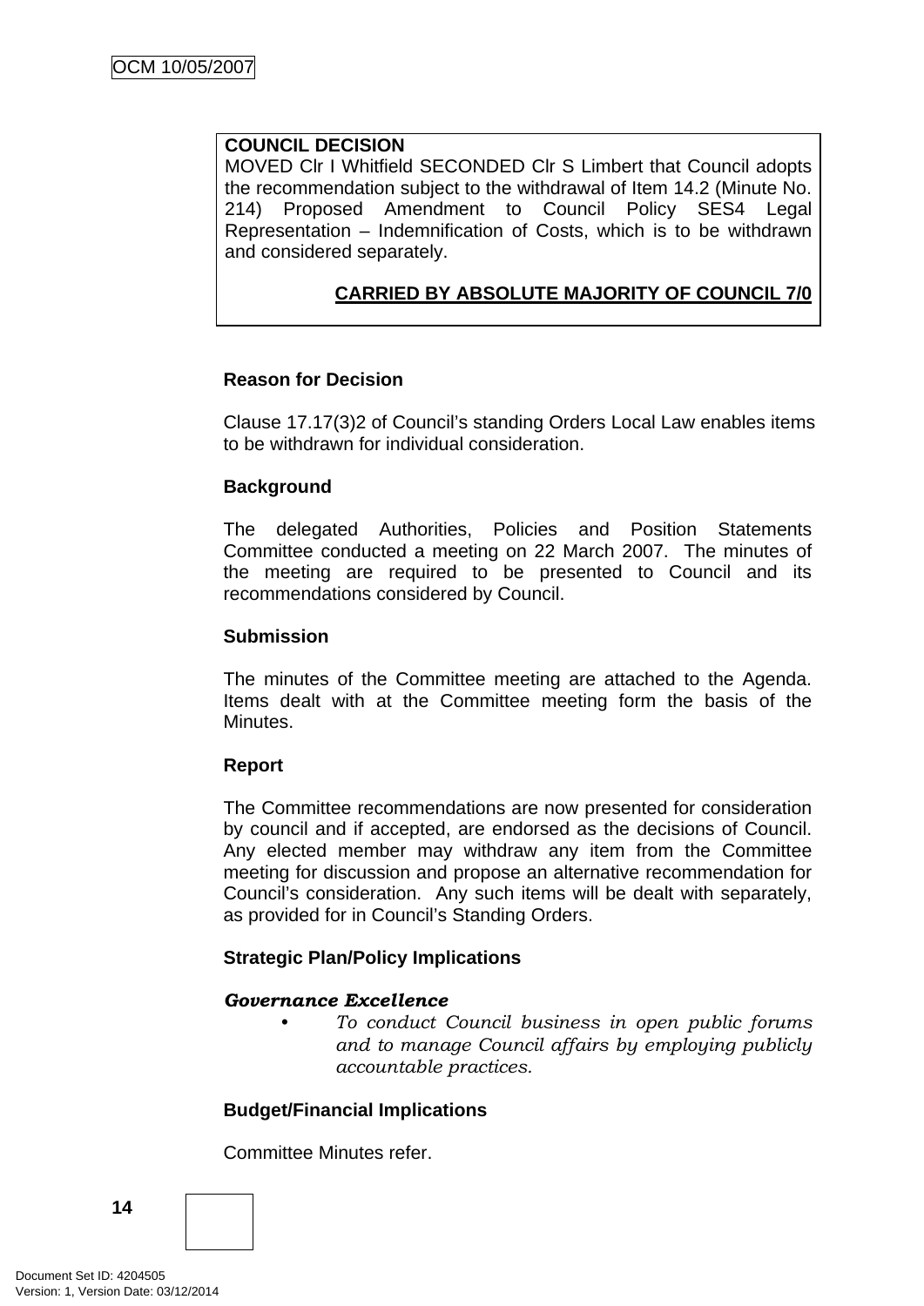**COUNCIL DECISION**
MOVED Clr I Whitfield SECONDED Clr S Limbert that Council adopts the recommendation subject to the withdrawal of Item 14.2 (Minute No. 214) Proposed Amendment to Council Policy SES4 Legal Representation – Indemnification of Costs, which is to be withdrawn and considered separately.

**CARRIED BY ABSOLUTE MAJORITY OF COUNCIL 7/0**

**Reason for Decision**

Clause 17.17(3)2 of Council's standing Orders Local Law enables items to be withdrawn for individual consideration.

**Background**

The delegated Authorities, Policies and Position Statements Committee conducted a meeting on 22 March 2007. The minutes of the meeting are required to be presented to Council and its recommendations considered by Council.

**Submission**

The minutes of the Committee meeting are attached to the Agenda. Items dealt with at the Committee meeting form the basis of the Minutes.

**Report**

The Committee recommendations are now presented for consideration by council and if accepted, are endorsed as the decisions of Council. Any elected member may withdraw any item from the Committee meeting for discussion and propose an alternative recommendation for Council's consideration. Any such items will be dealt with separately, as provided for in Council's Standing Orders.

**Strategic Plan/Policy Implications**

***Governance Excellence***

- *To conduct Council business in open public forums and to manage Council affairs by employing publicly accountable practices.*

**Budget/Financial Implications**

Committee Minutes refer.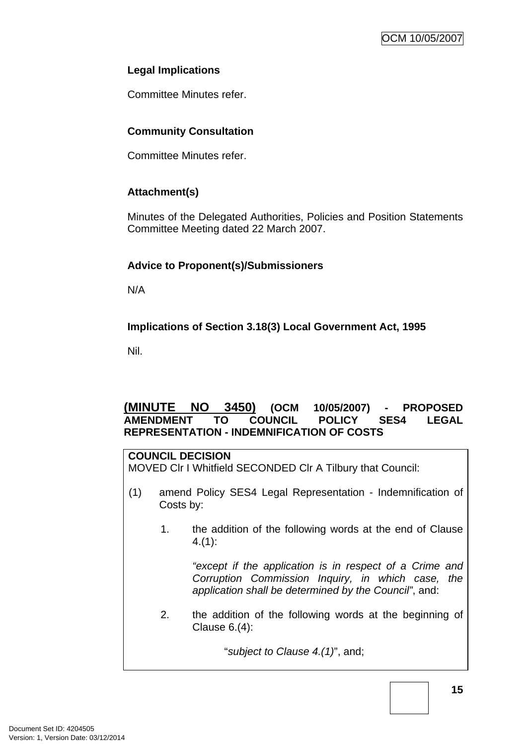**Legal Implications**

Committee Minutes refer.

**Community Consultation**

Committee Minutes refer.

**Attachment(s)**

Minutes of the Delegated Authorities, Policies and Position Statements Committee Meeting dated 22 March 2007.

**Advice to Proponent(s)/Submissioners**

N/A

**Implications of Section 3.18(3) Local Government Act, 1995**

Nil.

## (MINUTE NO 3450) (OCM 10/05/2007) - PROPOSED AMENDMENT TO COUNCIL POLICY SES4 LEGAL REPRESENTATION - INDEMNIFICATION OF COSTS

**COUNCIL DECISION**

MOVED Clr I Whitfield SECONDED Clr A Tilbury that Council:

(1) amend Policy SES4 Legal Representation - Indemnification of Costs by:

1. the addition of the following words at the end of Clause 4.(1):

   *"except if the application is in respect of a Crime and Corruption Commission Inquiry, in which case, the application shall be determined by the Council"*, and:

2. the addition of the following words at the beginning of Clause 6.(4):

   "*subject to Clause 4.(1)*", and;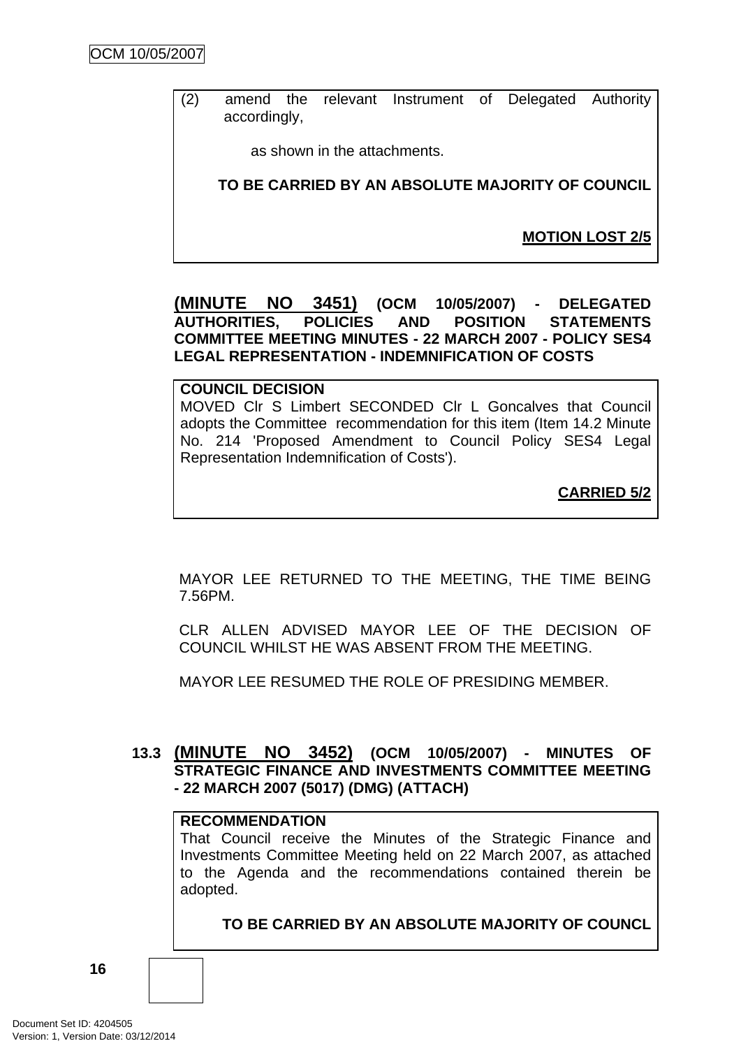(2) amend the relevant Instrument of Delegated Authority accordingly,

as shown in the attachments.

**TO BE CARRIED BY AN ABSOLUTE MAJORITY OF COUNCIL**

**MOTION LOST 2/5**

**(MINUTE NO 3451) (OCM 10/05/2007) - DELEGATED AUTHORITIES, POLICIES AND POSITION STATEMENTS COMMITTEE MEETING MINUTES - 22 MARCH 2007 - POLICY SES4 LEGAL REPRESENTATION - INDEMNIFICATION OF COSTS**

**COUNCIL DECISION**

MOVED Clr S Limbert SECONDED Clr L Goncalves that Council adopts the Committee recommendation for this item (Item 14.2 Minute No. 214 'Proposed Amendment to Council Policy SES4 Legal Representation Indemnification of Costs').

**CARRIED 5/2**

MAYOR LEE RETURNED TO THE MEETING, THE TIME BEING 7.56PM.

CLR ALLEN ADVISED MAYOR LEE OF THE DECISION OF COUNCIL WHILST HE WAS ABSENT FROM THE MEETING.

MAYOR LEE RESUMED THE ROLE OF PRESIDING MEMBER.

**13.3 (MINUTE NO 3452) (OCM 10/05/2007) - MINUTES OF STRATEGIC FINANCE AND INVESTMENTS COMMITTEE MEETING - 22 MARCH 2007 (5017) (DMG) (ATTACH)**

**RECOMMENDATION**

That Council receive the Minutes of the Strategic Finance and Investments Committee Meeting held on 22 March 2007, as attached to the Agenda and the recommendations contained therein be adopted.

**TO BE CARRIED BY AN ABSOLUTE MAJORITY OF COUNCL**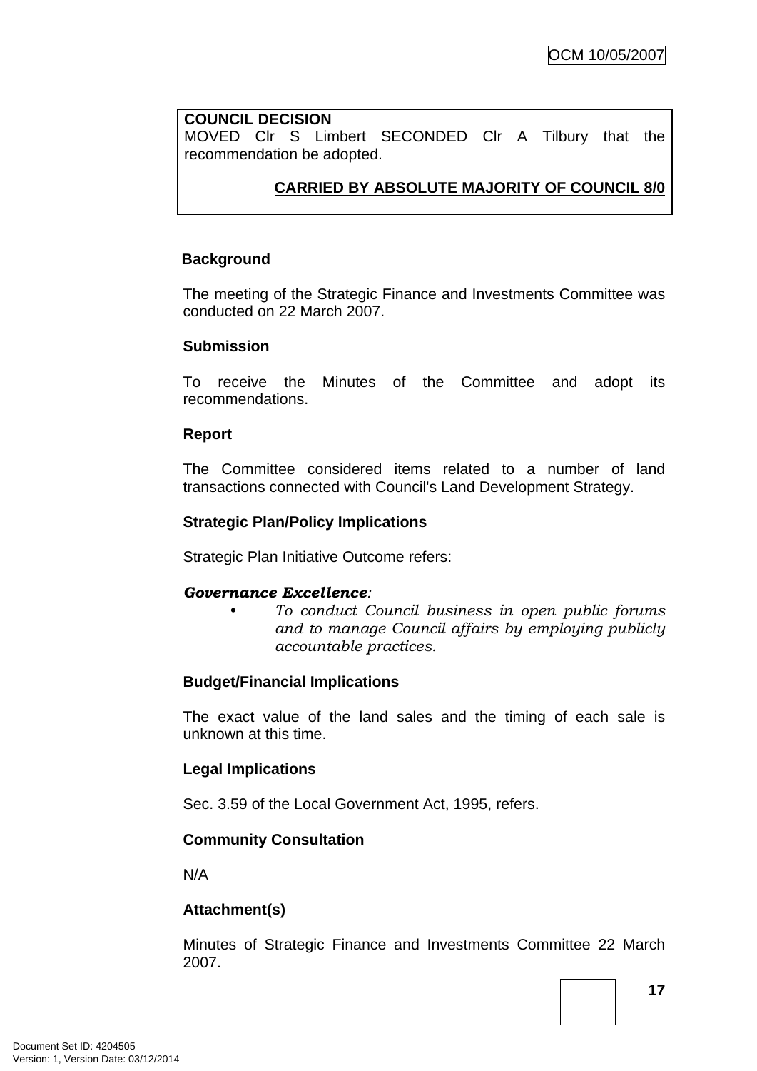**COUNCIL DECISION**
MOVED Clr S Limbert SECONDED Clr A Tilbury that the recommendation be adopted.

**CARRIED BY ABSOLUTE MAJORITY OF COUNCIL 8/0**

**Background**

The meeting of the Strategic Finance and Investments Committee was conducted on 22 March 2007.

**Submission**

To receive the Minutes of the Committee and adopt its recommendations.

**Report**

The Committee considered items related to a number of land transactions connected with Council's Land Development Strategy.

**Strategic Plan/Policy Implications**

Strategic Plan Initiative Outcome refers:

***Governance Excellence****:*

- *To conduct Council business in open public forums and to manage Council affairs by employing publicly accountable practices.*

**Budget/Financial Implications**

The exact value of the land sales and the timing of each sale is unknown at this time.

**Legal Implications**

Sec. 3.59 of the Local Government Act, 1995, refers.

**Community Consultation**

N/A

**Attachment(s)**

Minutes of Strategic Finance and Investments Committee 22 March 2007.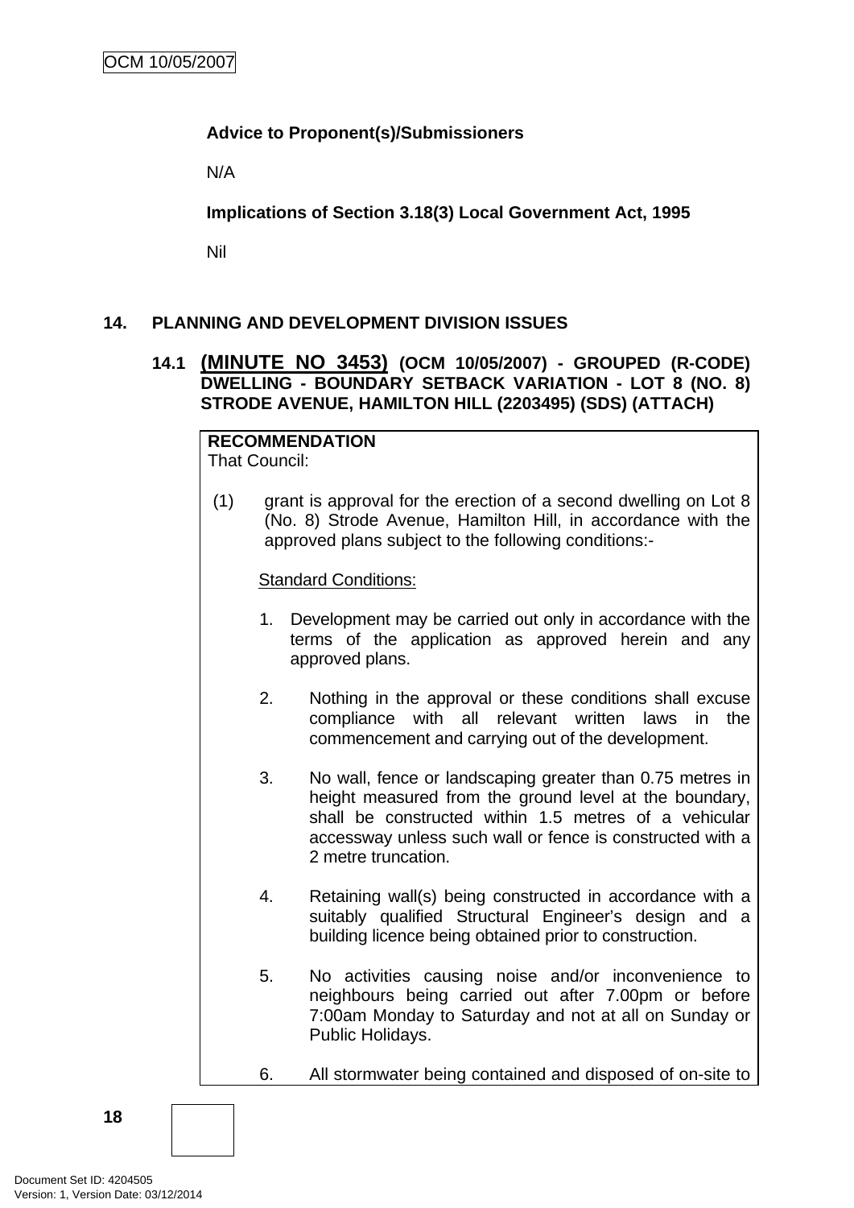**Advice to Proponent(s)/Submissioners**

N/A

**Implications of Section 3.18(3) Local Government Act, 1995**

Nil

## 14. PLANNING AND DEVELOPMENT DIVISION ISSUES

### 14.1 (MINUTE NO 3453) (OCM 10/05/2007) - GROUPED (R-CODE) DWELLING - BOUNDARY SETBACK VARIATION - LOT 8 (NO. 8) STRODE AVENUE, HAMILTON HILL (2203495) (SDS) (ATTACH)

**RECOMMENDATION**
That Council:

(1) grant is approval for the erection of a second dwelling on Lot 8 (No. 8) Strode Avenue, Hamilton Hill, in accordance with the approved plans subject to the following conditions:-

Standard Conditions:

1. Development may be carried out only in accordance with the terms of the application as approved herein and any approved plans.

2. Nothing in the approval or these conditions shall excuse compliance with all relevant written laws in the commencement and carrying out of the development.

3. No wall, fence or landscaping greater than 0.75 metres in height measured from the ground level at the boundary, shall be constructed within 1.5 metres of a vehicular accessway unless such wall or fence is constructed with a 2 metre truncation.

4. Retaining wall(s) being constructed in accordance with a suitably qualified Structural Engineer's design and a building licence being obtained prior to construction.

5. No activities causing noise and/or inconvenience to neighbours being carried out after 7.00pm or before 7:00am Monday to Saturday and not at all on Sunday or Public Holidays.

6. All stormwater being contained and disposed of on-site to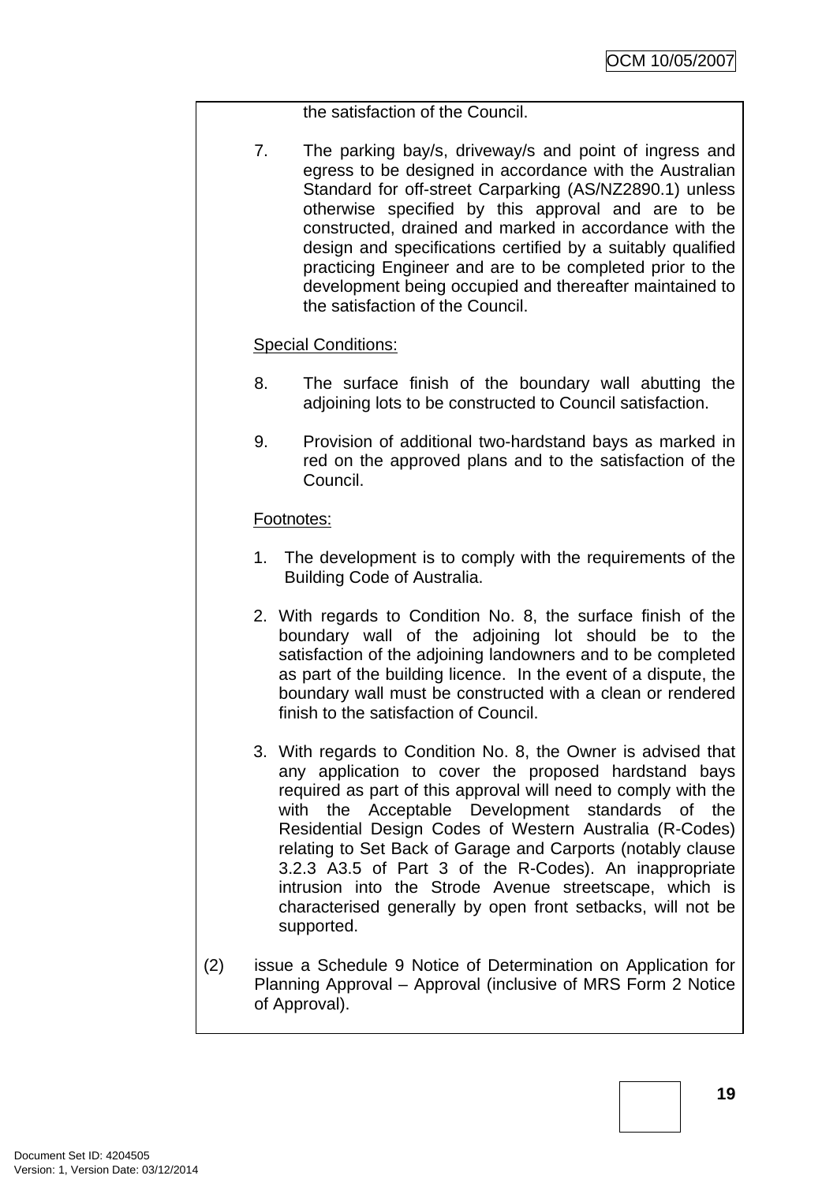the satisfaction of the Council.

7. The parking bay/s, driveway/s and point of ingress and egress to be designed in accordance with the Australian Standard for off-street Carparking (AS/NZ2890.1) unless otherwise specified by this approval and are to be constructed, drained and marked in accordance with the design and specifications certified by a suitably qualified practicing Engineer and are to be completed prior to the development being occupied and thereafter maintained to the satisfaction of the Council.

Special Conditions:

8. The surface finish of the boundary wall abutting the adjoining lots to be constructed to Council satisfaction.

9. Provision of additional two-hardstand bays as marked in red on the approved plans and to the satisfaction of the Council.

Footnotes:

1. The development is to comply with the requirements of the Building Code of Australia.

2. With regards to Condition No. 8, the surface finish of the boundary wall of the adjoining lot should be to the satisfaction of the adjoining landowners and to be completed as part of the building licence. In the event of a dispute, the boundary wall must be constructed with a clean or rendered finish to the satisfaction of Council.

3. With regards to Condition No. 8, the Owner is advised that any application to cover the proposed hardstand bays required as part of this approval will need to comply with the with the Acceptable Development standards of the Residential Design Codes of Western Australia (R-Codes) relating to Set Back of Garage and Carports (notably clause 3.2.3 A3.5 of Part 3 of the R-Codes). An inappropriate intrusion into the Strode Avenue streetscape, which is characterised generally by open front setbacks, will not be supported.

(2) issue a Schedule 9 Notice of Determination on Application for Planning Approval – Approval (inclusive of MRS Form 2 Notice of Approval).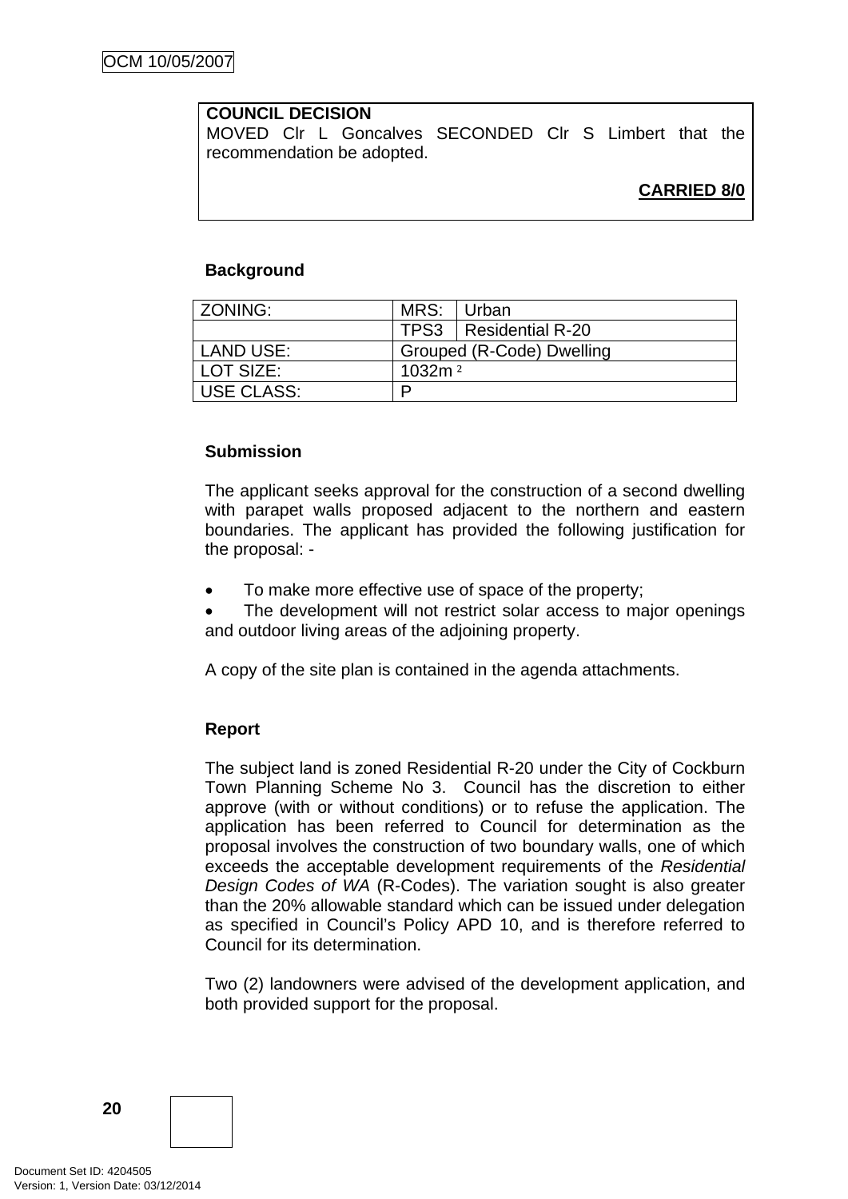**COUNCIL DECISION**
MOVED Clr L Goncalves SECONDED Clr S Limbert that the recommendation be adopted.

**CARRIED 8/0**

**Background**

| ZONING: | MRS: | Urban |
|---|---|---|
| | TPS3 | Residential R-20 |
| LAND USE: | Grouped (R-Code) Dwelling | |
| LOT SIZE: | 1032m ² | |
| USE CLASS: | P | |

**Submission**

The applicant seeks approval for the construction of a second dwelling with parapet walls proposed adjacent to the northern and eastern boundaries. The applicant has provided the following justification for the proposal: -

- To make more effective use of space of the property;
- The development will not restrict solar access to major openings and outdoor living areas of the adjoining property.

A copy of the site plan is contained in the agenda attachments.

**Report**

The subject land is zoned Residential R-20 under the City of Cockburn Town Planning Scheme No 3. Council has the discretion to either approve (with or without conditions) or to refuse the application. The application has been referred to Council for determination as the proposal involves the construction of two boundary walls, one of which exceeds the acceptable development requirements of the *Residential Design Codes of WA* (R-Codes). The variation sought is also greater than the 20% allowable standard which can be issued under delegation as specified in Council's Policy APD 10, and is therefore referred to Council for its determination.

Two (2) landowners were advised of the development application, and both provided support for the proposal.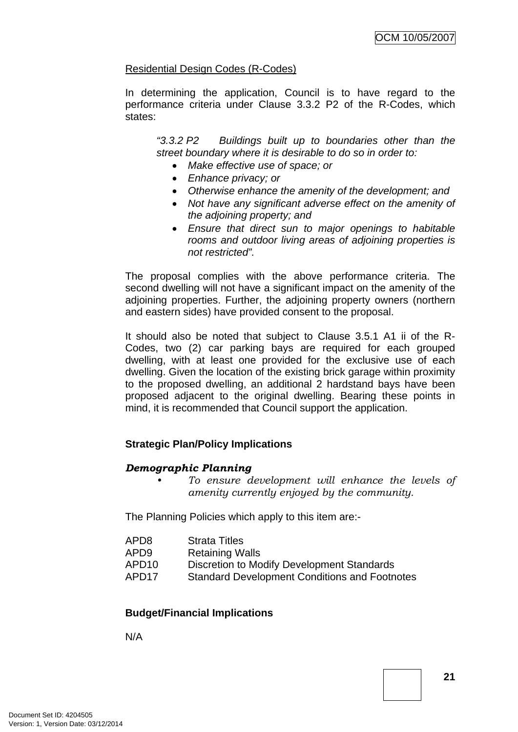Residential Design Codes (R-Codes)

In determining the application, Council is to have regard to the performance criteria under Clause 3.3.2 P2 of the R-Codes, which states:

> *"3.3.2 P2 Buildings built up to boundaries other than the street boundary where it is desirable to do so in order to:*
> - *Make effective use of space; or*
> - *Enhance privacy; or*
> - *Otherwise enhance the amenity of the development; and*
> - *Not have any significant adverse effect on the amenity of the adjoining property; and*
> - *Ensure that direct sun to major openings to habitable rooms and outdoor living areas of adjoining properties is not restricted".*

The proposal complies with the above performance criteria. The second dwelling will not have a significant impact on the amenity of the adjoining properties. Further, the adjoining property owners (northern and eastern sides) have provided consent to the proposal.

It should also be noted that subject to Clause 3.5.1 A1 ii of the R-Codes, two (2) car parking bays are required for each grouped dwelling, with at least one provided for the exclusive use of each dwelling. Given the location of the existing brick garage within proximity to the proposed dwelling, an additional 2 hardstand bays have been proposed adjacent to the original dwelling. Bearing these points in mind, it is recommended that Council support the application.

**Strategic Plan/Policy Implications**

***Demographic Planning***

- *To ensure development will enhance the levels of amenity currently enjoyed by the community.*

The Planning Policies which apply to this item are:-

| | |
|---|---|
| APD8 | Strata Titles |
| APD9 | Retaining Walls |
| APD10 | Discretion to Modify Development Standards |
| APD17 | Standard Development Conditions and Footnotes |

**Budget/Financial Implications**

N/A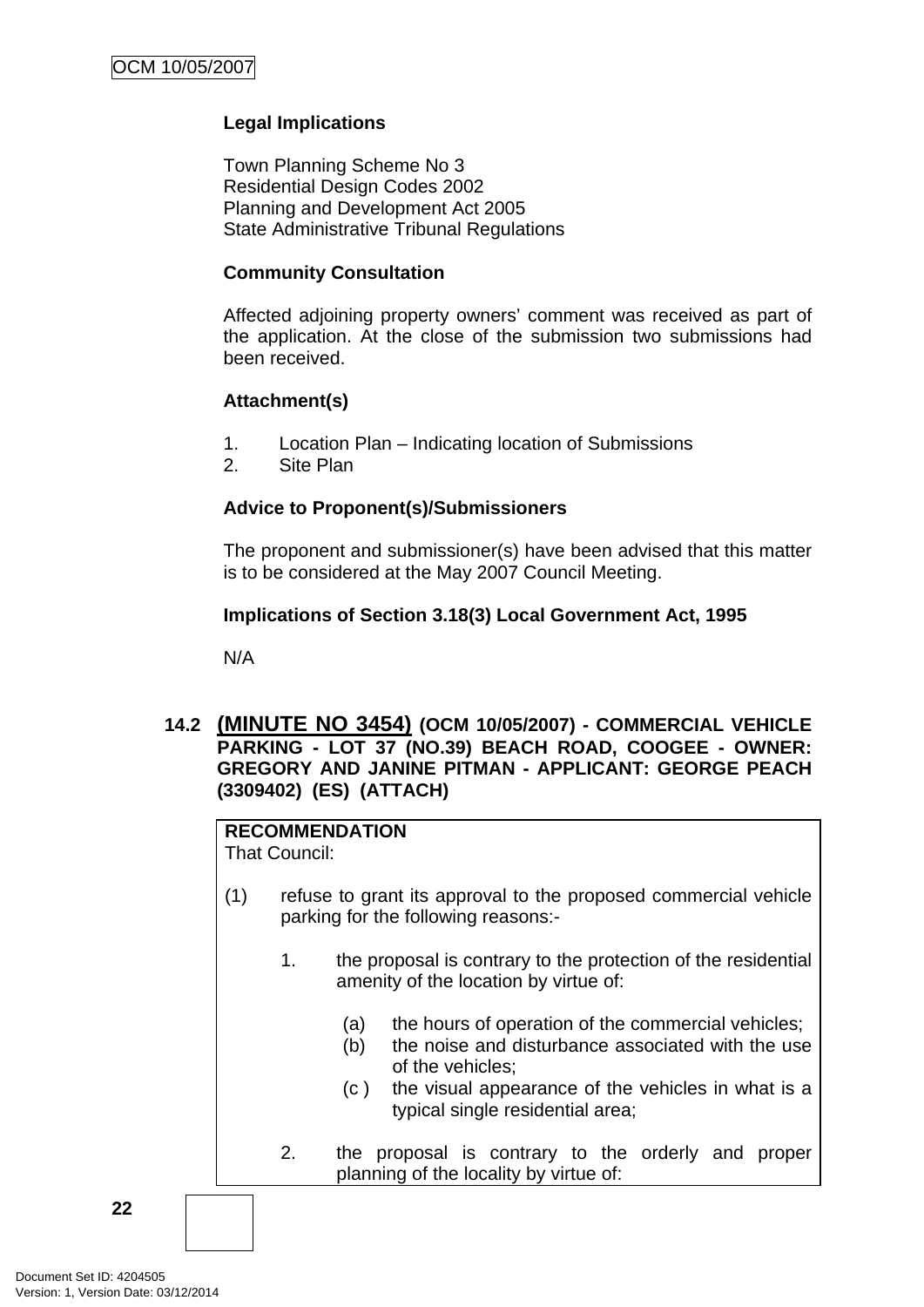**Legal Implications**

Town Planning Scheme No 3
Residential Design Codes 2002
Planning and Development Act 2005
State Administrative Tribunal Regulations

**Community Consultation**

Affected adjoining property owners' comment was received as part of the application. At the close of the submission two submissions had been received.

**Attachment(s)**

1. Location Plan – Indicating location of Submissions
2. Site Plan

**Advice to Proponent(s)/Submissioners**

The proponent and submissioner(s) have been advised that this matter is to be considered at the May 2007 Council Meeting.

**Implications of Section 3.18(3) Local Government Act, 1995**

N/A

### 14.2 (MINUTE NO 3454) (OCM 10/05/2007) - COMMERCIAL VEHICLE PARKING - LOT 37 (NO.39) BEACH ROAD, COOGEE - OWNER: GREGORY AND JANINE PITMAN - APPLICANT: GEORGE PEACH (3309402) (ES) (ATTACH)

**RECOMMENDATION**
That Council:

(1) refuse to grant its approval to the proposed commercial vehicle parking for the following reasons:-

1. the proposal is contrary to the protection of the residential amenity of the location by virtue of:

   (a) the hours of operation of the commercial vehicles;
   (b) the noise and disturbance associated with the use of the vehicles;
   (c ) the visual appearance of the vehicles in what is a typical single residential area;

2. the proposal is contrary to the orderly and proper planning of the locality by virtue of: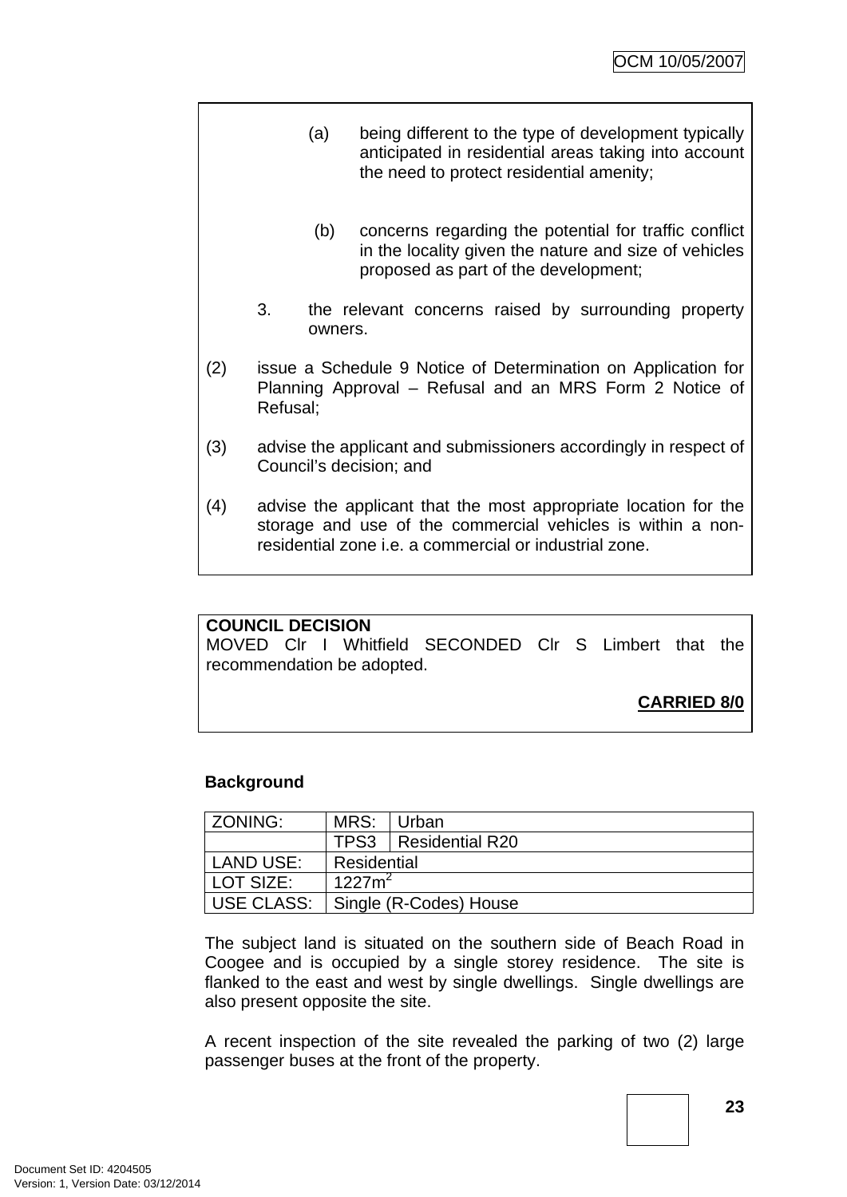(a) being different to the type of development typically anticipated in residential areas taking into account the need to protect residential amenity;

(b) concerns regarding the potential for traffic conflict in the locality given the nature and size of vehicles proposed as part of the development;

3. the relevant concerns raised by surrounding property owners.

(2) issue a Schedule 9 Notice of Determination on Application for Planning Approval – Refusal and an MRS Form 2 Notice of Refusal;

(3) advise the applicant and submissioners accordingly in respect of Council's decision; and

(4) advise the applicant that the most appropriate location for the storage and use of the commercial vehicles is within a non-residential zone i.e. a commercial or industrial zone.

**COUNCIL DECISION**
MOVED Clr I Whitfield SECONDED Clr S Limbert that the recommendation be adopted.

**CARRIED 8/0**

**Background**

| ZONING: | MRS: | Urban |
|---|---|---|
| | TPS3 | Residential R20 |
| LAND USE: | Residential | |
| LOT SIZE: | 1227m$^2$ | |
| USE CLASS: | Single (R-Codes) House | |

The subject land is situated on the southern side of Beach Road in Coogee and is occupied by a single storey residence. The site is flanked to the east and west by single dwellings. Single dwellings are also present opposite the site.

A recent inspection of the site revealed the parking of two (2) large passenger buses at the front of the property.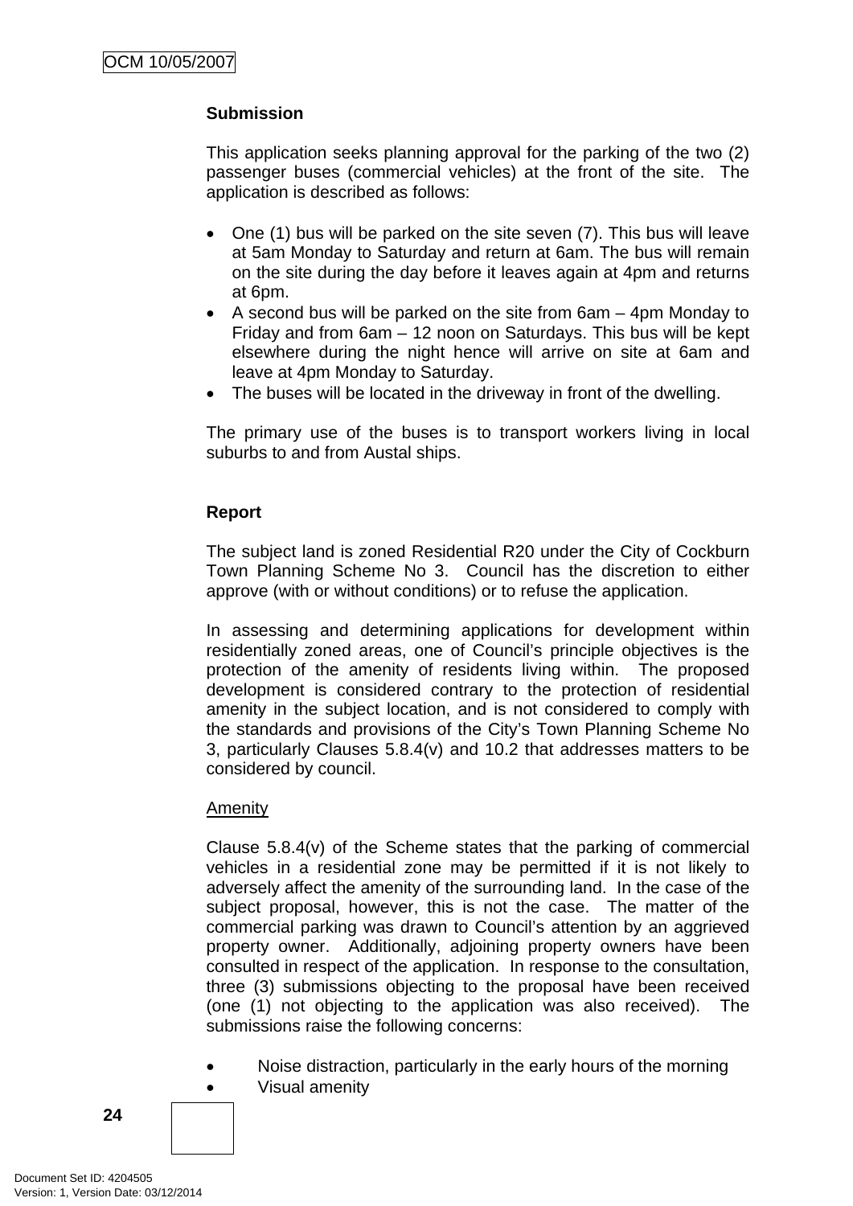**Submission**

This application seeks planning approval for the parking of the two (2) passenger buses (commercial vehicles) at the front of the site. The application is described as follows:

- One (1) bus will be parked on the site seven (7). This bus will leave at 5am Monday to Saturday and return at 6am. The bus will remain on the site during the day before it leaves again at 4pm and returns at 6pm.
- A second bus will be parked on the site from 6am – 4pm Monday to Friday and from 6am – 12 noon on Saturdays. This bus will be kept elsewhere during the night hence will arrive on site at 6am and leave at 4pm Monday to Saturday.
- The buses will be located in the driveway in front of the dwelling.

The primary use of the buses is to transport workers living in local suburbs to and from Austal ships.

**Report**

The subject land is zoned Residential R20 under the City of Cockburn Town Planning Scheme No 3. Council has the discretion to either approve (with or without conditions) or to refuse the application.

In assessing and determining applications for development within residentially zoned areas, one of Council's principle objectives is the protection of the amenity of residents living within. The proposed development is considered contrary to the protection of residential amenity in the subject location, and is not considered to comply with the standards and provisions of the City's Town Planning Scheme No 3, particularly Clauses 5.8.4(v) and 10.2 that addresses matters to be considered by council.

Amenity

Clause 5.8.4(v) of the Scheme states that the parking of commercial vehicles in a residential zone may be permitted if it is not likely to adversely affect the amenity of the surrounding land. In the case of the subject proposal, however, this is not the case. The matter of the commercial parking was drawn to Council's attention by an aggrieved property owner. Additionally, adjoining property owners have been consulted in respect of the application. In response to the consultation, three (3) submissions objecting to the proposal have been received (one (1) not objecting to the application was also received). The submissions raise the following concerns:

- Noise distraction, particularly in the early hours of the morning
- Visual amenity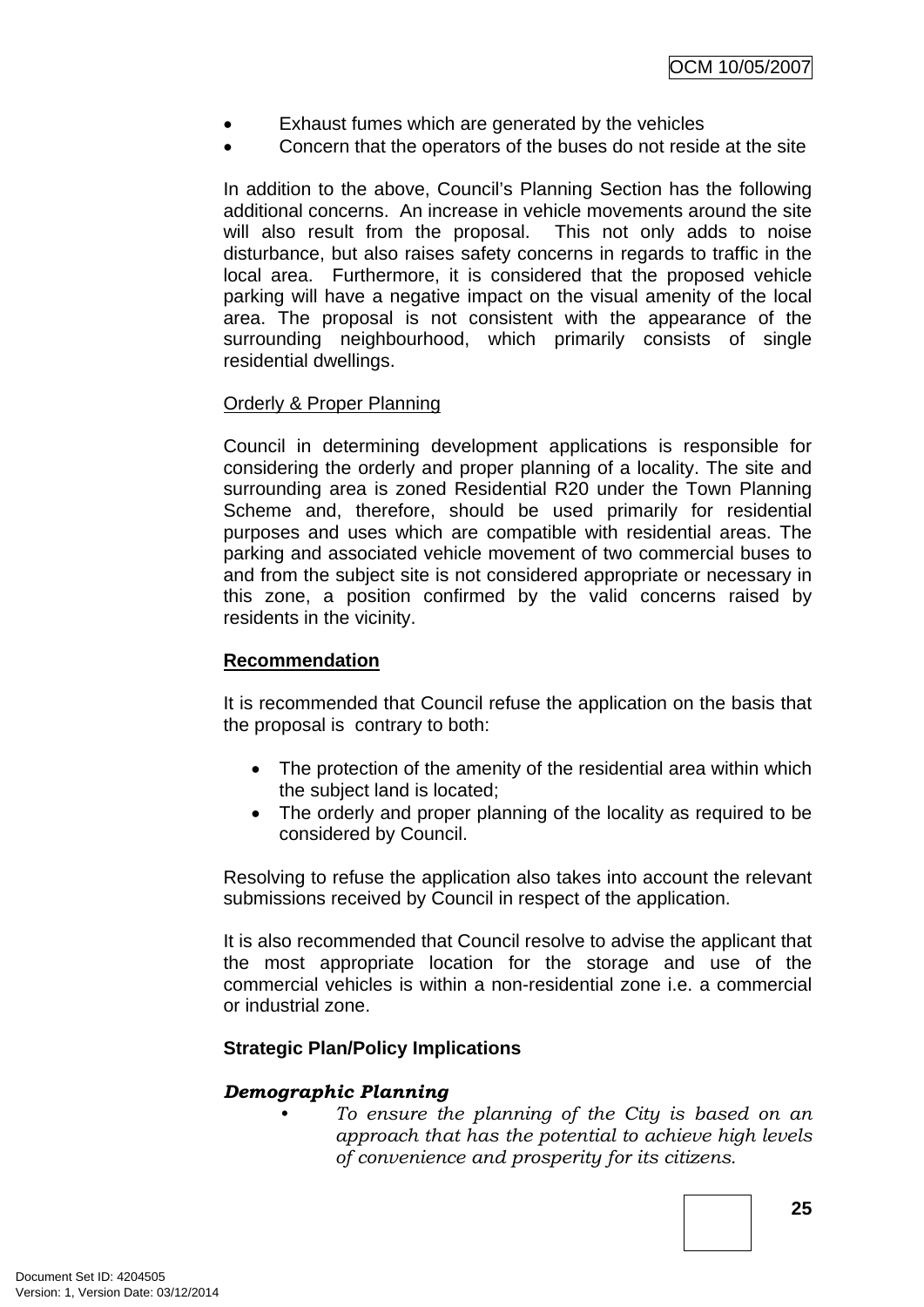- Exhaust fumes which are generated by the vehicles
- Concern that the operators of the buses do not reside at the site

In addition to the above, Council's Planning Section has the following additional concerns. An increase in vehicle movements around the site will also result from the proposal. This not only adds to noise disturbance, but also raises safety concerns in regards to traffic in the local area. Furthermore, it is considered that the proposed vehicle parking will have a negative impact on the visual amenity of the local area. The proposal is not consistent with the appearance of the surrounding neighbourhood, which primarily consists of single residential dwellings.

Orderly & Proper Planning

Council in determining development applications is responsible for considering the orderly and proper planning of a locality. The site and surrounding area is zoned Residential R20 under the Town Planning Scheme and, therefore, should be used primarily for residential purposes and uses which are compatible with residential areas. The parking and associated vehicle movement of two commercial buses to and from the subject site is not considered appropriate or necessary in this zone, a position confirmed by the valid concerns raised by residents in the vicinity.

**Recommendation**

It is recommended that Council refuse the application on the basis that the proposal is contrary to both:

- The protection of the amenity of the residential area within which the subject land is located;
- The orderly and proper planning of the locality as required to be considered by Council.

Resolving to refuse the application also takes into account the relevant submissions received by Council in respect of the application.

It is also recommended that Council resolve to advise the applicant that the most appropriate location for the storage and use of the commercial vehicles is within a non-residential zone i.e. a commercial or industrial zone.

**Strategic Plan/Policy Implications**

***Demographic Planning***

- *To ensure the planning of the City is based on an approach that has the potential to achieve high levels of convenience and prosperity for its citizens.*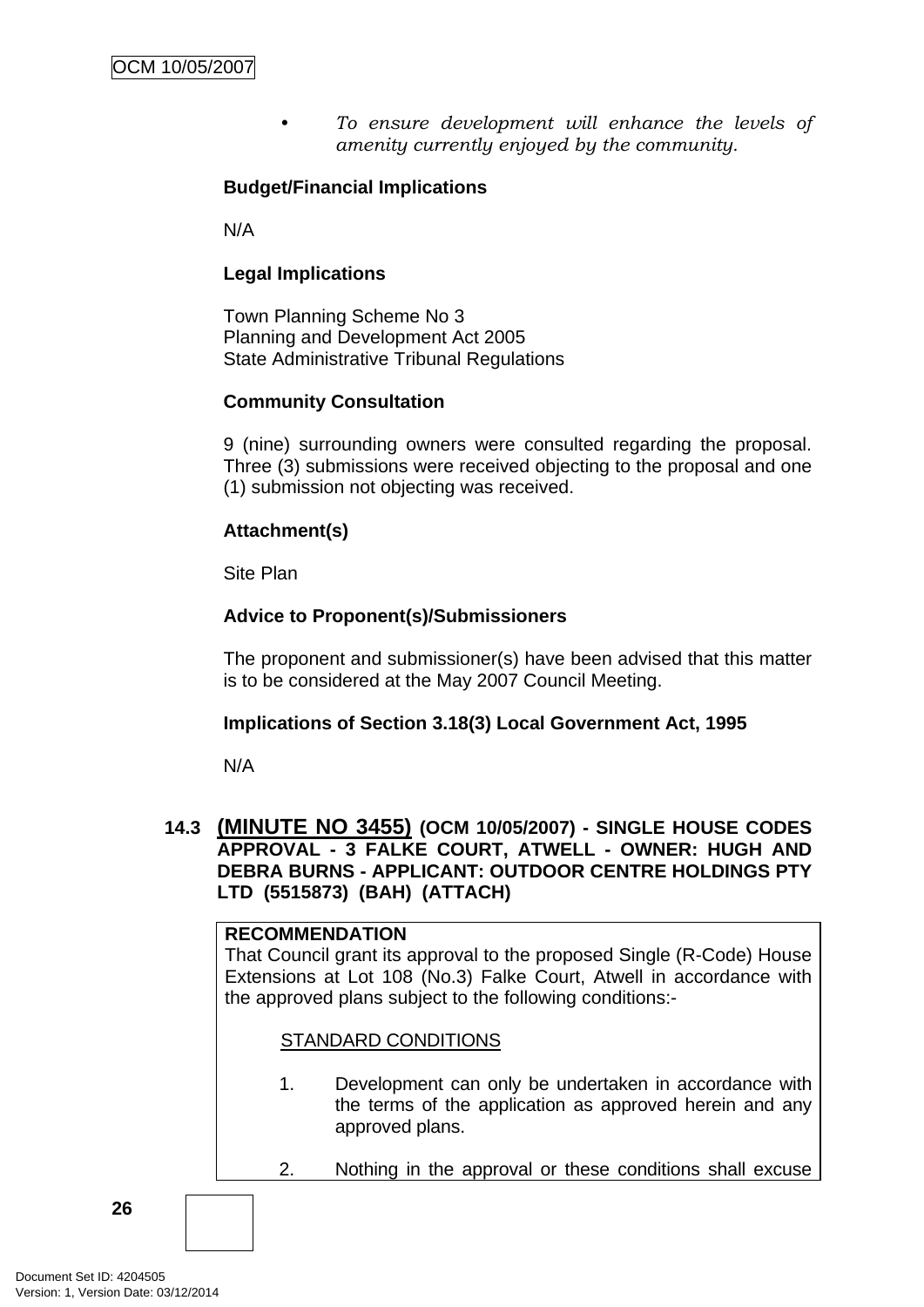- *To ensure development will enhance the levels of amenity currently enjoyed by the community.*

**Budget/Financial Implications**

N/A

**Legal Implications**

Town Planning Scheme No 3
Planning and Development Act 2005
State Administrative Tribunal Regulations

**Community Consultation**

9 (nine) surrounding owners were consulted regarding the proposal. Three (3) submissions were received objecting to the proposal and one (1) submission not objecting was received.

**Attachment(s)**

Site Plan

**Advice to Proponent(s)/Submissioners**

The proponent and submissioner(s) have been advised that this matter is to be considered at the May 2007 Council Meeting.

**Implications of Section 3.18(3) Local Government Act, 1995**

N/A

### 14.3 (MINUTE NO 3455) (OCM 10/05/2007) - SINGLE HOUSE CODES APPROVAL - 3 FALKE COURT, ATWELL - OWNER: HUGH AND DEBRA BURNS - APPLICANT: OUTDOOR CENTRE HOLDINGS PTY LTD (5515873) (BAH) (ATTACH)

**RECOMMENDATION**
That Council grant its approval to the proposed Single (R-Code) House Extensions at Lot 108 (No.3) Falke Court, Atwell in accordance with the approved plans subject to the following conditions:-

STANDARD CONDITIONS

1. Development can only be undertaken in accordance with the terms of the application as approved herein and any approved plans.

2. Nothing in the approval or these conditions shall excuse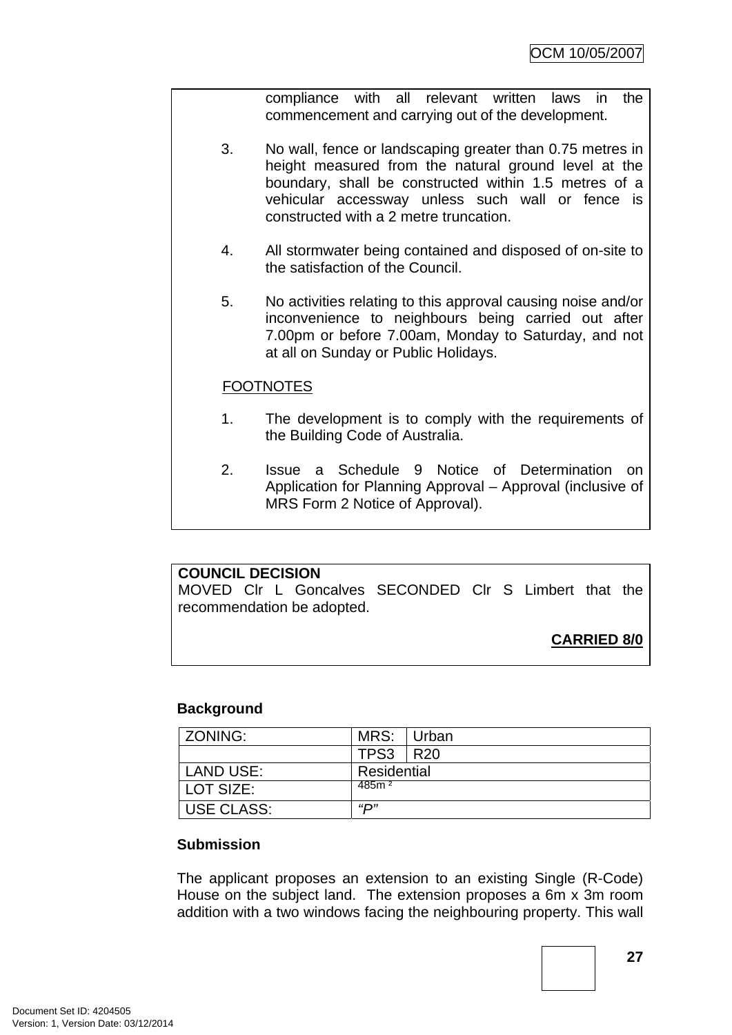compliance with all relevant written laws in the commencement and carrying out of the development.

3. No wall, fence or landscaping greater than 0.75 metres in height measured from the natural ground level at the boundary, shall be constructed within 1.5 metres of a vehicular accessway unless such wall or fence is constructed with a 2 metre truncation.

4. All stormwater being contained and disposed of on-site to the satisfaction of the Council.

5. No activities relating to this approval causing noise and/or inconvenience to neighbours being carried out after 7.00pm or before 7.00am, Monday to Saturday, and not at all on Sunday or Public Holidays.

FOOTNOTES

1. The development is to comply with the requirements of the Building Code of Australia.

2. Issue a Schedule 9 Notice of Determination on Application for Planning Approval – Approval (inclusive of MRS Form 2 Notice of Approval).

**COUNCIL DECISION**

MOVED Clr L Goncalves SECONDED Clr S Limbert that the recommendation be adopted.

**CARRIED 8/0**

**Background**

| ZONING: | MRS: | Urban |
|---|---|---|
| | TPS3 | R20 |
| LAND USE: | Residential | |
| LOT SIZE: | 485m ² | |
| USE CLASS: | *"P"* | |

**Submission**

The applicant proposes an extension to an existing Single (R-Code) House on the subject land. The extension proposes a 6m x 3m room addition with a two windows facing the neighbouring property. This wall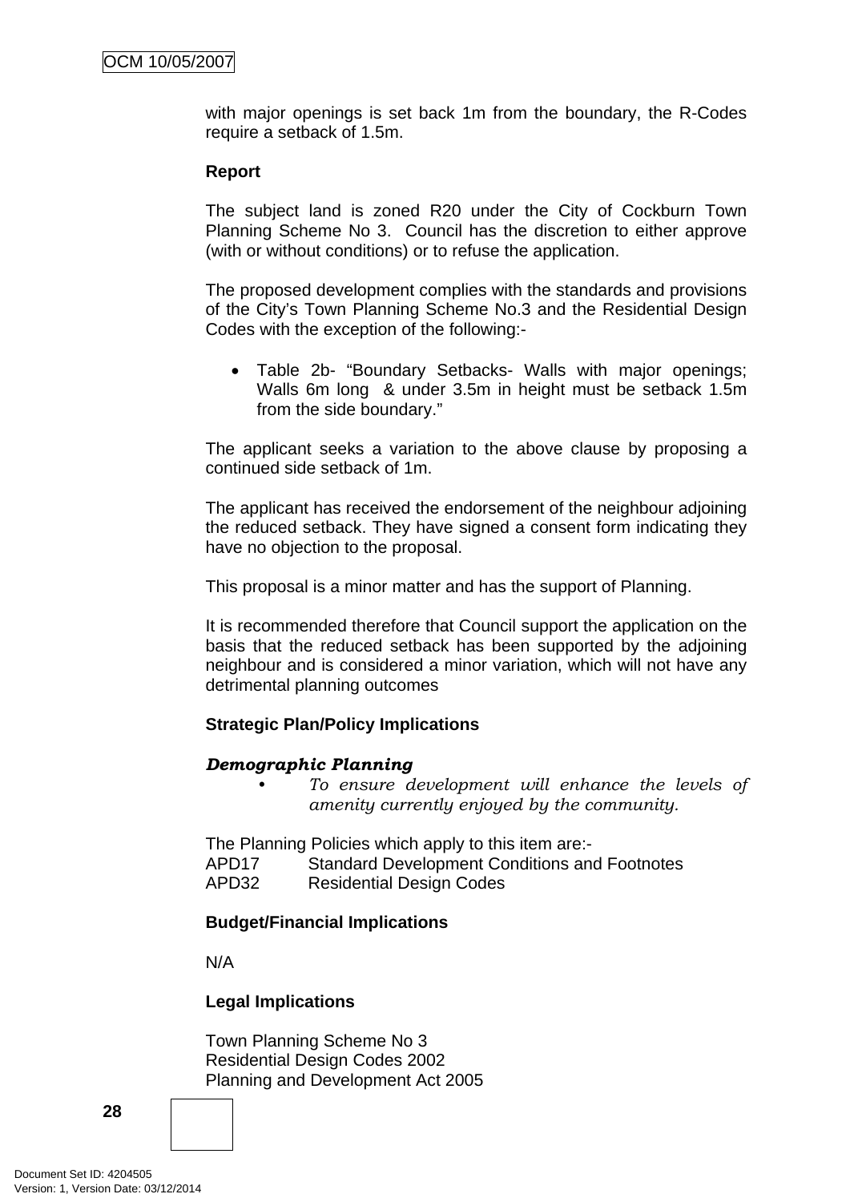with major openings is set back 1m from the boundary, the R-Codes require a setback of 1.5m.

**Report**

The subject land is zoned R20 under the City of Cockburn Town Planning Scheme No 3. Council has the discretion to either approve (with or without conditions) or to refuse the application.

The proposed development complies with the standards and provisions of the City's Town Planning Scheme No.3 and the Residential Design Codes with the exception of the following:-

- Table 2b- "Boundary Setbacks- Walls with major openings; Walls 6m long & under 3.5m in height must be setback 1.5m from the side boundary."

The applicant seeks a variation to the above clause by proposing a continued side setback of 1m.

The applicant has received the endorsement of the neighbour adjoining the reduced setback. They have signed a consent form indicating they have no objection to the proposal.

This proposal is a minor matter and has the support of Planning.

It is recommended therefore that Council support the application on the basis that the reduced setback has been supported by the adjoining neighbour and is considered a minor variation, which will not have any detrimental planning outcomes

**Strategic Plan/Policy Implications**

***Demographic Planning***

- *To ensure development will enhance the levels of amenity currently enjoyed by the community.*

The Planning Policies which apply to this item are:-
APD17 Standard Development Conditions and Footnotes
APD32 Residential Design Codes

**Budget/Financial Implications**

N/A

**Legal Implications**

Town Planning Scheme No 3
Residential Design Codes 2002
Planning and Development Act 2005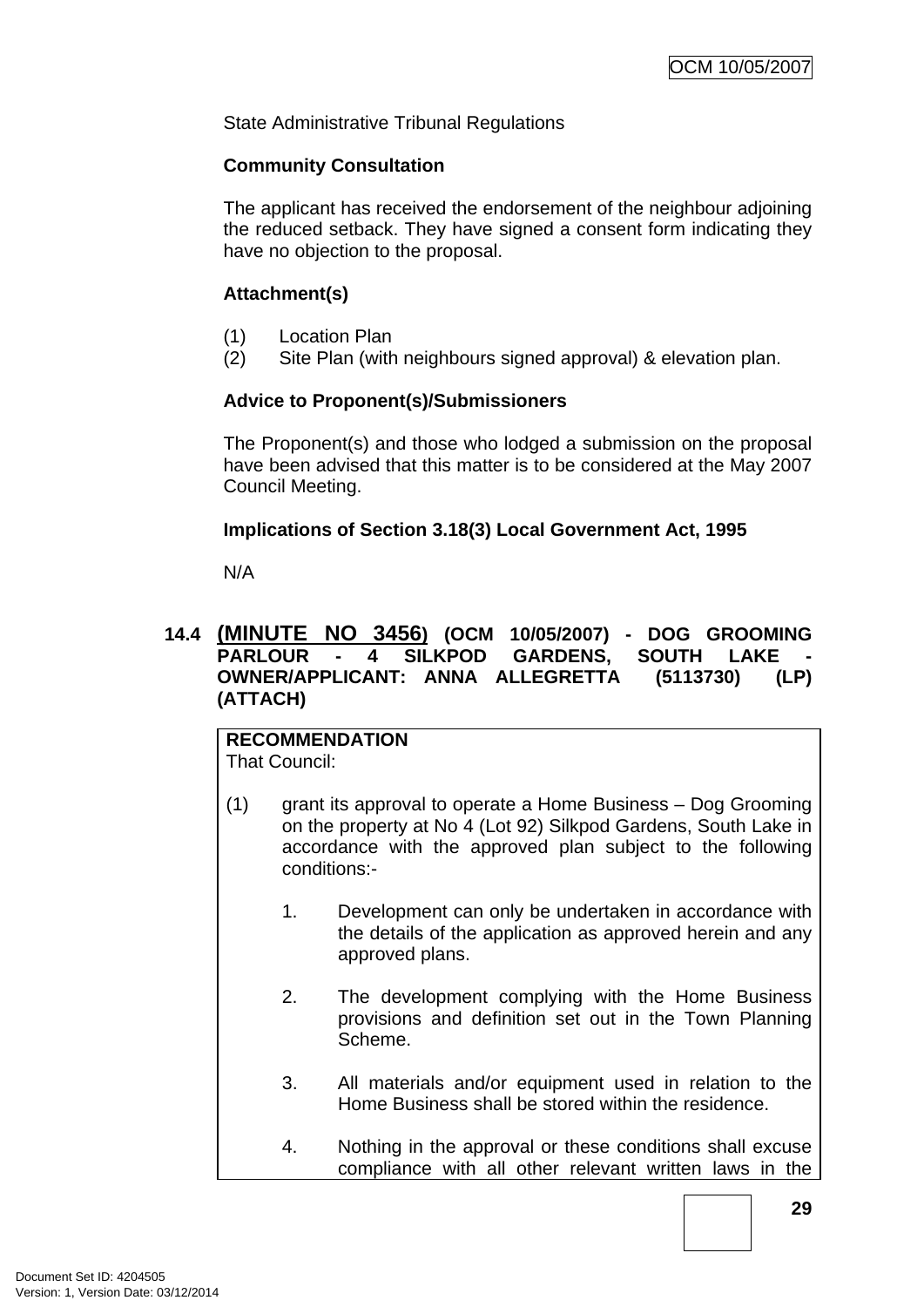State Administrative Tribunal Regulations

**Community Consultation**

The applicant has received the endorsement of the neighbour adjoining the reduced setback. They have signed a consent form indicating they have no objection to the proposal.

**Attachment(s)**

(1) Location Plan
(2) Site Plan (with neighbours signed approval) & elevation plan.

**Advice to Proponent(s)/Submissioners**

The Proponent(s) and those who lodged a submission on the proposal have been advised that this matter is to be considered at the May 2007 Council Meeting.

**Implications of Section 3.18(3) Local Government Act, 1995**

N/A

## 14.4 (MINUTE NO 3456) (OCM 10/05/2007) - DOG GROOMING PARLOUR - 4 SILKPOD GARDENS, SOUTH LAKE - OWNER/APPLICANT: ANNA ALLEGRETTA (5113730) (LP) (ATTACH)

**RECOMMENDATION**
That Council:

(1) grant its approval to operate a Home Business – Dog Grooming on the property at No 4 (Lot 92) Silkpod Gardens, South Lake in accordance with the approved plan subject to the following conditions:-

1. Development can only be undertaken in accordance with the details of the application as approved herein and any approved plans.

2. The development complying with the Home Business provisions and definition set out in the Town Planning Scheme.

3. All materials and/or equipment used in relation to the Home Business shall be stored within the residence.

4. Nothing in the approval or these conditions shall excuse compliance with all other relevant written laws in the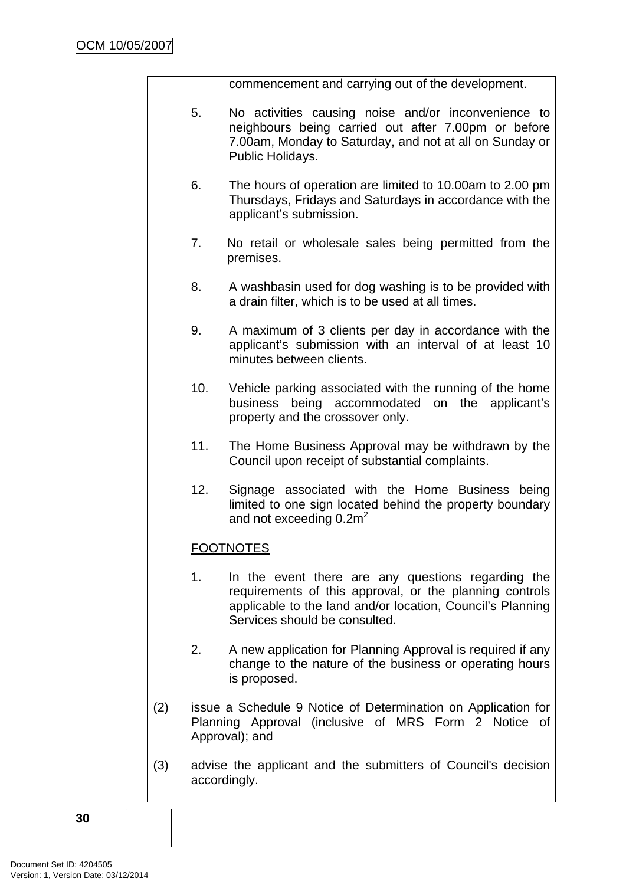commencement and carrying out of the development.

5. No activities causing noise and/or inconvenience to neighbours being carried out after 7.00pm or before 7.00am, Monday to Saturday, and not at all on Sunday or Public Holidays.

6. The hours of operation are limited to 10.00am to 2.00 pm Thursdays, Fridays and Saturdays in accordance with the applicant's submission.

7. No retail or wholesale sales being permitted from the premises.

8. A washbasin used for dog washing is to be provided with a drain filter, which is to be used at all times.

9. A maximum of 3 clients per day in accordance with the applicant's submission with an interval of at least 10 minutes between clients.

10. Vehicle parking associated with the running of the home business being accommodated on the applicant's property and the crossover only.

11. The Home Business Approval may be withdrawn by the Council upon receipt of substantial complaints.

12. Signage associated with the Home Business being limited to one sign located behind the property boundary and not exceeding $0.2m^2$

FOOTNOTES

1. In the event there are any questions regarding the requirements of this approval, or the planning controls applicable to the land and/or location, Council's Planning Services should be consulted.

2. A new application for Planning Approval is required if any change to the nature of the business or operating hours is proposed.

(2) issue a Schedule 9 Notice of Determination on Application for Planning Approval (inclusive of MRS Form 2 Notice of Approval); and

(3) advise the applicant and the submitters of Council's decision accordingly.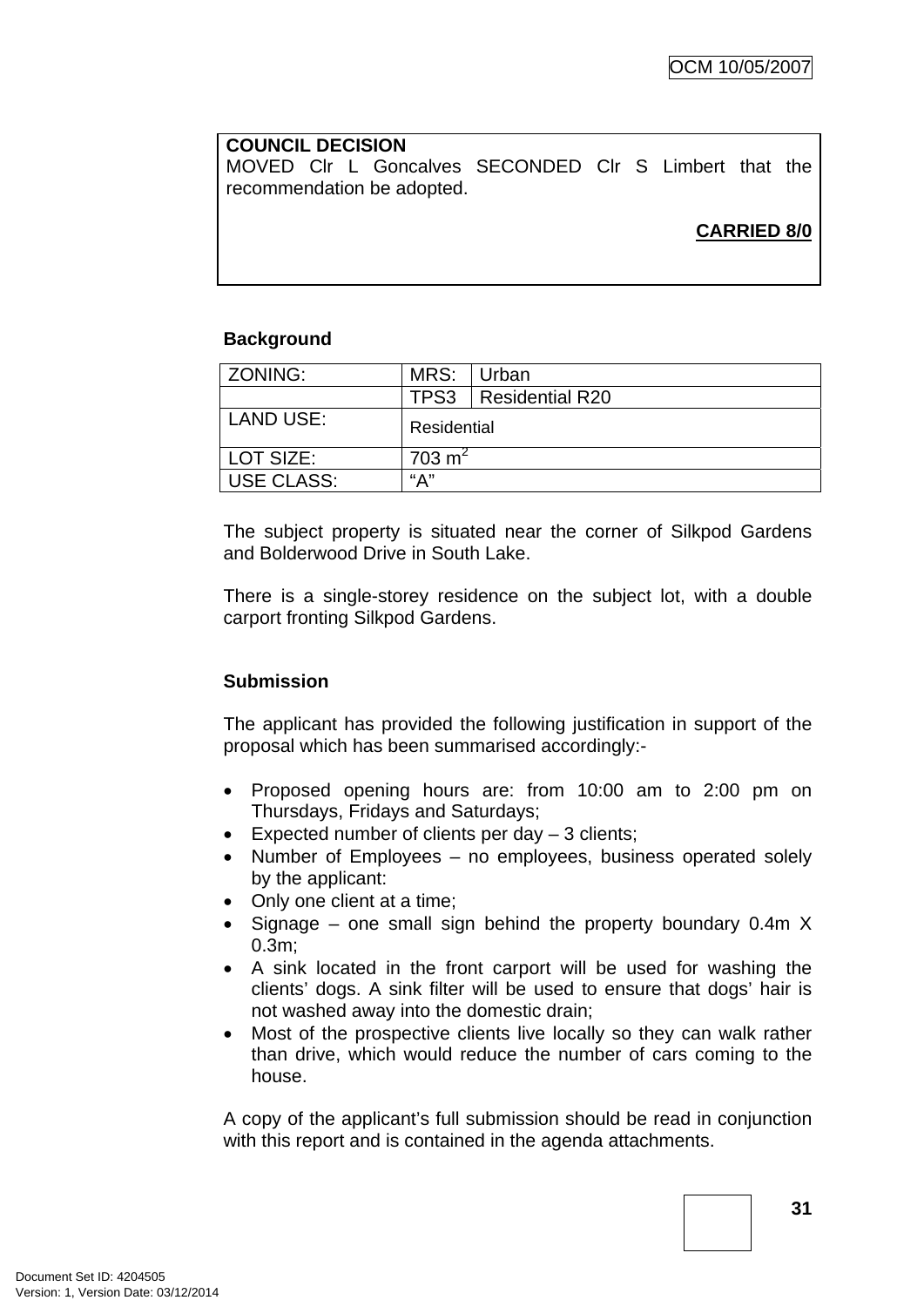**COUNCIL DECISION**
MOVED Clr L Goncalves SECONDED Clr S Limbert that the recommendation be adopted.

**CARRIED 8/0**

**Background**

| ZONING: | MRS: | Urban |
|---|---|---|
| | TPS3 | Residential R20 |
| LAND USE: | Residential | |
| LOT SIZE: | 703 m$^2$ | |
| USE CLASS: | "A" | |

The subject property is situated near the corner of Silkpod Gardens and Bolderwood Drive in South Lake.

There is a single-storey residence on the subject lot, with a double carport fronting Silkpod Gardens.

**Submission**

The applicant has provided the following justification in support of the proposal which has been summarised accordingly:-

- Proposed opening hours are: from 10:00 am to 2:00 pm on Thursdays, Fridays and Saturdays;
- Expected number of clients per day – 3 clients;
- Number of Employees – no employees, business operated solely by the applicant:
- Only one client at a time;
- Signage – one small sign behind the property boundary 0.4m X 0.3m;
- A sink located in the front carport will be used for washing the clients' dogs. A sink filter will be used to ensure that dogs' hair is not washed away into the domestic drain;
- Most of the prospective clients live locally so they can walk rather than drive, which would reduce the number of cars coming to the house.

A copy of the applicant's full submission should be read in conjunction with this report and is contained in the agenda attachments.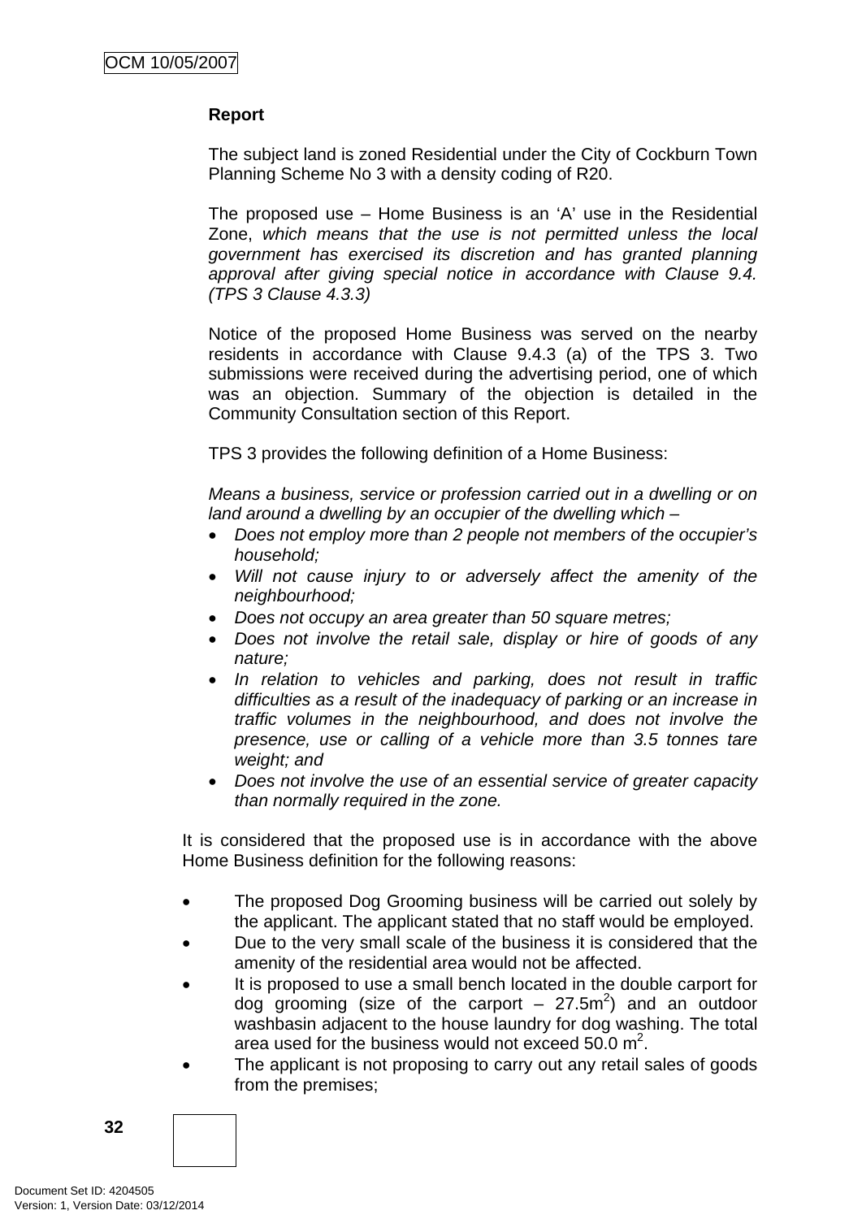**Report**

The subject land is zoned Residential under the City of Cockburn Town Planning Scheme No 3 with a density coding of R20.

The proposed use – Home Business is an 'A' use in the Residential Zone, *which means that the use is not permitted unless the local government has exercised its discretion and has granted planning approval after giving special notice in accordance with Clause 9.4. (TPS 3 Clause 4.3.3)*

Notice of the proposed Home Business was served on the nearby residents in accordance with Clause 9.4.3 (a) of the TPS 3. Two submissions were received during the advertising period, one of which was an objection. Summary of the objection is detailed in the Community Consultation section of this Report.

TPS 3 provides the following definition of a Home Business:

*Means a business, service or profession carried out in a dwelling or on land around a dwelling by an occupier of the dwelling which –*

- *Does not employ more than 2 people not members of the occupier's household;*
- *Will not cause injury to or adversely affect the amenity of the neighbourhood;*
- *Does not occupy an area greater than 50 square metres;*
- *Does not involve the retail sale, display or hire of goods of any nature;*
- *In relation to vehicles and parking, does not result in traffic difficulties as a result of the inadequacy of parking or an increase in traffic volumes in the neighbourhood, and does not involve the presence, use or calling of a vehicle more than 3.5 tonnes tare weight; and*
- *Does not involve the use of an essential service of greater capacity than normally required in the zone.*

It is considered that the proposed use is in accordance with the above Home Business definition for the following reasons:

- The proposed Dog Grooming business will be carried out solely by the applicant. The applicant stated that no staff would be employed.
- Due to the very small scale of the business it is considered that the amenity of the residential area would not be affected.
- It is proposed to use a small bench located in the double carport for dog grooming (size of the carport – 27.5m$^2$) and an outdoor washbasin adjacent to the house laundry for dog washing. The total area used for the business would not exceed 50.0 m$^2$.
- The applicant is not proposing to carry out any retail sales of goods from the premises;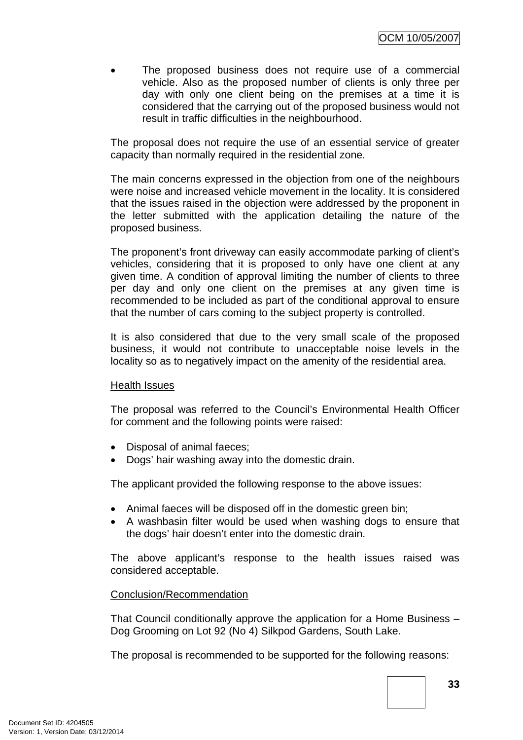- The proposed business does not require use of a commercial vehicle. Also as the proposed number of clients is only three per day with only one client being on the premises at a time it is considered that the carrying out of the proposed business would not result in traffic difficulties in the neighbourhood.

The proposal does not require the use of an essential service of greater capacity than normally required in the residential zone.

The main concerns expressed in the objection from one of the neighbours were noise and increased vehicle movement in the locality. It is considered that the issues raised in the objection were addressed by the proponent in the letter submitted with the application detailing the nature of the proposed business.

The proponent's front driveway can easily accommodate parking of client's vehicles, considering that it is proposed to only have one client at any given time. A condition of approval limiting the number of clients to three per day and only one client on the premises at any given time is recommended to be included as part of the conditional approval to ensure that the number of cars coming to the subject property is controlled.

It is also considered that due to the very small scale of the proposed business, it would not contribute to unacceptable noise levels in the locality so as to negatively impact on the amenity of the residential area.

<u>Health Issues</u>

The proposal was referred to the Council's Environmental Health Officer for comment and the following points were raised:

- Disposal of animal faeces;
- Dogs' hair washing away into the domestic drain.

The applicant provided the following response to the above issues:

- Animal faeces will be disposed off in the domestic green bin;
- A washbasin filter would be used when washing dogs to ensure that the dogs' hair doesn't enter into the domestic drain.

The above applicant's response to the health issues raised was considered acceptable.

<u>Conclusion/Recommendation</u>

That Council conditionally approve the application for a Home Business – Dog Grooming on Lot 92 (No 4) Silkpod Gardens, South Lake.

The proposal is recommended to be supported for the following reasons: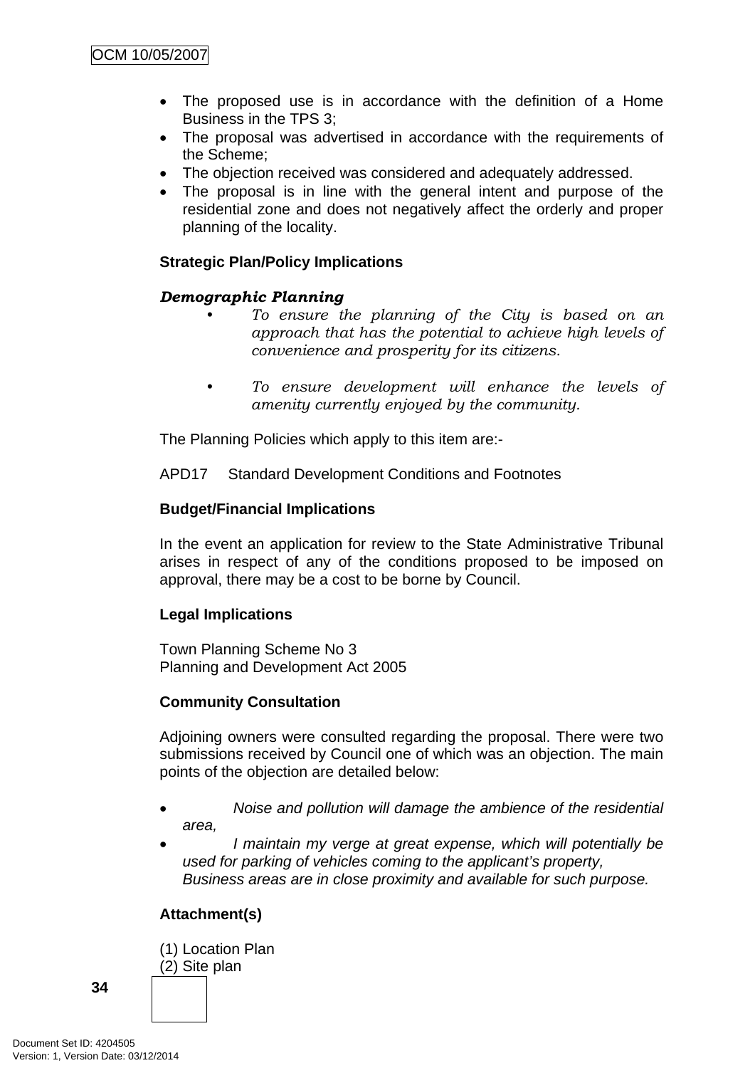- The proposed use is in accordance with the definition of a Home Business in the TPS 3;
- The proposal was advertised in accordance with the requirements of the Scheme;
- The objection received was considered and adequately addressed.
- The proposal is in line with the general intent and purpose of the residential zone and does not negatively affect the orderly and proper planning of the locality.

**Strategic Plan/Policy Implications**

***Demographic Planning***

- *To ensure the planning of the City is based on an approach that has the potential to achieve high levels of convenience and prosperity for its citizens.*

- *To ensure development will enhance the levels of amenity currently enjoyed by the community.*

The Planning Policies which apply to this item are:-

APD17 Standard Development Conditions and Footnotes

**Budget/Financial Implications**

In the event an application for review to the State Administrative Tribunal arises in respect of any of the conditions proposed to be imposed on approval, there may be a cost to be borne by Council.

**Legal Implications**

Town Planning Scheme No 3
Planning and Development Act 2005

**Community Consultation**

Adjoining owners were consulted regarding the proposal. There were two submissions received by Council one of which was an objection. The main points of the objection are detailed below:

- *Noise and pollution will damage the ambience of the residential area,*
- *I maintain my verge at great expense, which will potentially be used for parking of vehicles coming to the applicant's property, Business areas are in close proximity and available for such purpose.*

**Attachment(s)**

(1) Location Plan
(2) Site plan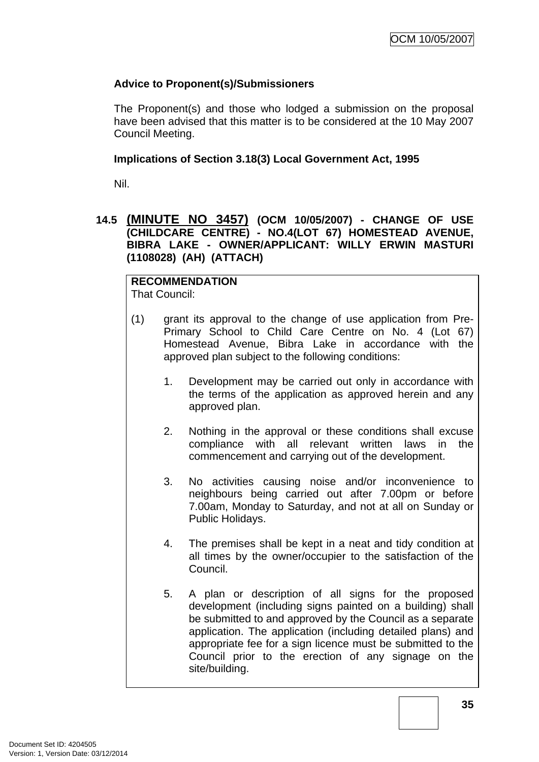**Advice to Proponent(s)/Submissioners**

The Proponent(s) and those who lodged a submission on the proposal have been advised that this matter is to be considered at the 10 May 2007 Council Meeting.

**Implications of Section 3.18(3) Local Government Act, 1995**

Nil.

## 14.5 (MINUTE NO 3457) (OCM 10/05/2007) - CHANGE OF USE (CHILDCARE CENTRE) - NO.4(LOT 67) HOMESTEAD AVENUE, BIBRA LAKE - OWNER/APPLICANT: WILLY ERWIN MASTURI (1108028) (AH) (ATTACH)

**RECOMMENDATION**

That Council:

(1) grant its approval to the change of use application from Pre-Primary School to Child Care Centre on No. 4 (Lot 67) Homestead Avenue, Bibra Lake in accordance with the approved plan subject to the following conditions:

1. Development may be carried out only in accordance with the terms of the application as approved herein and any approved plan.

2. Nothing in the approval or these conditions shall excuse compliance with all relevant written laws in the commencement and carrying out of the development.

3. No activities causing noise and/or inconvenience to neighbours being carried out after 7.00pm or before 7.00am, Monday to Saturday, and not at all on Sunday or Public Holidays.

4. The premises shall be kept in a neat and tidy condition at all times by the owner/occupier to the satisfaction of the Council.

5. A plan or description of all signs for the proposed development (including signs painted on a building) shall be submitted to and approved by the Council as a separate application. The application (including detailed plans) and appropriate fee for a sign licence must be submitted to the Council prior to the erection of any signage on the site/building.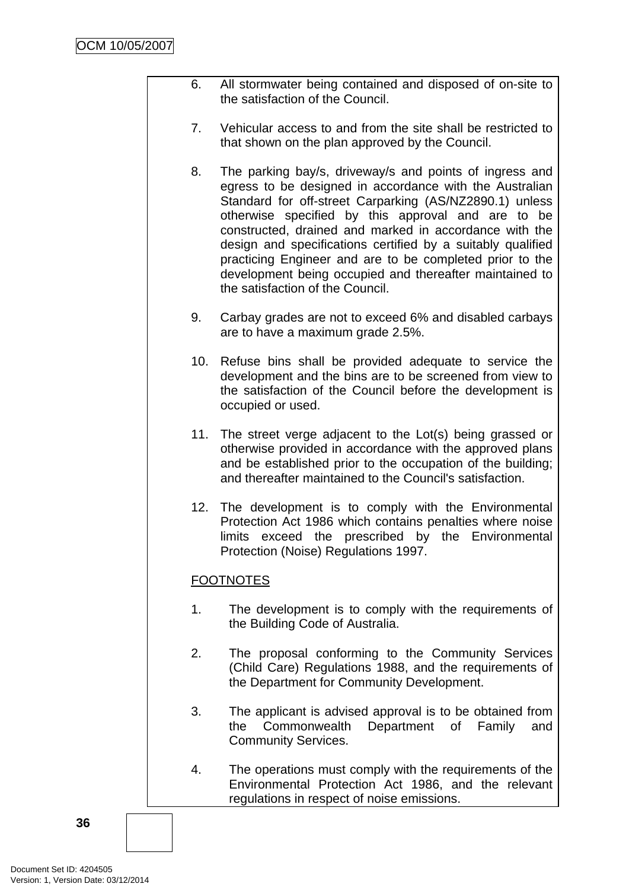6. All stormwater being contained and disposed of on-site to the satisfaction of the Council.

7. Vehicular access to and from the site shall be restricted to that shown on the plan approved by the Council.

8. The parking bay/s, driveway/s and points of ingress and egress to be designed in accordance with the Australian Standard for off-street Carparking (AS/NZ2890.1) unless otherwise specified by this approval and are to be constructed, drained and marked in accordance with the design and specifications certified by a suitably qualified practicing Engineer and are to be completed prior to the development being occupied and thereafter maintained to the satisfaction of the Council.

9. Carbay grades are not to exceed 6% and disabled carbays are to have a maximum grade 2.5%.

10. Refuse bins shall be provided adequate to service the development and the bins are to be screened from view to the satisfaction of the Council before the development is occupied or used.

11. The street verge adjacent to the Lot(s) being grassed or otherwise provided in accordance with the approved plans and be established prior to the occupation of the building; and thereafter maintained to the Council's satisfaction.

12. The development is to comply with the Environmental Protection Act 1986 which contains penalties where noise limits exceed the prescribed by the Environmental Protection (Noise) Regulations 1997.

<u>FOOTNOTES</u>

1. The development is to comply with the requirements of the Building Code of Australia.

2. The proposal conforming to the Community Services (Child Care) Regulations 1988, and the requirements of the Department for Community Development.

3. The applicant is advised approval is to be obtained from the Commonwealth Department of Family and Community Services.

4. The operations must comply with the requirements of the Environmental Protection Act 1986, and the relevant regulations in respect of noise emissions.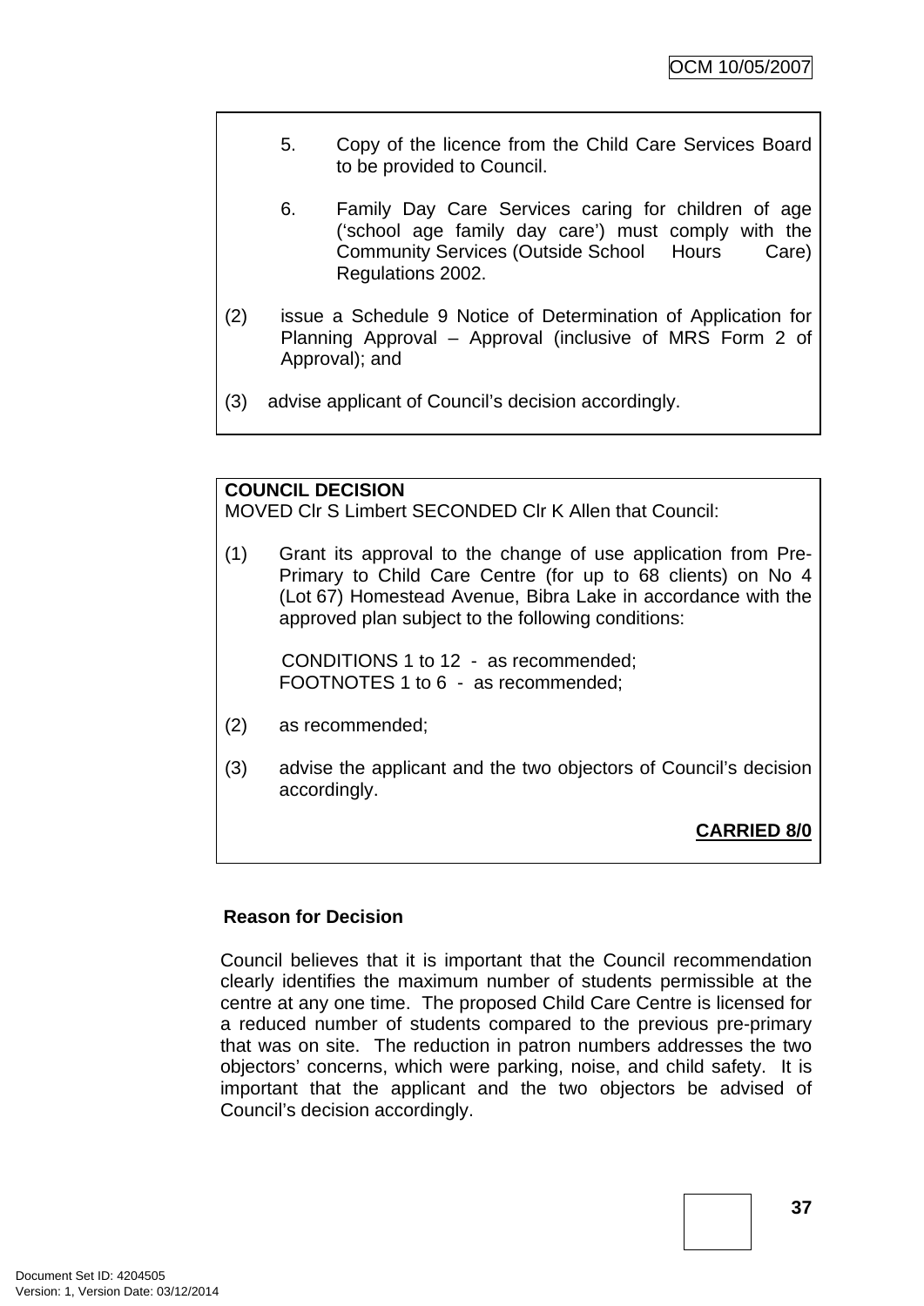5. Copy of the licence from the Child Care Services Board to be provided to Council.

6. Family Day Care Services caring for children of age ('school age family day care') must comply with the Community Services (Outside School Hours Care) Regulations 2002.

(2) issue a Schedule 9 Notice of Determination of Application for Planning Approval – Approval (inclusive of MRS Form 2 of Approval); and

(3) advise applicant of Council's decision accordingly.

**COUNCIL DECISION**

MOVED Clr S Limbert SECONDED Clr K Allen that Council:

(1) Grant its approval to the change of use application from Pre-Primary to Child Care Centre (for up to 68 clients) on No 4 (Lot 67) Homestead Avenue, Bibra Lake in accordance with the approved plan subject to the following conditions:

CONDITIONS 1 to 12 - as recommended;
FOOTNOTES 1 to 6 - as recommended;

(2) as recommended;

(3) advise the applicant and the two objectors of Council's decision accordingly.

**CARRIED 8/0**

**Reason for Decision**

Council believes that it is important that the Council recommendation clearly identifies the maximum number of students permissible at the centre at any one time. The proposed Child Care Centre is licensed for a reduced number of students compared to the previous pre-primary that was on site. The reduction in patron numbers addresses the two objectors' concerns, which were parking, noise, and child safety. It is important that the applicant and the two objectors be advised of Council's decision accordingly.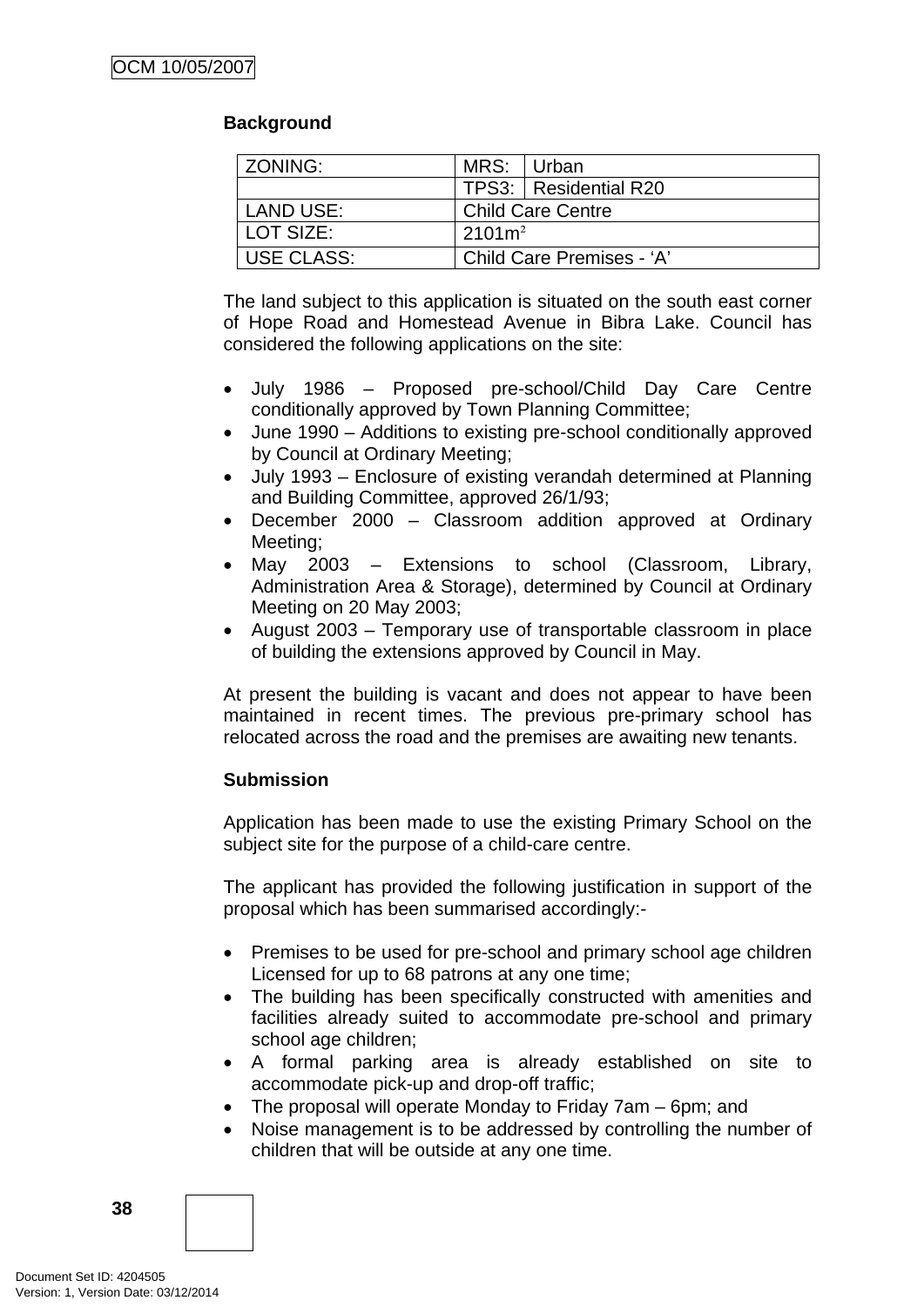**Background**

| ZONING: | MRS: | Urban |
|---|---|---|
| | TPS3: | Residential R20 |
| LAND USE: | Child Care Centre | |
| LOT SIZE: | 2101m² | |
| USE CLASS: | Child Care Premises - 'A' | |

The land subject to this application is situated on the south east corner of Hope Road and Homestead Avenue in Bibra Lake. Council has considered the following applications on the site:

- July 1986 – Proposed pre-school/Child Day Care Centre conditionally approved by Town Planning Committee;
- June 1990 – Additions to existing pre-school conditionally approved by Council at Ordinary Meeting;
- July 1993 – Enclosure of existing verandah determined at Planning and Building Committee, approved 26/1/93;
- December 2000 – Classroom addition approved at Ordinary Meeting;
- May 2003 – Extensions to school (Classroom, Library, Administration Area & Storage), determined by Council at Ordinary Meeting on 20 May 2003;
- August 2003 – Temporary use of transportable classroom in place of building the extensions approved by Council in May.

At present the building is vacant and does not appear to have been maintained in recent times. The previous pre-primary school has relocated across the road and the premises are awaiting new tenants.

**Submission**

Application has been made to use the existing Primary School on the subject site for the purpose of a child-care centre.

The applicant has provided the following justification in support of the proposal which has been summarised accordingly:-

- Premises to be used for pre-school and primary school age children Licensed for up to 68 patrons at any one time;
- The building has been specifically constructed with amenities and facilities already suited to accommodate pre-school and primary school age children;
- A formal parking area is already established on site to accommodate pick-up and drop-off traffic;
- The proposal will operate Monday to Friday 7am – 6pm; and
- Noise management is to be addressed by controlling the number of children that will be outside at any one time.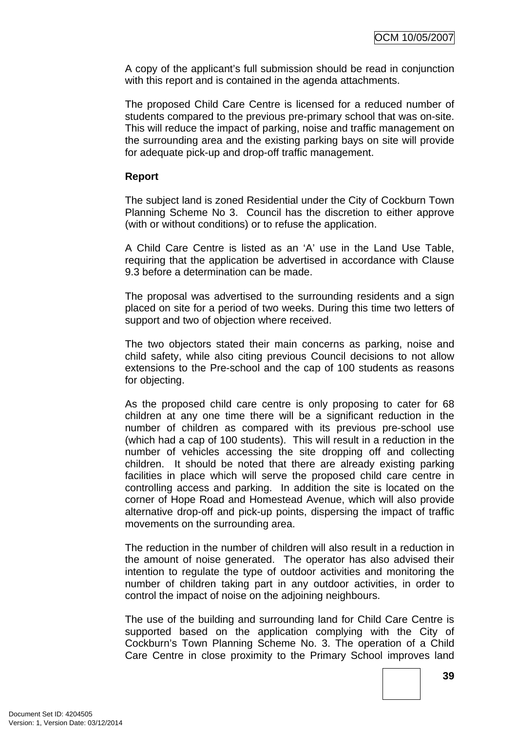A copy of the applicant's full submission should be read in conjunction with this report and is contained in the agenda attachments.

The proposed Child Care Centre is licensed for a reduced number of students compared to the previous pre-primary school that was on-site. This will reduce the impact of parking, noise and traffic management on the surrounding area and the existing parking bays on site will provide for adequate pick-up and drop-off traffic management.

**Report**

The subject land is zoned Residential under the City of Cockburn Town Planning Scheme No 3. Council has the discretion to either approve (with or without conditions) or to refuse the application.

A Child Care Centre is listed as an 'A' use in the Land Use Table, requiring that the application be advertised in accordance with Clause 9.3 before a determination can be made.

The proposal was advertised to the surrounding residents and a sign placed on site for a period of two weeks. During this time two letters of support and two of objection where received.

The two objectors stated their main concerns as parking, noise and child safety, while also citing previous Council decisions to not allow extensions to the Pre-school and the cap of 100 students as reasons for objecting.

As the proposed child care centre is only proposing to cater for 68 children at any one time there will be a significant reduction in the number of children as compared with its previous pre-school use (which had a cap of 100 students). This will result in a reduction in the number of vehicles accessing the site dropping off and collecting children. It should be noted that there are already existing parking facilities in place which will serve the proposed child care centre in controlling access and parking. In addition the site is located on the corner of Hope Road and Homestead Avenue, which will also provide alternative drop-off and pick-up points, dispersing the impact of traffic movements on the surrounding area.

The reduction in the number of children will also result in a reduction in the amount of noise generated. The operator has also advised their intention to regulate the type of outdoor activities and monitoring the number of children taking part in any outdoor activities, in order to control the impact of noise on the adjoining neighbours.

The use of the building and surrounding land for Child Care Centre is supported based on the application complying with the City of Cockburn's Town Planning Scheme No. 3. The operation of a Child Care Centre in close proximity to the Primary School improves land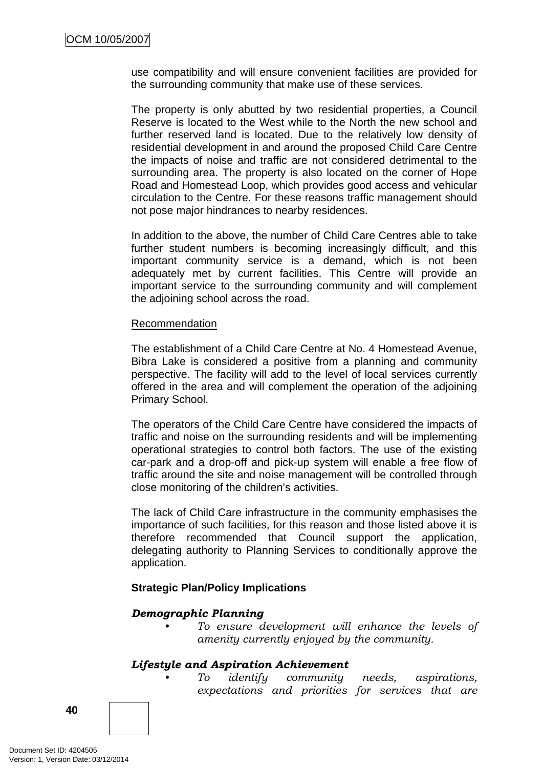use compatibility and will ensure convenient facilities are provided for the surrounding community that make use of these services.

The property is only abutted by two residential properties, a Council Reserve is located to the West while to the North the new school and further reserved land is located. Due to the relatively low density of residential development in and around the proposed Child Care Centre the impacts of noise and traffic are not considered detrimental to the surrounding area. The property is also located on the corner of Hope Road and Homestead Loop, which provides good access and vehicular circulation to the Centre. For these reasons traffic management should not pose major hindrances to nearby residences.

In addition to the above, the number of Child Care Centres able to take further student numbers is becoming increasingly difficult, and this important community service is a demand, which is not been adequately met by current facilities. This Centre will provide an important service to the surrounding community and will complement the adjoining school across the road.

Recommendation

The establishment of a Child Care Centre at No. 4 Homestead Avenue, Bibra Lake is considered a positive from a planning and community perspective. The facility will add to the level of local services currently offered in the area and will complement the operation of the adjoining Primary School.

The operators of the Child Care Centre have considered the impacts of traffic and noise on the surrounding residents and will be implementing operational strategies to control both factors. The use of the existing car-park and a drop-off and pick-up system will enable a free flow of traffic around the site and noise management will be controlled through close monitoring of the children's activities.

The lack of Child Care infrastructure in the community emphasises the importance of such facilities, for this reason and those listed above it is therefore recommended that Council support the application, delegating authority to Planning Services to conditionally approve the application.

**Strategic Plan/Policy Implications**

***Demographic Planning***

- *To ensure development will enhance the levels of amenity currently enjoyed by the community.*

***Lifestyle and Aspiration Achievement***

- *To identify community needs, aspirations, expectations and priorities for services that are*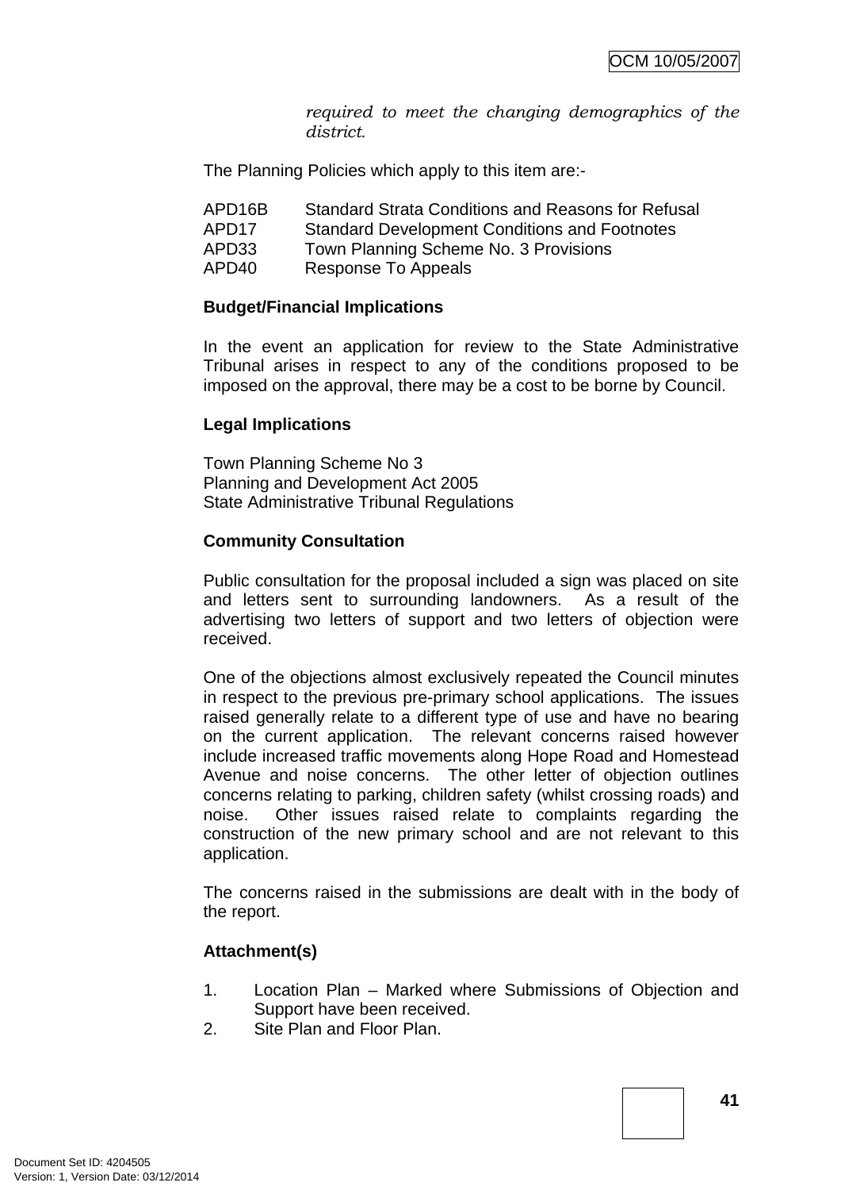*required to meet the changing demographics of the district.*

The Planning Policies which apply to this item are:-

| | |
|---|---|
| APD16B | Standard Strata Conditions and Reasons for Refusal |
| APD17 | Standard Development Conditions and Footnotes |
| APD33 | Town Planning Scheme No. 3 Provisions |
| APD40 | Response To Appeals |

**Budget/Financial Implications**

In the event an application for review to the State Administrative Tribunal arises in respect to any of the conditions proposed to be imposed on the approval, there may be a cost to be borne by Council.

**Legal Implications**

Town Planning Scheme No 3
Planning and Development Act 2005
State Administrative Tribunal Regulations

**Community Consultation**

Public consultation for the proposal included a sign was placed on site and letters sent to surrounding landowners. As a result of the advertising two letters of support and two letters of objection were received.

One of the objections almost exclusively repeated the Council minutes in respect to the previous pre-primary school applications. The issues raised generally relate to a different type of use and have no bearing on the current application. The relevant concerns raised however include increased traffic movements along Hope Road and Homestead Avenue and noise concerns. The other letter of objection outlines concerns relating to parking, children safety (whilst crossing roads) and noise. Other issues raised relate to complaints regarding the construction of the new primary school and are not relevant to this application.

The concerns raised in the submissions are dealt with in the body of the report.

**Attachment(s)**

1. Location Plan – Marked where Submissions of Objection and Support have been received.
2. Site Plan and Floor Plan.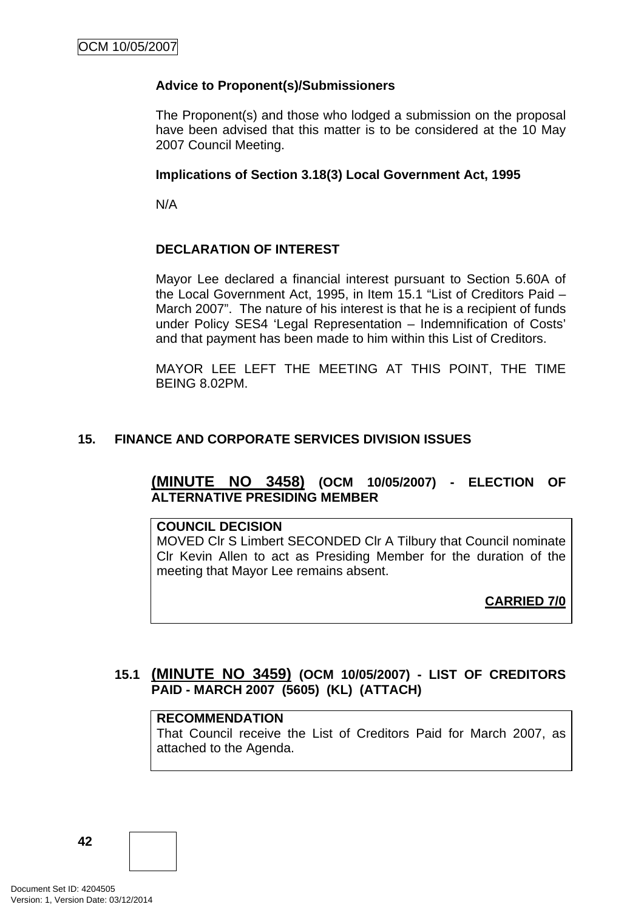**Advice to Proponent(s)/Submissioners**

The Proponent(s) and those who lodged a submission on the proposal have been advised that this matter is to be considered at the 10 May 2007 Council Meeting.

**Implications of Section 3.18(3) Local Government Act, 1995**

N/A

**DECLARATION OF INTEREST**

Mayor Lee declared a financial interest pursuant to Section 5.60A of the Local Government Act, 1995, in Item 15.1 "List of Creditors Paid – March 2007". The nature of his interest is that he is a recipient of funds under Policy SES4 'Legal Representation – Indemnification of Costs' and that payment has been made to him within this List of Creditors.

MAYOR LEE LEFT THE MEETING AT THIS POINT, THE TIME BEING 8.02PM.

## 15. FINANCE AND CORPORATE SERVICES DIVISION ISSUES

### (MINUTE NO 3458) (OCM 10/05/2007) - ELECTION OF ALTERNATIVE PRESIDING MEMBER

**COUNCIL DECISION**
MOVED Clr S Limbert SECONDED Clr A Tilbury that Council nominate Clr Kevin Allen to act as Presiding Member for the duration of the meeting that Mayor Lee remains absent.

**CARRIED 7/0**

### 15.1 (MINUTE NO 3459) (OCM 10/05/2007) - LIST OF CREDITORS PAID - MARCH 2007 (5605) (KL) (ATTACH)

**RECOMMENDATION**
That Council receive the List of Creditors Paid for March 2007, as attached to the Agenda.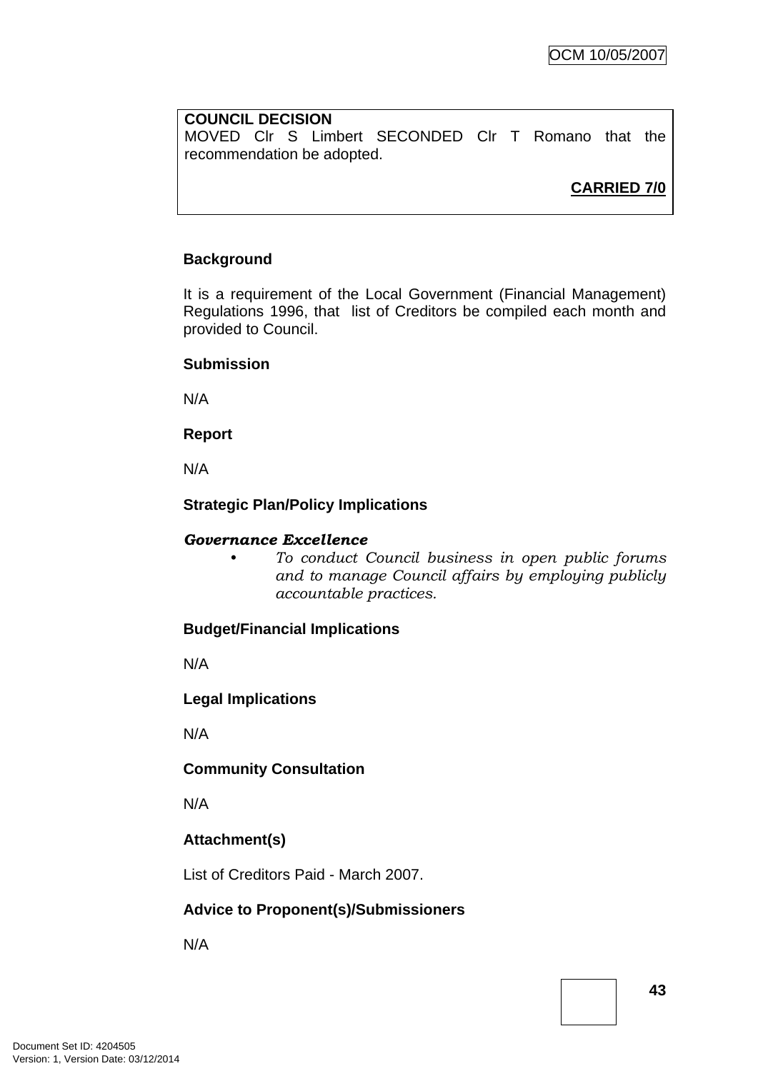**COUNCIL DECISION**

MOVED Clr S Limbert SECONDED Clr T Romano that the recommendation be adopted.

**CARRIED 7/0**

**Background**

It is a requirement of the Local Government (Financial Management) Regulations 1996, that list of Creditors be compiled each month and provided to Council.

**Submission**

N/A

**Report**

N/A

**Strategic Plan/Policy Implications**

***Governance Excellence***

- *To conduct Council business in open public forums and to manage Council affairs by employing publicly accountable practices.*

**Budget/Financial Implications**

N/A

**Legal Implications**

N/A

**Community Consultation**

N/A

**Attachment(s)**

List of Creditors Paid - March 2007.

**Advice to Proponent(s)/Submissioners**

N/A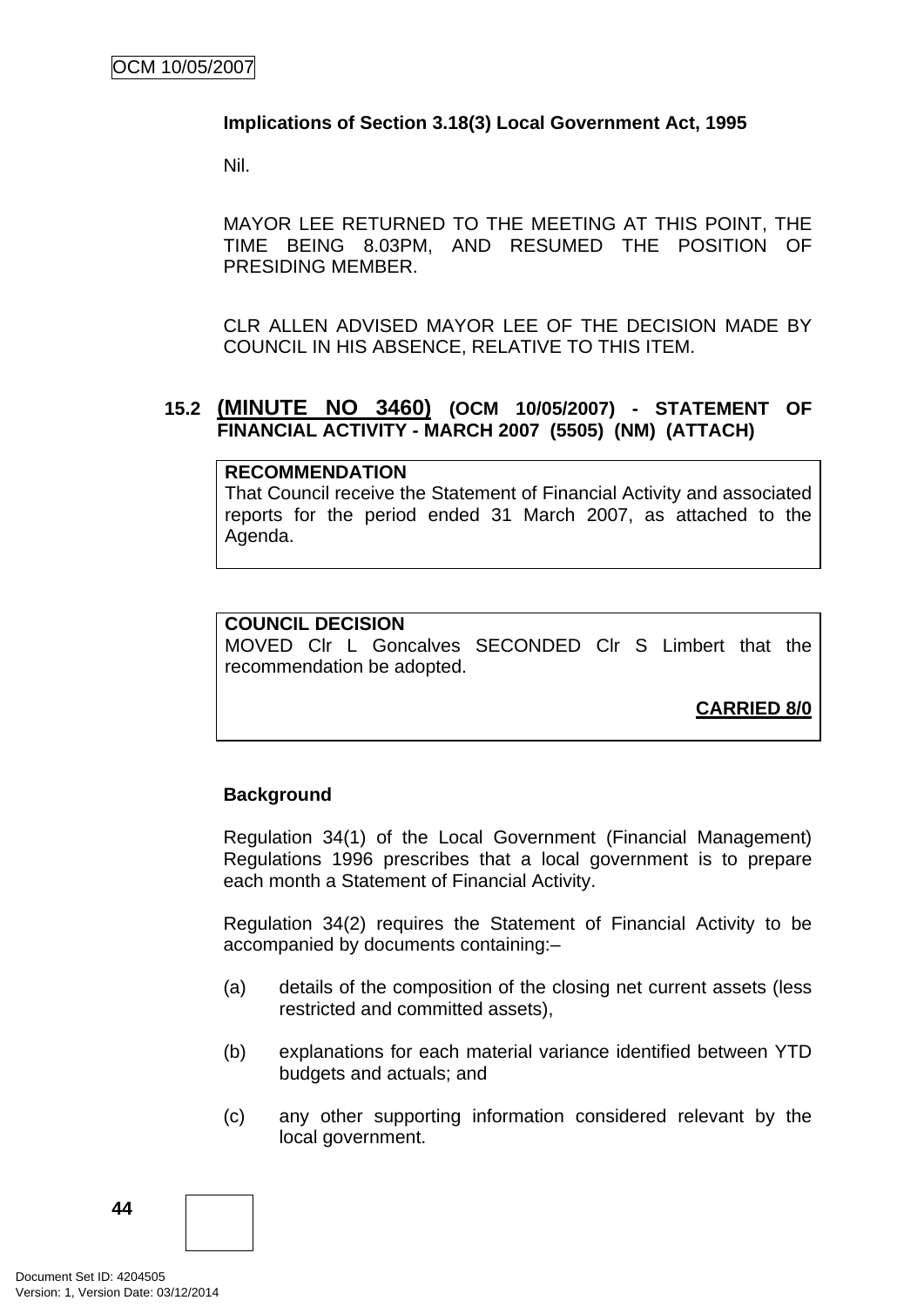**Implications of Section 3.18(3) Local Government Act, 1995**

Nil.

MAYOR LEE RETURNED TO THE MEETING AT THIS POINT, THE TIME BEING 8.03PM, AND RESUMED THE POSITION OF PRESIDING MEMBER.

CLR ALLEN ADVISED MAYOR LEE OF THE DECISION MADE BY COUNCIL IN HIS ABSENCE, RELATIVE TO THIS ITEM.

## 15.2 (MINUTE NO 3460) (OCM 10/05/2007) - STATEMENT OF FINANCIAL ACTIVITY - MARCH 2007 (5505) (NM) (ATTACH)

**RECOMMENDATION**

That Council receive the Statement of Financial Activity and associated reports for the period ended 31 March 2007, as attached to the Agenda.

**COUNCIL DECISION**

MOVED Clr L Goncalves SECONDED Clr S Limbert that the recommendation be adopted.

**CARRIED 8/0**

**Background**

Regulation 34(1) of the Local Government (Financial Management) Regulations 1996 prescribes that a local government is to prepare each month a Statement of Financial Activity.

Regulation 34(2) requires the Statement of Financial Activity to be accompanied by documents containing:–

(a) details of the composition of the closing net current assets (less restricted and committed assets),

(b) explanations for each material variance identified between YTD budgets and actuals; and

(c) any other supporting information considered relevant by the local government.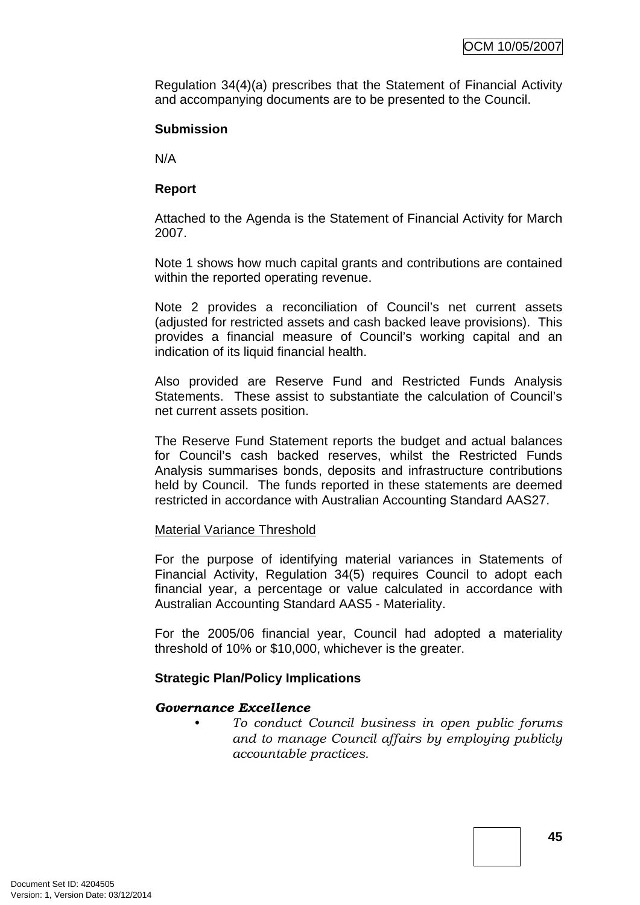Regulation 34(4)(a) prescribes that the Statement of Financial Activity and accompanying documents are to be presented to the Council.

**Submission**

N/A

**Report**

Attached to the Agenda is the Statement of Financial Activity for March 2007.

Note 1 shows how much capital grants and contributions are contained within the reported operating revenue.

Note 2 provides a reconciliation of Council's net current assets (adjusted for restricted assets and cash backed leave provisions). This provides a financial measure of Council's working capital and an indication of its liquid financial health.

Also provided are Reserve Fund and Restricted Funds Analysis Statements. These assist to substantiate the calculation of Council's net current assets position.

The Reserve Fund Statement reports the budget and actual balances for Council's cash backed reserves, whilst the Restricted Funds Analysis summarises bonds, deposits and infrastructure contributions held by Council. The funds reported in these statements are deemed restricted in accordance with Australian Accounting Standard AAS27.

Material Variance Threshold

For the purpose of identifying material variances in Statements of Financial Activity, Regulation 34(5) requires Council to adopt each financial year, a percentage or value calculated in accordance with Australian Accounting Standard AAS5 - Materiality.

For the 2005/06 financial year, Council had adopted a materiality threshold of 10% or $10,000, whichever is the greater.

**Strategic Plan/Policy Implications**

***Governance Excellence***

- *To conduct Council business in open public forums and to manage Council affairs by employing publicly accountable practices.*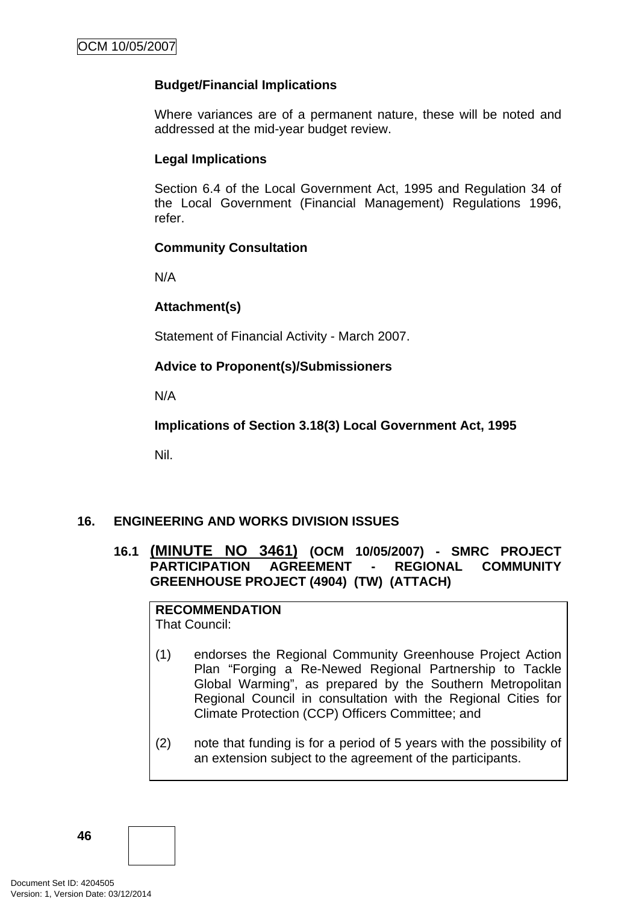**Budget/Financial Implications**

Where variances are of a permanent nature, these will be noted and addressed at the mid-year budget review.

**Legal Implications**

Section 6.4 of the Local Government Act, 1995 and Regulation 34 of the Local Government (Financial Management) Regulations 1996, refer.

**Community Consultation**

N/A

**Attachment(s)**

Statement of Financial Activity - March 2007.

**Advice to Proponent(s)/Submissioners**

N/A

**Implications of Section 3.18(3) Local Government Act, 1995**

Nil.

## 16. ENGINEERING AND WORKS DIVISION ISSUES

### 16.1 (MINUTE NO 3461) (OCM 10/05/2007) - SMRC PROJECT PARTICIPATION AGREEMENT - REGIONAL COMMUNITY GREENHOUSE PROJECT (4904) (TW) (ATTACH)

**RECOMMENDATION**
That Council:

(1) endorses the Regional Community Greenhouse Project Action Plan "Forging a Re-Newed Regional Partnership to Tackle Global Warming", as prepared by the Southern Metropolitan Regional Council in consultation with the Regional Cities for Climate Protection (CCP) Officers Committee; and

(2) note that funding is for a period of 5 years with the possibility of an extension subject to the agreement of the participants.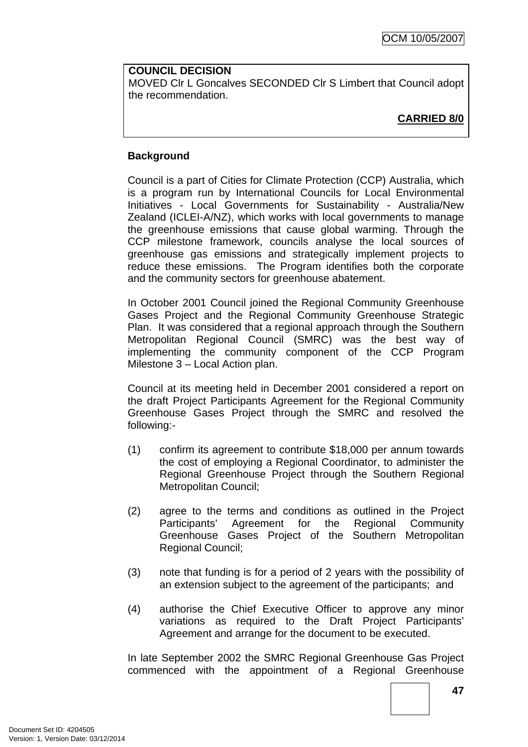**COUNCIL DECISION**
MOVED Clr L Goncalves SECONDED Clr S Limbert that Council adopt the recommendation.

**CARRIED 8/0**

**Background**

Council is a part of Cities for Climate Protection (CCP) Australia, which is a program run by International Councils for Local Environmental Initiatives - Local Governments for Sustainability - Australia/New Zealand (ICLEI-A/NZ), which works with local governments to manage the greenhouse emissions that cause global warming. Through the CCP milestone framework, councils analyse the local sources of greenhouse gas emissions and strategically implement projects to reduce these emissions. The Program identifies both the corporate and the community sectors for greenhouse abatement.

In October 2001 Council joined the Regional Community Greenhouse Gases Project and the Regional Community Greenhouse Strategic Plan. It was considered that a regional approach through the Southern Metropolitan Regional Council (SMRC) was the best way of implementing the community component of the CCP Program Milestone 3 – Local Action plan.

Council at its meeting held in December 2001 considered a report on the draft Project Participants Agreement for the Regional Community Greenhouse Gases Project through the SMRC and resolved the following:-

(1) confirm its agreement to contribute $18,000 per annum towards the cost of employing a Regional Coordinator, to administer the Regional Greenhouse Project through the Southern Regional Metropolitan Council;

(2) agree to the terms and conditions as outlined in the Project Participants' Agreement for the Regional Community Greenhouse Gases Project of the Southern Metropolitan Regional Council;

(3) note that funding is for a period of 2 years with the possibility of an extension subject to the agreement of the participants; and

(4) authorise the Chief Executive Officer to approve any minor variations as required to the Draft Project Participants' Agreement and arrange for the document to be executed.

In late September 2002 the SMRC Regional Greenhouse Gas Project commenced with the appointment of a Regional Greenhouse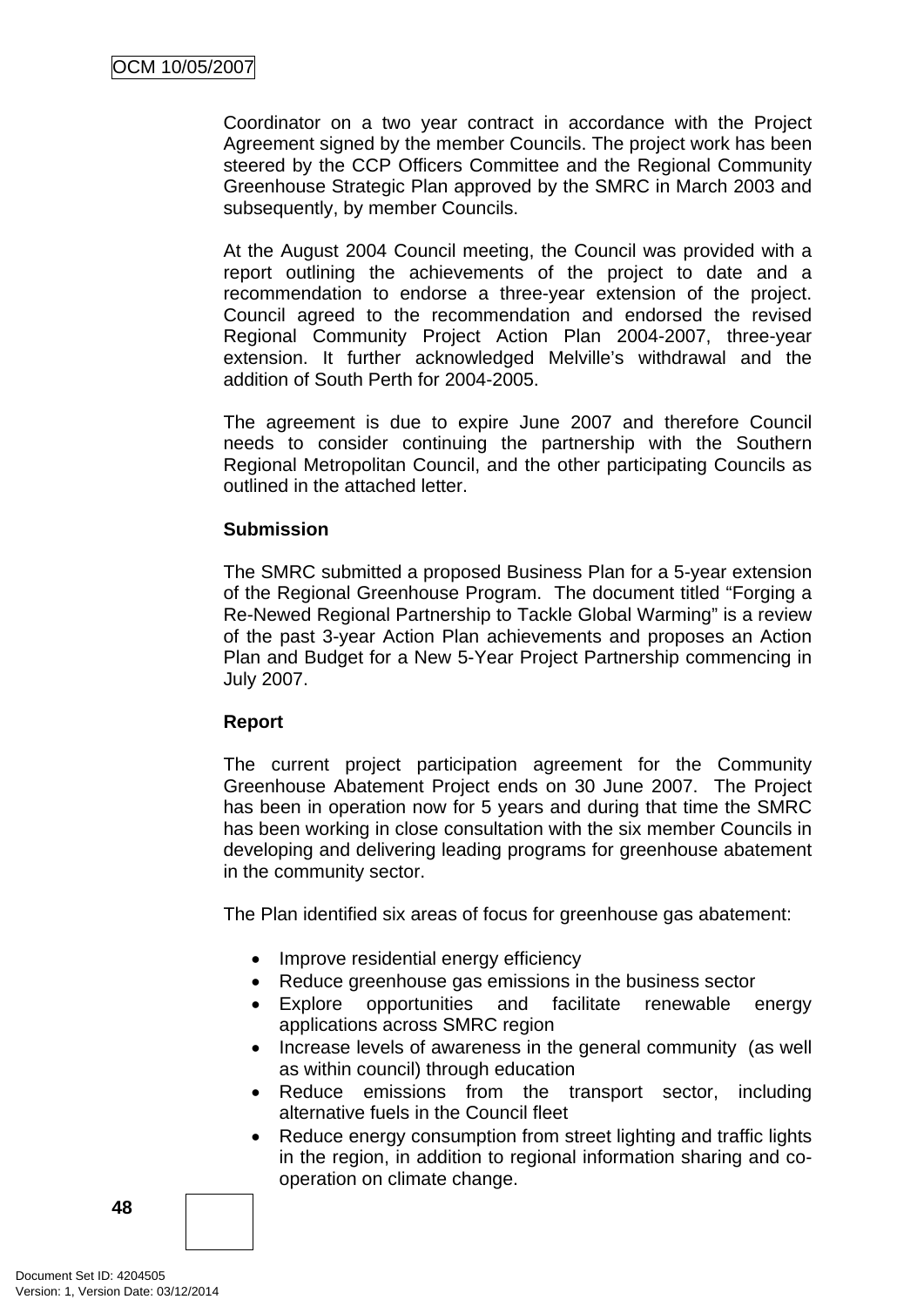Coordinator on a two year contract in accordance with the Project Agreement signed by the member Councils. The project work has been steered by the CCP Officers Committee and the Regional Community Greenhouse Strategic Plan approved by the SMRC in March 2003 and subsequently, by member Councils.

At the August 2004 Council meeting, the Council was provided with a report outlining the achievements of the project to date and a recommendation to endorse a three-year extension of the project. Council agreed to the recommendation and endorsed the revised Regional Community Project Action Plan 2004-2007, three-year extension. It further acknowledged Melville's withdrawal and the addition of South Perth for 2004-2005.

The agreement is due to expire June 2007 and therefore Council needs to consider continuing the partnership with the Southern Regional Metropolitan Council, and the other participating Councils as outlined in the attached letter.

**Submission**

The SMRC submitted a proposed Business Plan for a 5-year extension of the Regional Greenhouse Program. The document titled "Forging a Re-Newed Regional Partnership to Tackle Global Warming" is a review of the past 3-year Action Plan achievements and proposes an Action Plan and Budget for a New 5-Year Project Partnership commencing in July 2007.

**Report**

The current project participation agreement for the Community Greenhouse Abatement Project ends on 30 June 2007. The Project has been in operation now for 5 years and during that time the SMRC has been working in close consultation with the six member Councils in developing and delivering leading programs for greenhouse abatement in the community sector.

The Plan identified six areas of focus for greenhouse gas abatement:

- Improve residential energy efficiency
- Reduce greenhouse gas emissions in the business sector
- Explore opportunities and facilitate renewable energy applications across SMRC region
- Increase levels of awareness in the general community (as well as within council) through education
- Reduce emissions from the transport sector, including alternative fuels in the Council fleet
- Reduce energy consumption from street lighting and traffic lights in the region, in addition to regional information sharing and co-operation on climate change.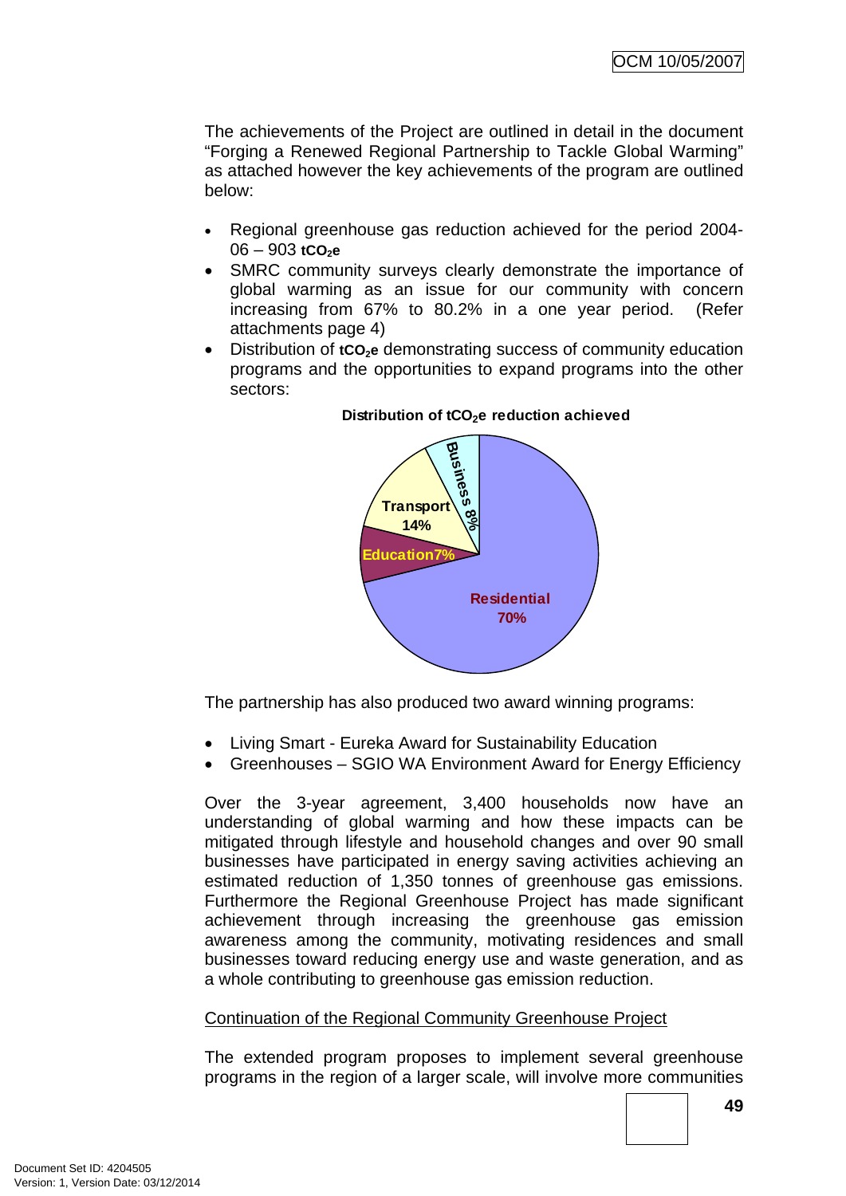The achievements of the Project are outlined in detail in the document "Forging a Renewed Regional Partnership to Tackle Global Warming" as attached however the key achievements of the program are outlined below:

- Regional greenhouse gas reduction achieved for the period 2004-06 – 903 **$tCO_2e$**
- SMRC community surveys clearly demonstrate the importance of global warming as an issue for our community with concern increasing from 67% to 80.2% in a one year period. (Refer attachments page 4)
- Distribution of **$tCO_2e$** demonstrating success of community education programs and the opportunities to expand programs into the other sectors:

**Distribution of $tCO_2e$ reduction achieved**

| Sector | Share |
|---|---|
| Residential | 70% |
| Transport | 14% |
| Business | 8% |
| Education | 7% |

The partnership has also produced two award winning programs:

- Living Smart - Eureka Award for Sustainability Education
- Greenhouses – SGIO WA Environment Award for Energy Efficiency

Over the 3-year agreement, 3,400 households now have an understanding of global warming and how these impacts can be mitigated through lifestyle and household changes and over 90 small businesses have participated in energy saving activities achieving an estimated reduction of 1,350 tonnes of greenhouse gas emissions. Furthermore the Regional Greenhouse Project has made significant achievement through increasing the greenhouse gas emission awareness among the community, motivating residences and small businesses toward reducing energy use and waste generation, and as a whole contributing to greenhouse gas emission reduction.

Continuation of the Regional Community Greenhouse Project

The extended program proposes to implement several greenhouse programs in the region of a larger scale, will involve more communities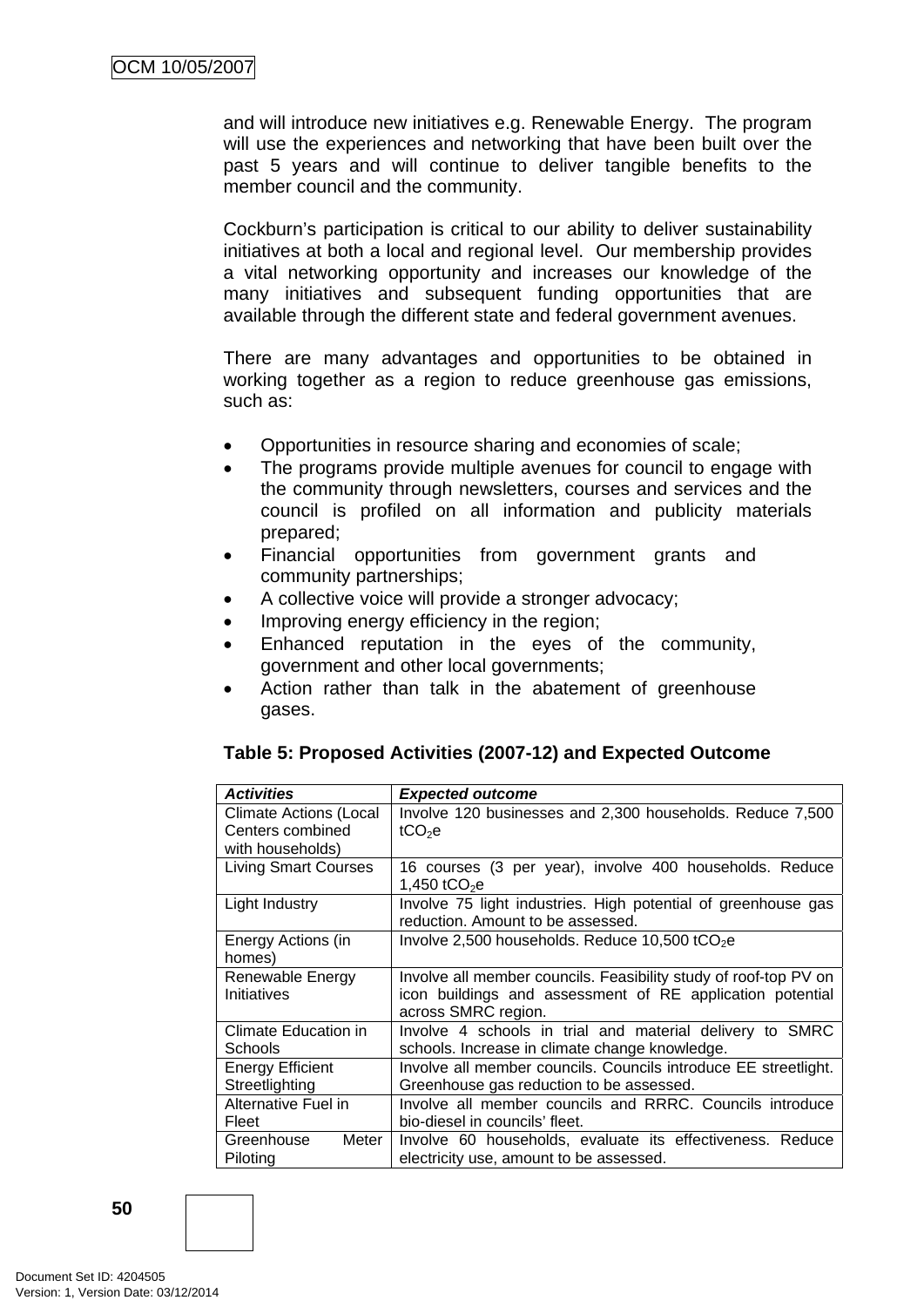and will introduce new initiatives e.g. Renewable Energy. The program will use the experiences and networking that have been built over the past 5 years and will continue to deliver tangible benefits to the member council and the community.

Cockburn's participation is critical to our ability to deliver sustainability initiatives at both a local and regional level. Our membership provides a vital networking opportunity and increases our knowledge of the many initiatives and subsequent funding opportunities that are available through the different state and federal government avenues.

There are many advantages and opportunities to be obtained in working together as a region to reduce greenhouse gas emissions, such as:

- Opportunities in resource sharing and economies of scale;
- The programs provide multiple avenues for council to engage with the community through newsletters, courses and services and the council is profiled on all information and publicity materials prepared;
- Financial opportunities from government grants and community partnerships;
- A collective voice will provide a stronger advocacy;
- Improving energy efficiency in the region;
- Enhanced reputation in the eyes of the community, government and other local governments;
- Action rather than talk in the abatement of greenhouse gases.

**Table 5: Proposed Activities (2007-12) and Expected Outcome**

| ***Activities*** | ***Expected outcome*** |
|---|---|
| Climate Actions (Local Centers combined with households) | Involve 120 businesses and 2,300 households. Reduce 7,500 $tCO_2e$ |
| Living Smart Courses | 16 courses (3 per year), involve 400 households. Reduce 1,450 $tCO_2e$ |
| Light Industry | Involve 75 light industries. High potential of greenhouse gas reduction. Amount to be assessed. |
| Energy Actions (in homes) | Involve 2,500 households. Reduce 10,500 $tCO_2e$ |
| Renewable Energy Initiatives | Involve all member councils. Feasibility study of roof-top PV on icon buildings and assessment of RE application potential across SMRC region. |
| Climate Education in Schools | Involve 4 schools in trial and material delivery to SMRC schools. Increase in climate change knowledge. |
| Energy Efficient Streetlighting | Involve all member councils. Councils introduce EE streetlight. Greenhouse gas reduction to be assessed. |
| Alternative Fuel in Fleet | Involve all member councils and RRRC. Councils introduce bio-diesel in councils' fleet. |
| Greenhouse Meter Piloting | Involve 60 households, evaluate its effectiveness. Reduce electricity use, amount to be assessed. |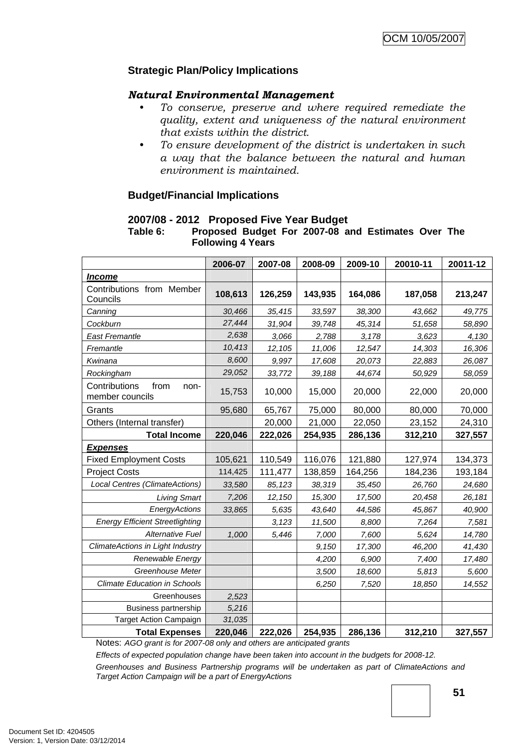### Strategic Plan/Policy Implications

***Natural Environmental Management***

- *To conserve, preserve and where required remediate the quality, extent and uniqueness of the natural environment that exists within the district.*
- *To ensure development of the district is undertaken in such a way that the balance between the natural and human environment is maintained.*

### Budget/Financial Implications

**2007/08 - 2012 Proposed Five Year Budget**

**Table 6: Proposed Budget For 2007-08 and Estimates Over The Following 4 Years**

| | 2006-07 | 2007-08 | 2008-09 | 2009-10 | 20010-11 | 20011-12 |
|---|---|---|---|---|---|---|
| ***Income*** | | | | | | |
| Contributions from Member Councils | **108,613** | **126,259** | **143,935** | **164,086** | **187,058** | **213,247** |
| *Canning* | *30,466* | *35,415* | *33,597* | *38,300* | *43,662* | *49,775* |
| *Cockburn* | *27,444* | *31,904* | *39,748* | *45,314* | *51,658* | *58,890* |
| *East Fremantle* | *2,638* | *3,066* | *2,788* | *3,178* | *3,623* | *4,130* |
| *Fremantle* | *10,413* | *12,105* | *11,006* | *12,547* | *14,303* | *16,306* |
| *Kwinana* | *8,600* | *9,997* | *17,608* | *20,073* | *22,883* | *26,087* |
| *Rockingham* | *29,052* | *33,772* | *39,188* | *44,674* | *50,929* | *58,059* |
| Contributions from non-member councils | 15,753 | 10,000 | 15,000 | 20,000 | 22,000 | 20,000 |
| Grants | 95,680 | 65,767 | 75,000 | 80,000 | 80,000 | 70,000 |
| Others (Internal transfer) | | 20,000 | 21,000 | 22,050 | 23,152 | 24,310 |
| **Total Income** | **220,046** | **222,026** | **254,935** | **286,136** | **312,210** | **327,557** |
| ***Expenses*** | | | | | | |
| Fixed Employment Costs | 105,621 | 110,549 | 116,076 | 121,880 | 127,974 | 134,373 |
| Project Costs | 114,425 | 111,477 | 138,859 | 164,256 | 184,236 | 193,184 |
| *Local Centres (ClimateActions)* | *33,580* | *85,123* | *38,319* | *35,450* | *26,760* | *24,680* |
| *Living Smart* | *7,206* | *12,150* | *15,300* | *17,500* | *20,458* | *26,181* |
| *EnergyActions* | *33,865* | *5,635* | *43,640* | *44,586* | *45,867* | *40,900* |
| *Energy Efficient Streetlighting* | | *3,123* | *11,500* | *8,800* | *7,264* | *7,581* |
| *Alternative Fuel* | *1,000* | *5,446* | *7,000* | *7,600* | *5,624* | *14,780* |
| *ClimateActions in Light Industry* | | | *9,150* | *17,300* | *46,200* | *41,430* |
| *Renewable Energy* | | | *4,200* | *6,900* | *7,400* | *17,480* |
| *Greenhouse Meter* | | | *3,500* | *18,600* | *5,813* | *5,600* |
| *Climate Education in Schools* | | | *6,250* | *7,520* | *18,850* | *14,552* |
| Greenhouses | *2,523* | | | | | |
| Business partnership | *5,216* | | | | | |
| Target Action Campaign | *31,035* | | | | | |
| **Total Expenses** | **220,046** | **222,026** | **254,935** | **286,136** | **312,210** | **327,557** |

Notes: *AGO grant is for 2007-08 only and others are anticipated grants*

*Effects of expected population change have been taken into account in the budgets for 2008-12.*

*Greenhouses and Business Partnership programs will be undertaken as part of ClimateActions and Target Action Campaign will be a part of EnergyActions*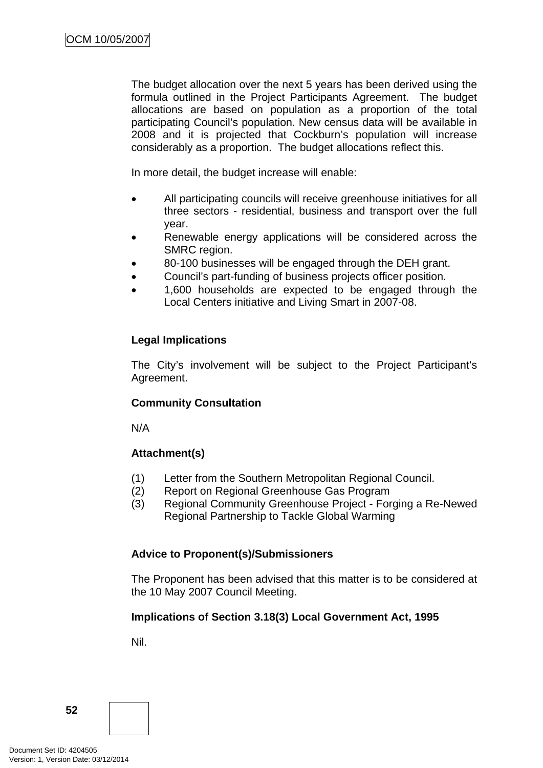The budget allocation over the next 5 years has been derived using the formula outlined in the Project Participants Agreement. The budget allocations are based on population as a proportion of the total participating Council's population. New census data will be available in 2008 and it is projected that Cockburn's population will increase considerably as a proportion. The budget allocations reflect this.

In more detail, the budget increase will enable:

- All participating councils will receive greenhouse initiatives for all three sectors - residential, business and transport over the full year.
- Renewable energy applications will be considered across the SMRC region.
- 80-100 businesses will be engaged through the DEH grant.
- Council's part-funding of business projects officer position.
- 1,600 households are expected to be engaged through the Local Centers initiative and Living Smart in 2007-08.

**Legal Implications**

The City's involvement will be subject to the Project Participant's Agreement.

**Community Consultation**

N/A

**Attachment(s)**

(1) Letter from the Southern Metropolitan Regional Council.
(2) Report on Regional Greenhouse Gas Program
(3) Regional Community Greenhouse Project - Forging a Re-Newed Regional Partnership to Tackle Global Warming

**Advice to Proponent(s)/Submissioners**

The Proponent has been advised that this matter is to be considered at the 10 May 2007 Council Meeting.

**Implications of Section 3.18(3) Local Government Act, 1995**

Nil.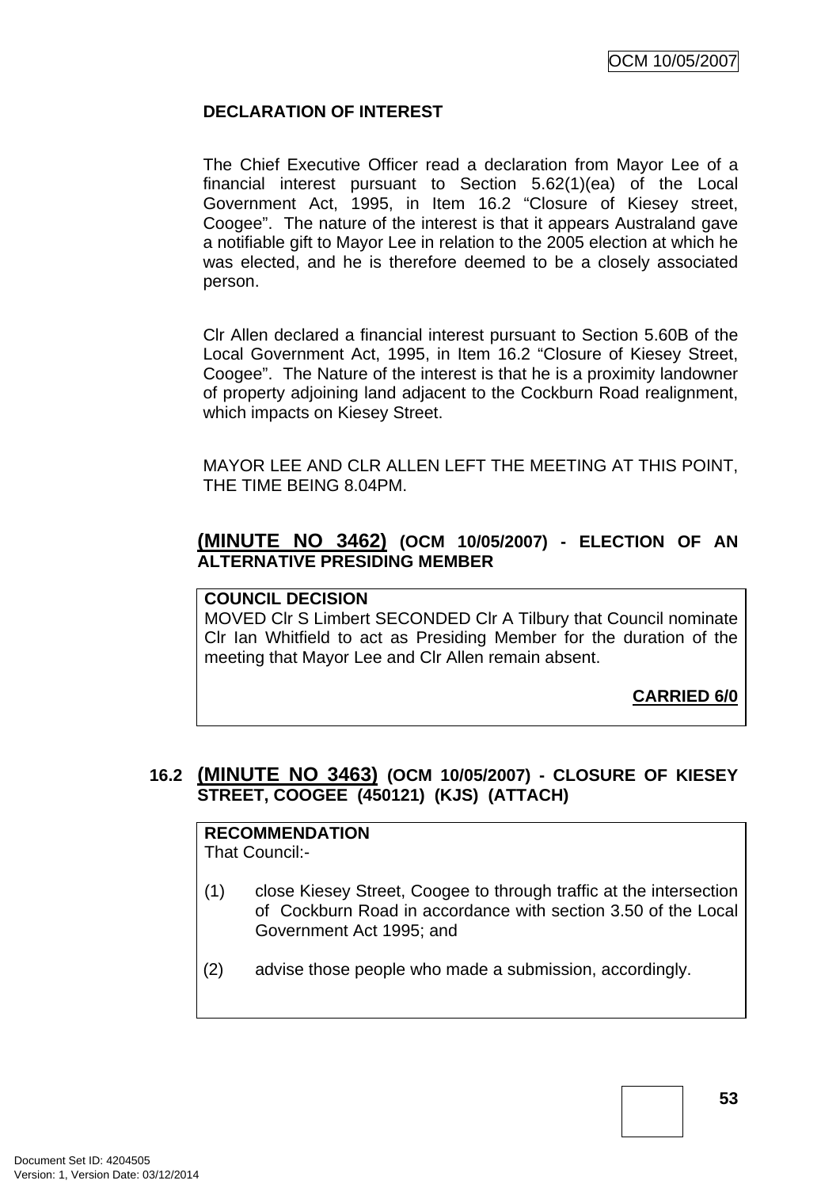**DECLARATION OF INTEREST**

The Chief Executive Officer read a declaration from Mayor Lee of a financial interest pursuant to Section 5.62(1)(ea) of the Local Government Act, 1995, in Item 16.2 "Closure of Kiesey street, Coogee". The nature of the interest is that it appears Australand gave a notifiable gift to Mayor Lee in relation to the 2005 election at which he was elected, and he is therefore deemed to be a closely associated person.

Clr Allen declared a financial interest pursuant to Section 5.60B of the Local Government Act, 1995, in Item 16.2 "Closure of Kiesey Street, Coogee". The Nature of the interest is that he is a proximity landowner of property adjoining land adjacent to the Cockburn Road realignment, which impacts on Kiesey Street.

MAYOR LEE AND CLR ALLEN LEFT THE MEETING AT THIS POINT, THE TIME BEING 8.04PM.

## (MINUTE NO 3462) (OCM 10/05/2007) - ELECTION OF AN ALTERNATIVE PRESIDING MEMBER

**COUNCIL DECISION**
MOVED Clr S Limbert SECONDED Clr A Tilbury that Council nominate Clr Ian Whitfield to act as Presiding Member for the duration of the meeting that Mayor Lee and Clr Allen remain absent.

**CARRIED 6/0**

## 16.2 (MINUTE NO 3463) (OCM 10/05/2007) - CLOSURE OF KIESEY STREET, COOGEE (450121) (KJS) (ATTACH)

**RECOMMENDATION**
That Council:-

(1) close Kiesey Street, Coogee to through traffic at the intersection of Cockburn Road in accordance with section 3.50 of the Local Government Act 1995; and

(2) advise those people who made a submission, accordingly.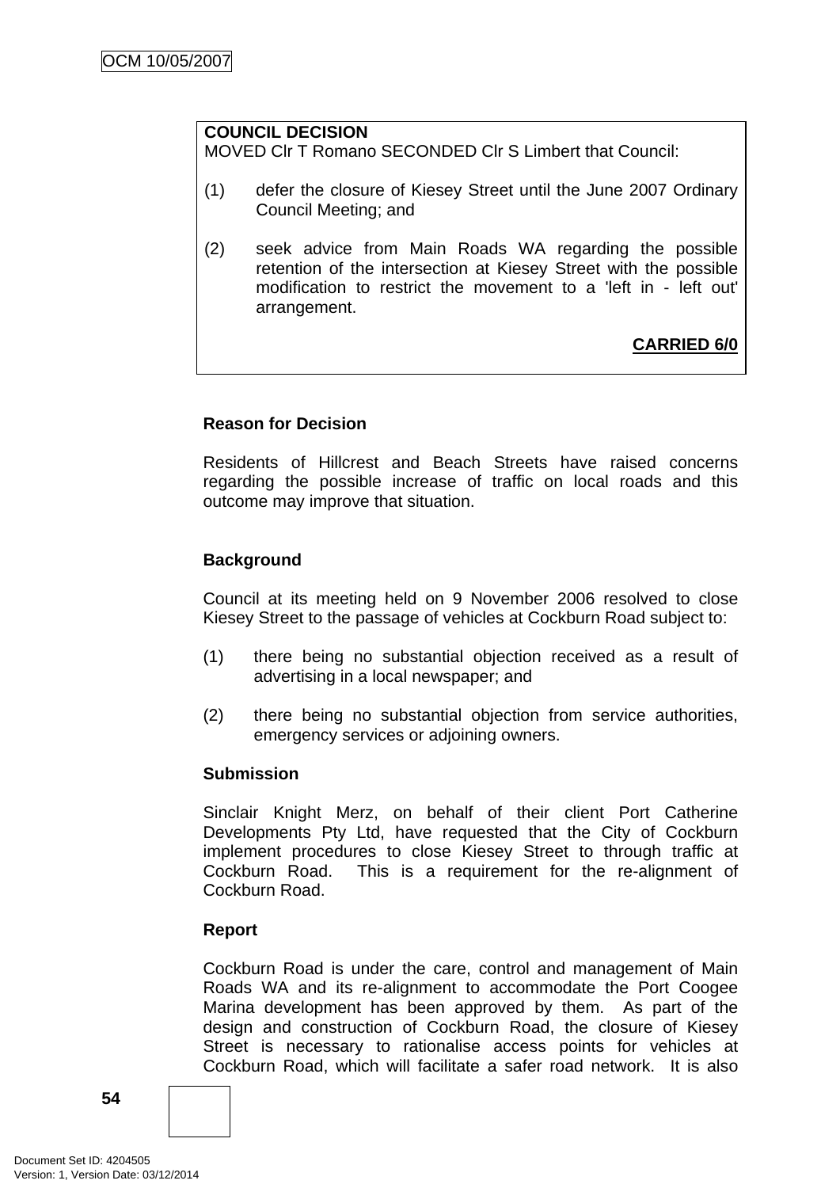**COUNCIL DECISION**
MOVED Clr T Romano SECONDED Clr S Limbert that Council:

(1) defer the closure of Kiesey Street until the June 2007 Ordinary Council Meeting; and

(2) seek advice from Main Roads WA regarding the possible retention of the intersection at Kiesey Street with the possible modification to restrict the movement to a 'left in - left out' arrangement.

**CARRIED 6/0**

**Reason for Decision**

Residents of Hillcrest and Beach Streets have raised concerns regarding the possible increase of traffic on local roads and this outcome may improve that situation.

**Background**

Council at its meeting held on 9 November 2006 resolved to close Kiesey Street to the passage of vehicles at Cockburn Road subject to:

(1) there being no substantial objection received as a result of advertising in a local newspaper; and

(2) there being no substantial objection from service authorities, emergency services or adjoining owners.

**Submission**

Sinclair Knight Merz, on behalf of their client Port Catherine Developments Pty Ltd, have requested that the City of Cockburn implement procedures to close Kiesey Street to through traffic at Cockburn Road. This is a requirement for the re-alignment of Cockburn Road.

**Report**

Cockburn Road is under the care, control and management of Main Roads WA and its re-alignment to accommodate the Port Coogee Marina development has been approved by them. As part of the design and construction of Cockburn Road, the closure of Kiesey Street is necessary to rationalise access points for vehicles at Cockburn Road, which will facilitate a safer road network. It is also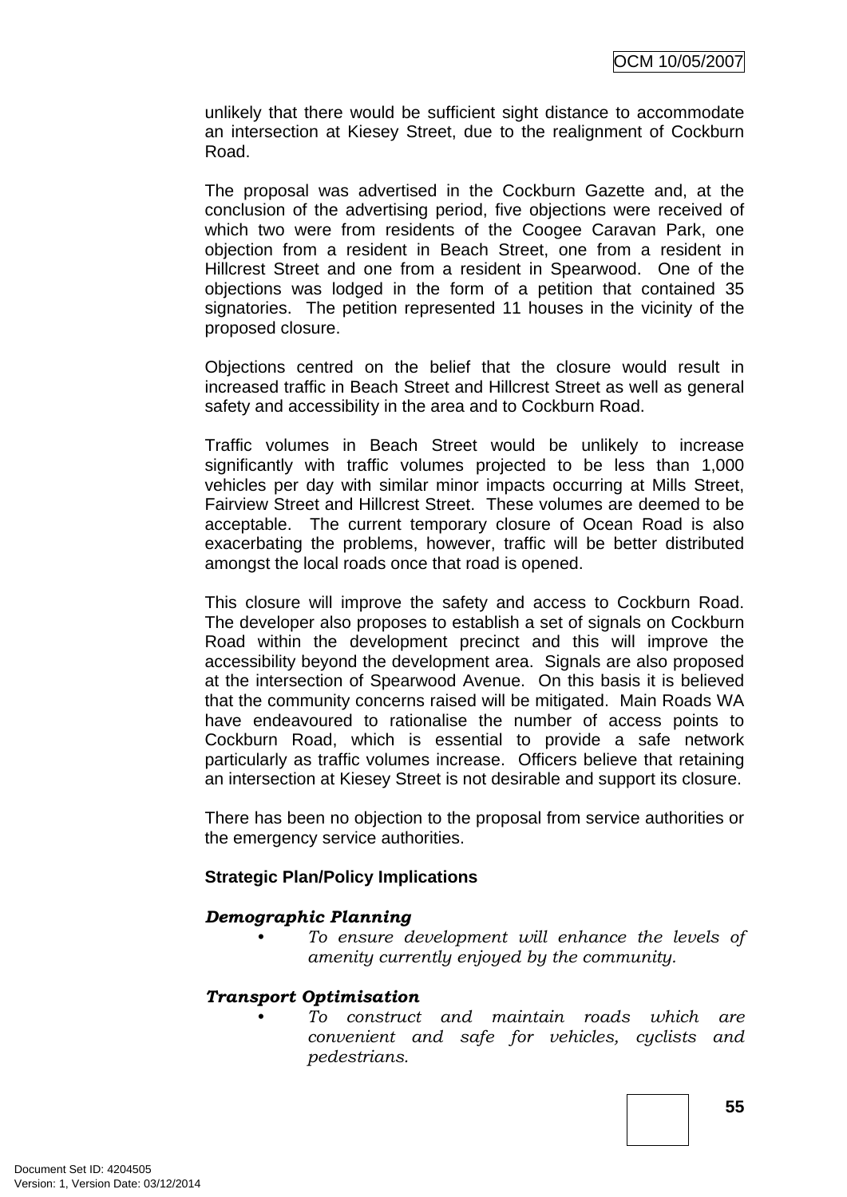unlikely that there would be sufficient sight distance to accommodate an intersection at Kiesey Street, due to the realignment of Cockburn Road.

The proposal was advertised in the Cockburn Gazette and, at the conclusion of the advertising period, five objections were received of which two were from residents of the Coogee Caravan Park, one objection from a resident in Beach Street, one from a resident in Hillcrest Street and one from a resident in Spearwood. One of the objections was lodged in the form of a petition that contained 35 signatories. The petition represented 11 houses in the vicinity of the proposed closure.

Objections centred on the belief that the closure would result in increased traffic in Beach Street and Hillcrest Street as well as general safety and accessibility in the area and to Cockburn Road.

Traffic volumes in Beach Street would be unlikely to increase significantly with traffic volumes projected to be less than 1,000 vehicles per day with similar minor impacts occurring at Mills Street, Fairview Street and Hillcrest Street. These volumes are deemed to be acceptable. The current temporary closure of Ocean Road is also exacerbating the problems, however, traffic will be better distributed amongst the local roads once that road is opened.

This closure will improve the safety and access to Cockburn Road. The developer also proposes to establish a set of signals on Cockburn Road within the development precinct and this will improve the accessibility beyond the development area. Signals are also proposed at the intersection of Spearwood Avenue. On this basis it is believed that the community concerns raised will be mitigated. Main Roads WA have endeavoured to rationalise the number of access points to Cockburn Road, which is essential to provide a safe network particularly as traffic volumes increase. Officers believe that retaining an intersection at Kiesey Street is not desirable and support its closure.

There has been no objection to the proposal from service authorities or the emergency service authorities.

**Strategic Plan/Policy Implications**

***Demographic Planning***

- *To ensure development will enhance the levels of amenity currently enjoyed by the community.*

***Transport Optimisation***

- *To construct and maintain roads which are convenient and safe for vehicles, cyclists and pedestrians.*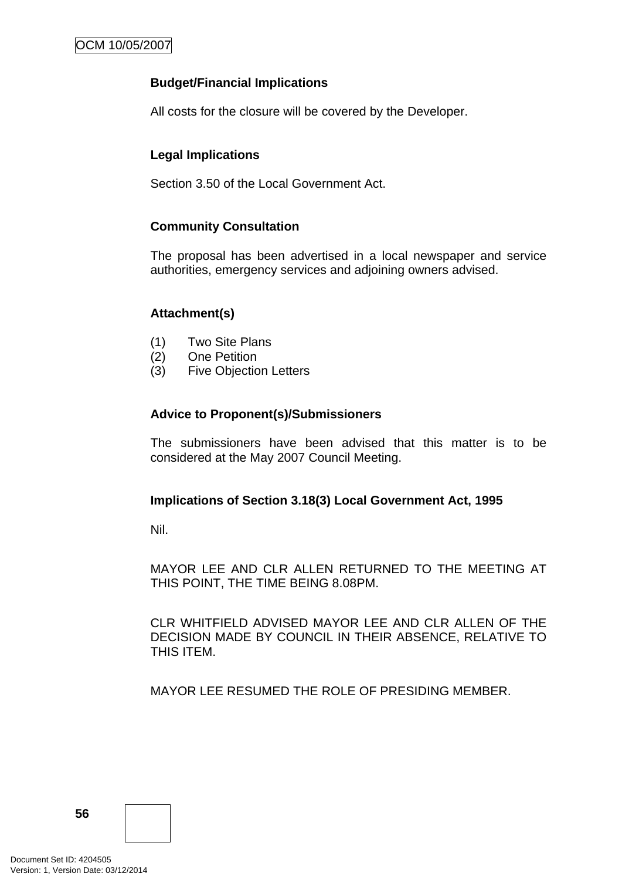**Budget/Financial Implications**

All costs for the closure will be covered by the Developer.

**Legal Implications**

Section 3.50 of the Local Government Act.

**Community Consultation**

The proposal has been advertised in a local newspaper and service authorities, emergency services and adjoining owners advised.

**Attachment(s)**

(1) Two Site Plans
(2) One Petition
(3) Five Objection Letters

**Advice to Proponent(s)/Submissioners**

The submissioners have been advised that this matter is to be considered at the May 2007 Council Meeting.

**Implications of Section 3.18(3) Local Government Act, 1995**

Nil.

MAYOR LEE AND CLR ALLEN RETURNED TO THE MEETING AT THIS POINT, THE TIME BEING 8.08PM.

CLR WHITFIELD ADVISED MAYOR LEE AND CLR ALLEN OF THE DECISION MADE BY COUNCIL IN THEIR ABSENCE, RELATIVE TO THIS ITEM.

MAYOR LEE RESUMED THE ROLE OF PRESIDING MEMBER.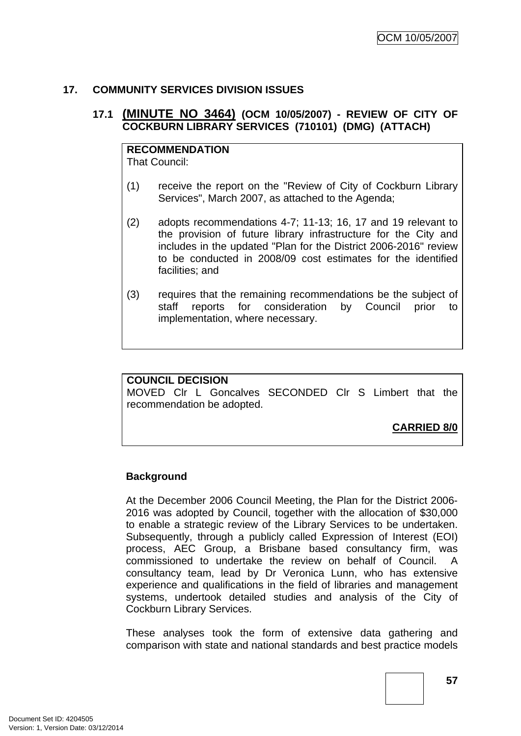## 17. COMMUNITY SERVICES DIVISION ISSUES

### 17.1 (MINUTE NO 3464) (OCM 10/05/2007) - REVIEW OF CITY OF COCKBURN LIBRARY SERVICES (710101) (DMG) (ATTACH)

**RECOMMENDATION**
That Council:

(1) receive the report on the "Review of City of Cockburn Library Services", March 2007, as attached to the Agenda;

(2) adopts recommendations 4-7; 11-13; 16, 17 and 19 relevant to the provision of future library infrastructure for the City and includes in the updated "Plan for the District 2006-2016" review to be conducted in 2008/09 cost estimates for the identified facilities; and

(3) requires that the remaining recommendations be the subject of staff reports for consideration by Council prior to implementation, where necessary.

**COUNCIL DECISION**
MOVED Clr L Goncalves SECONDED Clr S Limbert that the recommendation be adopted.

**CARRIED 8/0**

**Background**

At the December 2006 Council Meeting, the Plan for the District 2006-2016 was adopted by Council, together with the allocation of $30,000 to enable a strategic review of the Library Services to be undertaken. Subsequently, through a publicly called Expression of Interest (EOI) process, AEC Group, a Brisbane based consultancy firm, was commissioned to undertake the review on behalf of Council. A consultancy team, lead by Dr Veronica Lunn, who has extensive experience and qualifications in the field of libraries and management systems, undertook detailed studies and analysis of the City of Cockburn Library Services.

These analyses took the form of extensive data gathering and comparison with state and national standards and best practice models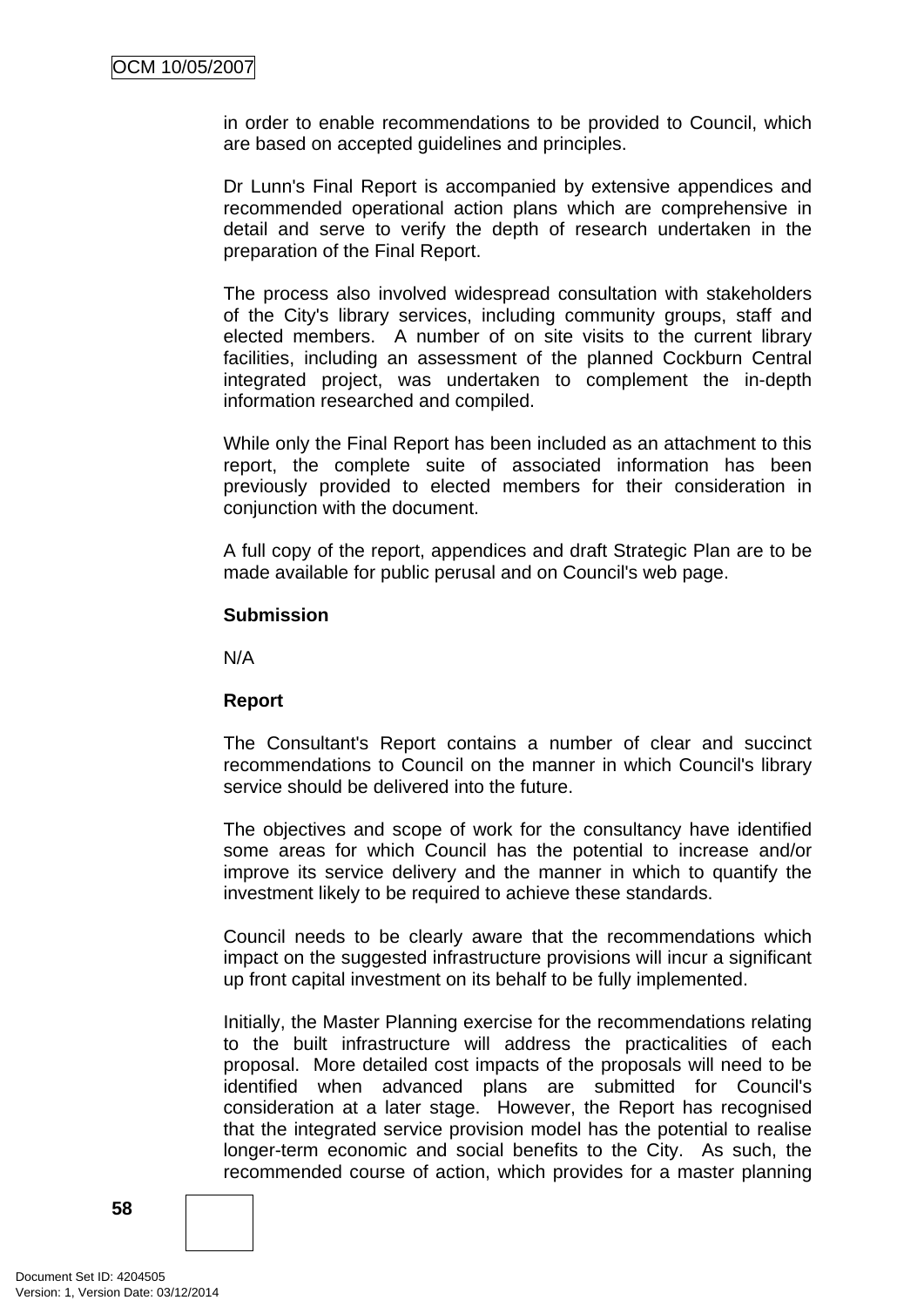in order to enable recommendations to be provided to Council, which are based on accepted guidelines and principles.

Dr Lunn's Final Report is accompanied by extensive appendices and recommended operational action plans which are comprehensive in detail and serve to verify the depth of research undertaken in the preparation of the Final Report.

The process also involved widespread consultation with stakeholders of the City's library services, including community groups, staff and elected members. A number of on site visits to the current library facilities, including an assessment of the planned Cockburn Central integrated project, was undertaken to complement the in-depth information researched and compiled.

While only the Final Report has been included as an attachment to this report, the complete suite of associated information has been previously provided to elected members for their consideration in conjunction with the document.

A full copy of the report, appendices and draft Strategic Plan are to be made available for public perusal and on Council's web page.

**Submission**

N/A

**Report**

The Consultant's Report contains a number of clear and succinct recommendations to Council on the manner in which Council's library service should be delivered into the future.

The objectives and scope of work for the consultancy have identified some areas for which Council has the potential to increase and/or improve its service delivery and the manner in which to quantify the investment likely to be required to achieve these standards.

Council needs to be clearly aware that the recommendations which impact on the suggested infrastructure provisions will incur a significant up front capital investment on its behalf to be fully implemented.

Initially, the Master Planning exercise for the recommendations relating to the built infrastructure will address the practicalities of each proposal. More detailed cost impacts of the proposals will need to be identified when advanced plans are submitted for Council's consideration at a later stage. However, the Report has recognised that the integrated service provision model has the potential to realise longer-term economic and social benefits to the City. As such, the recommended course of action, which provides for a master planning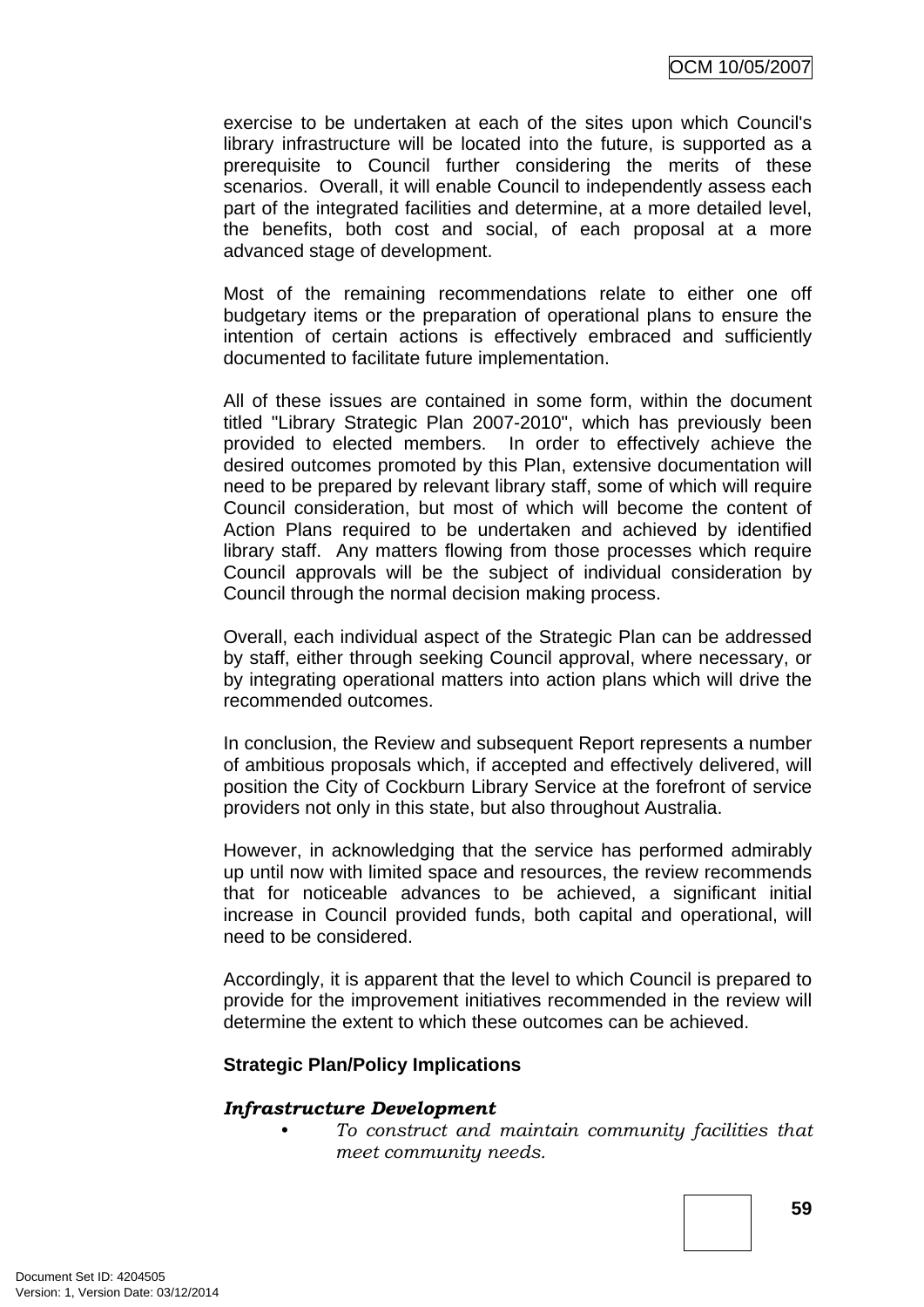exercise to be undertaken at each of the sites upon which Council's library infrastructure will be located into the future, is supported as a prerequisite to Council further considering the merits of these scenarios. Overall, it will enable Council to independently assess each part of the integrated facilities and determine, at a more detailed level, the benefits, both cost and social, of each proposal at a more advanced stage of development.

Most of the remaining recommendations relate to either one off budgetary items or the preparation of operational plans to ensure the intention of certain actions is effectively embraced and sufficiently documented to facilitate future implementation.

All of these issues are contained in some form, within the document titled "Library Strategic Plan 2007-2010", which has previously been provided to elected members. In order to effectively achieve the desired outcomes promoted by this Plan, extensive documentation will need to be prepared by relevant library staff, some of which will require Council consideration, but most of which will become the content of Action Plans required to be undertaken and achieved by identified library staff. Any matters flowing from those processes which require Council approvals will be the subject of individual consideration by Council through the normal decision making process.

Overall, each individual aspect of the Strategic Plan can be addressed by staff, either through seeking Council approval, where necessary, or by integrating operational matters into action plans which will drive the recommended outcomes.

In conclusion, the Review and subsequent Report represents a number of ambitious proposals which, if accepted and effectively delivered, will position the City of Cockburn Library Service at the forefront of service providers not only in this state, but also throughout Australia.

However, in acknowledging that the service has performed admirably up until now with limited space and resources, the review recommends that for noticeable advances to be achieved, a significant initial increase in Council provided funds, both capital and operational, will need to be considered.

Accordingly, it is apparent that the level to which Council is prepared to provide for the improvement initiatives recommended in the review will determine the extent to which these outcomes can be achieved.

**Strategic Plan/Policy Implications**

***Infrastructure Development***

- *To construct and maintain community facilities that meet community needs.*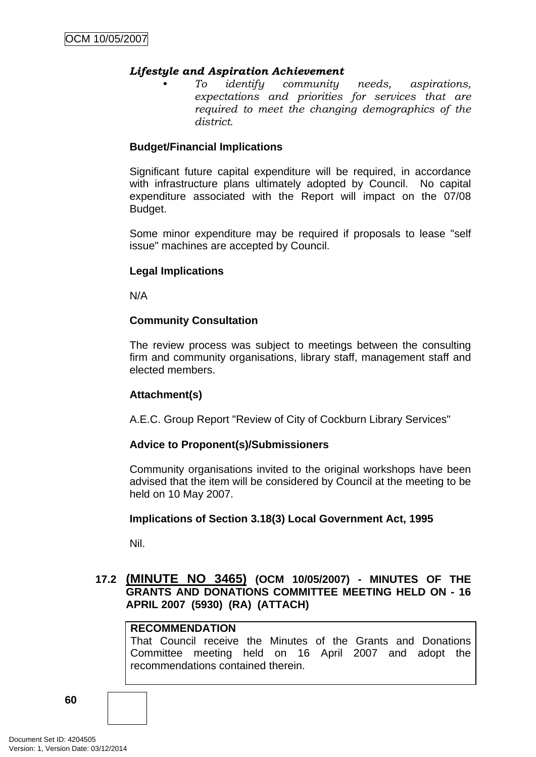***Lifestyle and Aspiration Achievement***

- *To identify community needs, aspirations, expectations and priorities for services that are required to meet the changing demographics of the district.*

**Budget/Financial Implications**

Significant future capital expenditure will be required, in accordance with infrastructure plans ultimately adopted by Council. No capital expenditure associated with the Report will impact on the 07/08 Budget.

Some minor expenditure may be required if proposals to lease "self issue" machines are accepted by Council.

**Legal Implications**

N/A

**Community Consultation**

The review process was subject to meetings between the consulting firm and community organisations, library staff, management staff and elected members.

**Attachment(s)**

A.E.C. Group Report "Review of City of Cockburn Library Services"

**Advice to Proponent(s)/Submissioners**

Community organisations invited to the original workshops have been advised that the item will be considered by Council at the meeting to be held on 10 May 2007.

**Implications of Section 3.18(3) Local Government Act, 1995**

Nil.

## 17.2 (MINUTE NO 3465) (OCM 10/05/2007) - MINUTES OF THE GRANTS AND DONATIONS COMMITTEE MEETING HELD ON - 16 APRIL 2007 (5930) (RA) (ATTACH)

**RECOMMENDATION**
That Council receive the Minutes of the Grants and Donations Committee meeting held on 16 April 2007 and adopt the recommendations contained therein.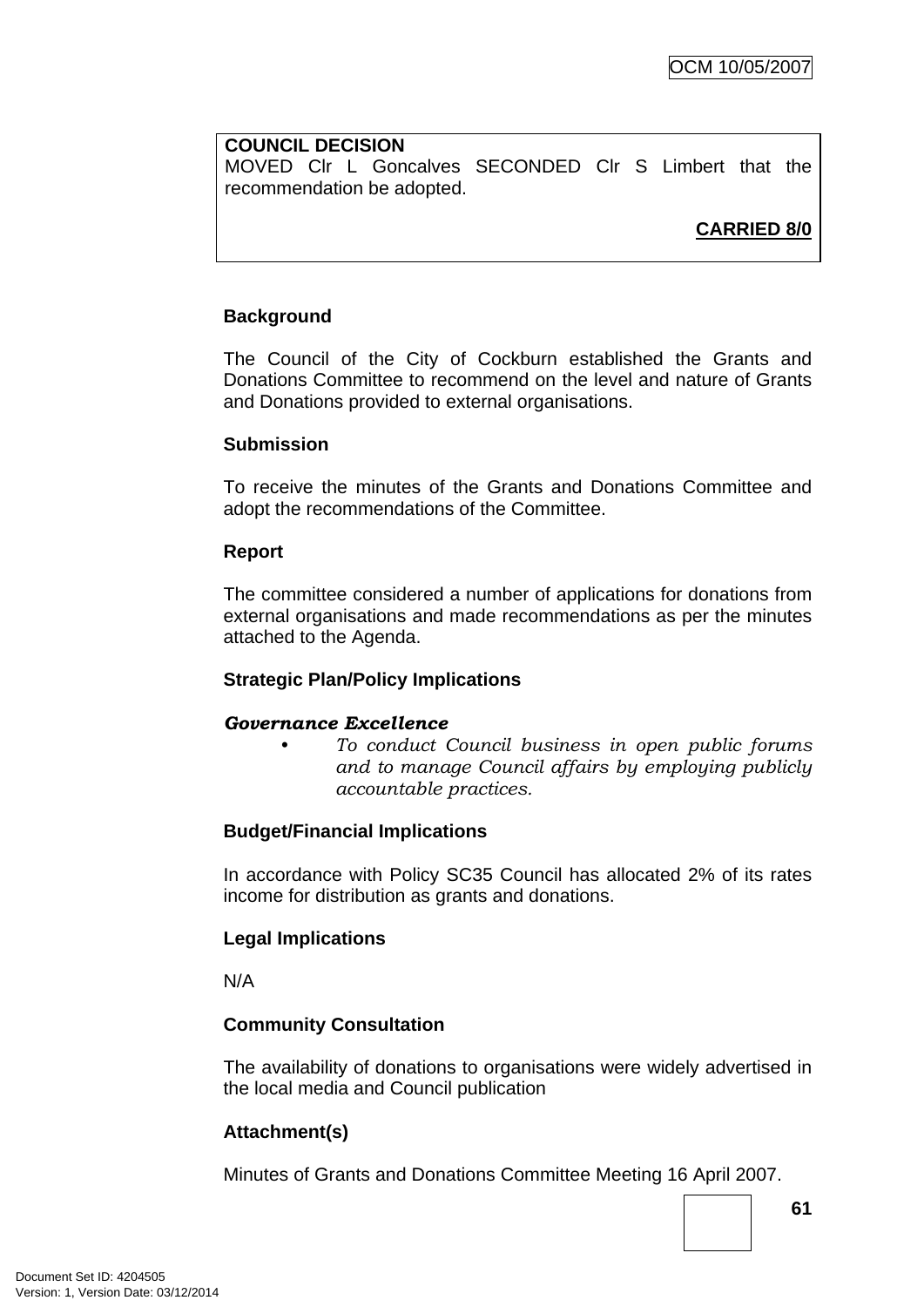**COUNCIL DECISION**
MOVED Clr L Goncalves SECONDED Clr S Limbert that the recommendation be adopted.

**CARRIED 8/0**

**Background**

The Council of the City of Cockburn established the Grants and Donations Committee to recommend on the level and nature of Grants and Donations provided to external organisations.

**Submission**

To receive the minutes of the Grants and Donations Committee and adopt the recommendations of the Committee.

**Report**

The committee considered a number of applications for donations from external organisations and made recommendations as per the minutes attached to the Agenda.

**Strategic Plan/Policy Implications**

***Governance Excellence***

- *To conduct Council business in open public forums and to manage Council affairs by employing publicly accountable practices.*

**Budget/Financial Implications**

In accordance with Policy SC35 Council has allocated 2% of its rates income for distribution as grants and donations.

**Legal Implications**

N/A

**Community Consultation**

The availability of donations to organisations were widely advertised in the local media and Council publication

**Attachment(s)**

Minutes of Grants and Donations Committee Meeting 16 April 2007.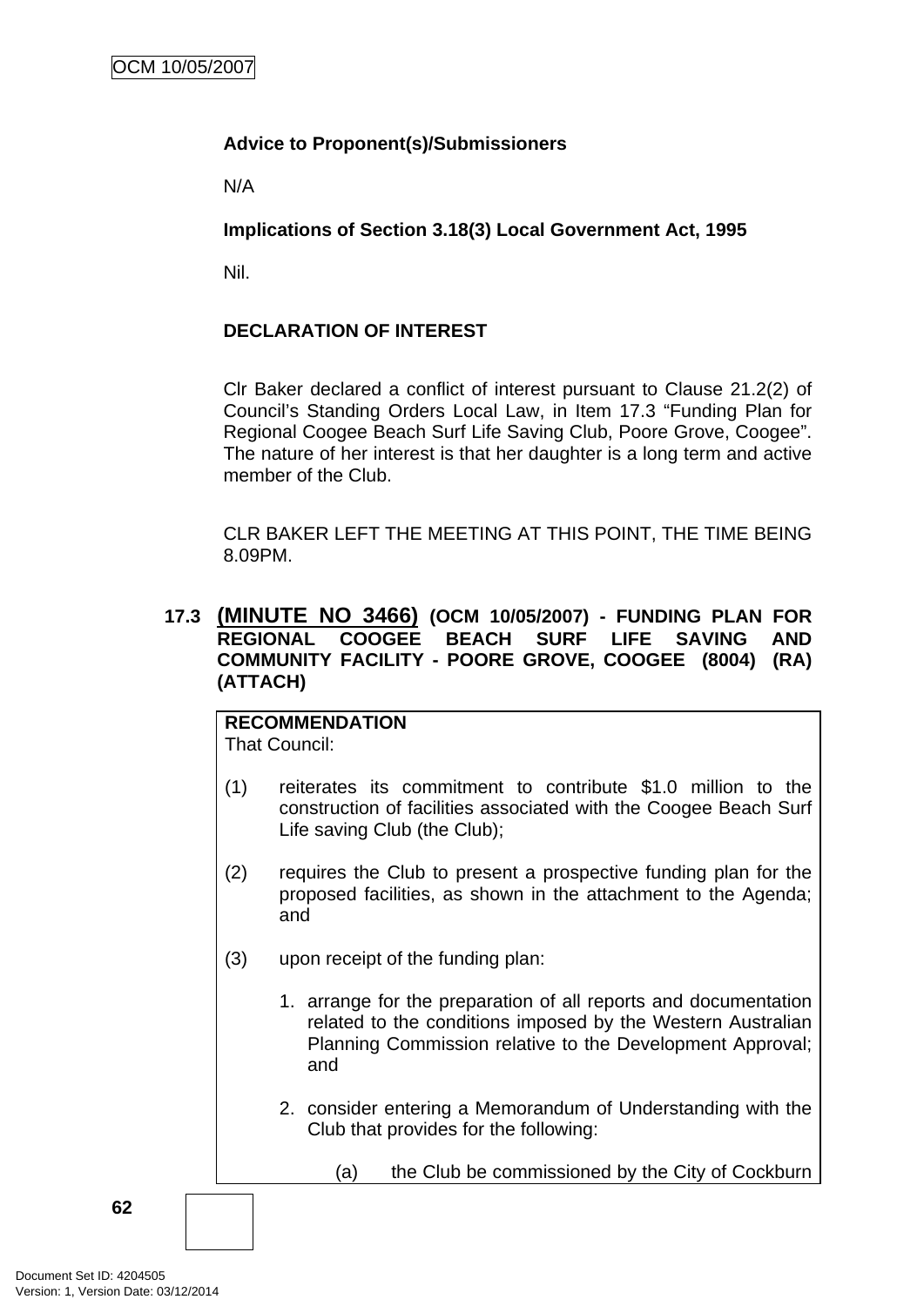**Advice to Proponent(s)/Submissioners**

N/A

**Implications of Section 3.18(3) Local Government Act, 1995**

Nil.

**DECLARATION OF INTEREST**

Clr Baker declared a conflict of interest pursuant to Clause 21.2(2) of Council's Standing Orders Local Law, in Item 17.3 "Funding Plan for Regional Coogee Beach Surf Life Saving Club, Poore Grove, Coogee". The nature of her interest is that her daughter is a long term and active member of the Club.

CLR BAKER LEFT THE MEETING AT THIS POINT, THE TIME BEING 8.09PM.

### 17.3 (MINUTE NO 3466) (OCM 10/05/2007) - FUNDING PLAN FOR REGIONAL COOGEE BEACH SURF LIFE SAVING AND COMMUNITY FACILITY - POORE GROVE, COOGEE (8004) (RA) (ATTACH)

**RECOMMENDATION**

That Council:

(1) reiterates its commitment to contribute $1.0 million to the construction of facilities associated with the Coogee Beach Surf Life saving Club (the Club);

(2) requires the Club to present a prospective funding plan for the proposed facilities, as shown in the attachment to the Agenda; and

(3) upon receipt of the funding plan:

1. arrange for the preparation of all reports and documentation related to the conditions imposed by the Western Australian Planning Commission relative to the Development Approval; and

2. consider entering a Memorandum of Understanding with the Club that provides for the following:

   (a) the Club be commissioned by the City of Cockburn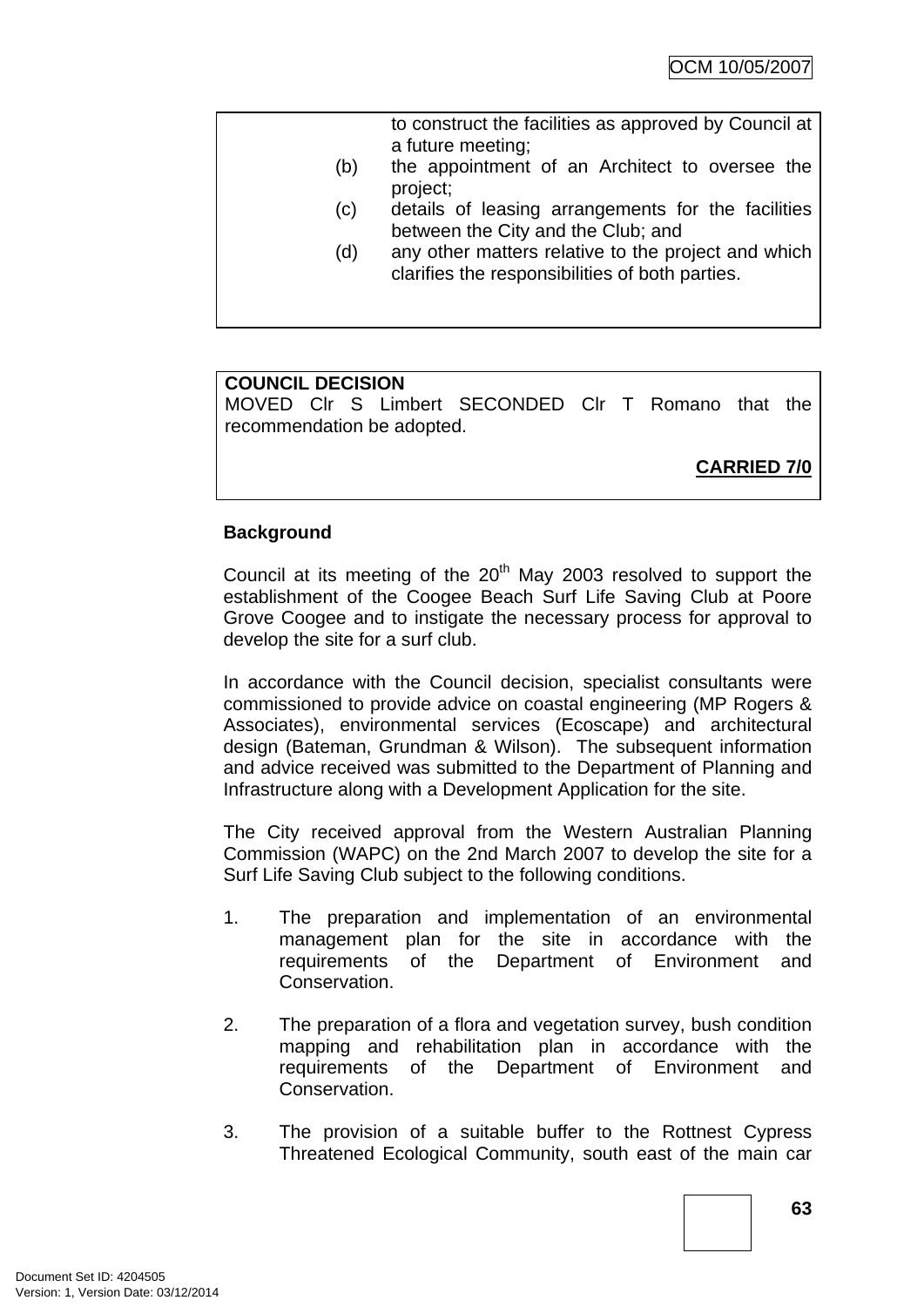to construct the facilities as approved by Council at a future meeting;

(b) the appointment of an Architect to oversee the project;

(c) details of leasing arrangements for the facilities between the City and the Club; and

(d) any other matters relative to the project and which clarifies the responsibilities of both parties.

**COUNCIL DECISION**
MOVED Clr S Limbert SECONDED Clr T Romano that the recommendation be adopted.

**CARRIED 7/0**

**Background**

Council at its meeting of the 20th May 2003 resolved to support the establishment of the Coogee Beach Surf Life Saving Club at Poore Grove Coogee and to instigate the necessary process for approval to develop the site for a surf club.

In accordance with the Council decision, specialist consultants were commissioned to provide advice on coastal engineering (MP Rogers & Associates), environmental services (Ecoscape) and architectural design (Bateman, Grundman & Wilson). The subsequent information and advice received was submitted to the Department of Planning and Infrastructure along with a Development Application for the site.

The City received approval from the Western Australian Planning Commission (WAPC) on the 2nd March 2007 to develop the site for a Surf Life Saving Club subject to the following conditions.

1. The preparation and implementation of an environmental management plan for the site in accordance with the requirements of the Department of Environment and Conservation.

2. The preparation of a flora and vegetation survey, bush condition mapping and rehabilitation plan in accordance with the requirements of the Department of Environment and Conservation.

3. The provision of a suitable buffer to the Rottnest Cypress Threatened Ecological Community, south east of the main car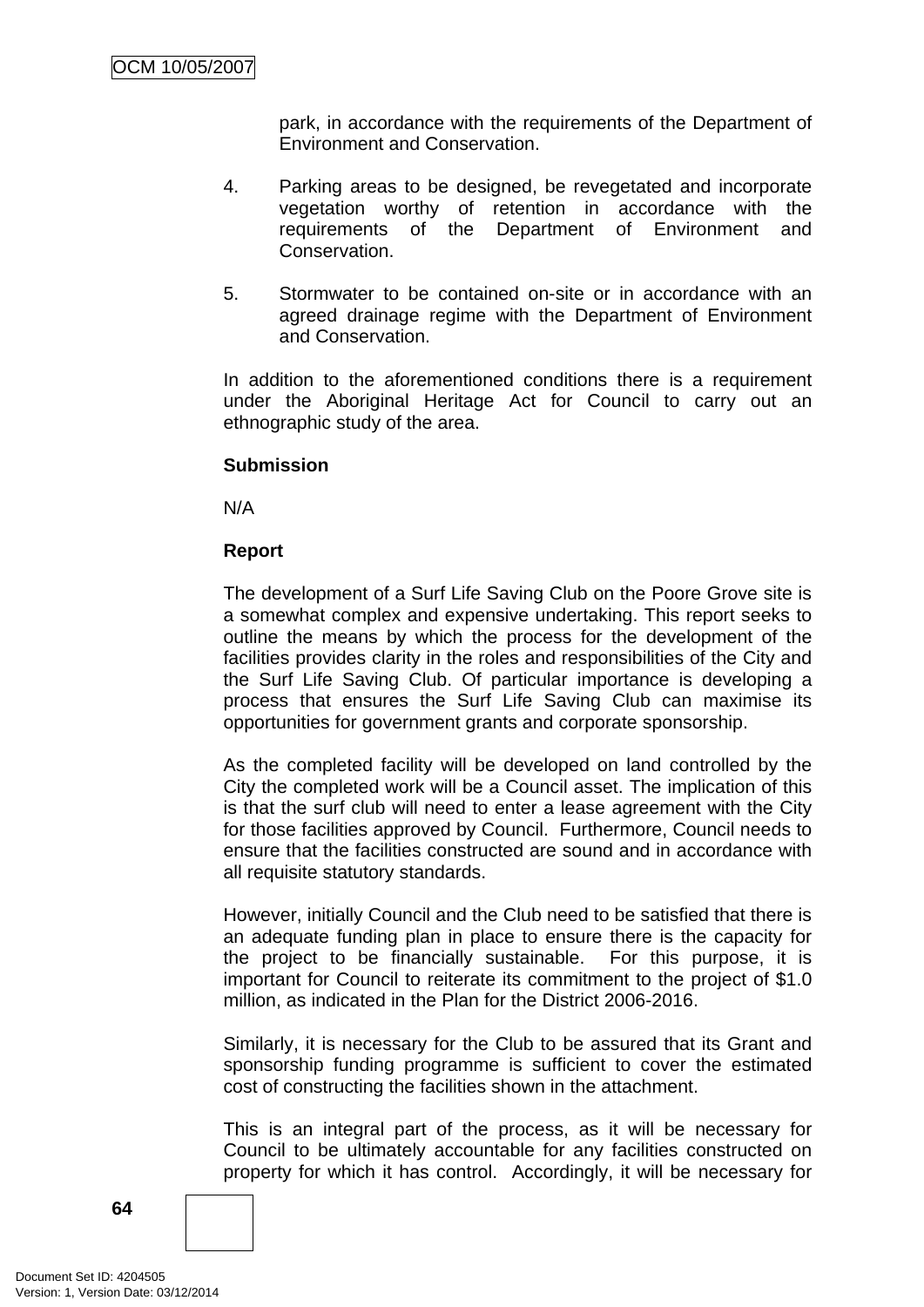park, in accordance with the requirements of the Department of Environment and Conservation.

4. Parking areas to be designed, be revegetated and incorporate vegetation worthy of retention in accordance with the requirements of the Department of Environment and Conservation.

5. Stormwater to be contained on-site or in accordance with an agreed drainage regime with the Department of Environment and Conservation.

In addition to the aforementioned conditions there is a requirement under the Aboriginal Heritage Act for Council to carry out an ethnographic study of the area.

**Submission**

N/A

**Report**

The development of a Surf Life Saving Club on the Poore Grove site is a somewhat complex and expensive undertaking. This report seeks to outline the means by which the process for the development of the facilities provides clarity in the roles and responsibilities of the City and the Surf Life Saving Club. Of particular importance is developing a process that ensures the Surf Life Saving Club can maximise its opportunities for government grants and corporate sponsorship.

As the completed facility will be developed on land controlled by the City the completed work will be a Council asset. The implication of this is that the surf club will need to enter a lease agreement with the City for those facilities approved by Council. Furthermore, Council needs to ensure that the facilities constructed are sound and in accordance with all requisite statutory standards.

However, initially Council and the Club need to be satisfied that there is an adequate funding plan in place to ensure there is the capacity for the project to be financially sustainable. For this purpose, it is important for Council to reiterate its commitment to the project of $1.0 million, as indicated in the Plan for the District 2006-2016.

Similarly, it is necessary for the Club to be assured that its Grant and sponsorship funding programme is sufficient to cover the estimated cost of constructing the facilities shown in the attachment.

This is an integral part of the process, as it will be necessary for Council to be ultimately accountable for any facilities constructed on property for which it has control. Accordingly, it will be necessary for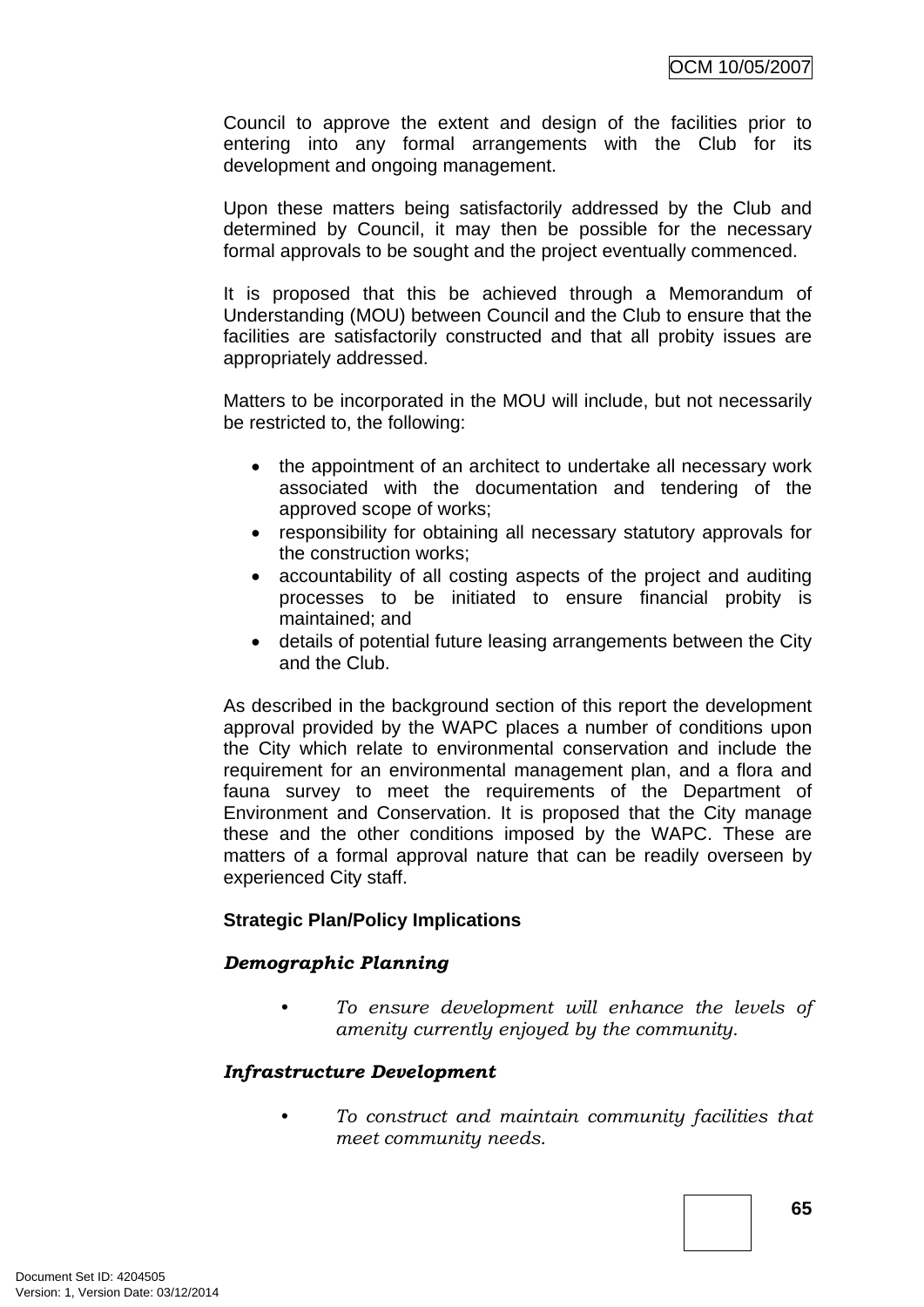Council to approve the extent and design of the facilities prior to entering into any formal arrangements with the Club for its development and ongoing management.

Upon these matters being satisfactorily addressed by the Club and determined by Council, it may then be possible for the necessary formal approvals to be sought and the project eventually commenced.

It is proposed that this be achieved through a Memorandum of Understanding (MOU) between Council and the Club to ensure that the facilities are satisfactorily constructed and that all probity issues are appropriately addressed.

Matters to be incorporated in the MOU will include, but not necessarily be restricted to, the following:

- the appointment of an architect to undertake all necessary work associated with the documentation and tendering of the approved scope of works;
- responsibility for obtaining all necessary statutory approvals for the construction works;
- accountability of all costing aspects of the project and auditing processes to be initiated to ensure financial probity is maintained; and
- details of potential future leasing arrangements between the City and the Club.

As described in the background section of this report the development approval provided by the WAPC places a number of conditions upon the City which relate to environmental conservation and include the requirement for an environmental management plan, and a flora and fauna survey to meet the requirements of the Department of Environment and Conservation. It is proposed that the City manage these and the other conditions imposed by the WAPC. These are matters of a formal approval nature that can be readily overseen by experienced City staff.

**Strategic Plan/Policy Implications**

***Demographic Planning***

- *To ensure development will enhance the levels of amenity currently enjoyed by the community.*

***Infrastructure Development***

- *To construct and maintain community facilities that meet community needs.*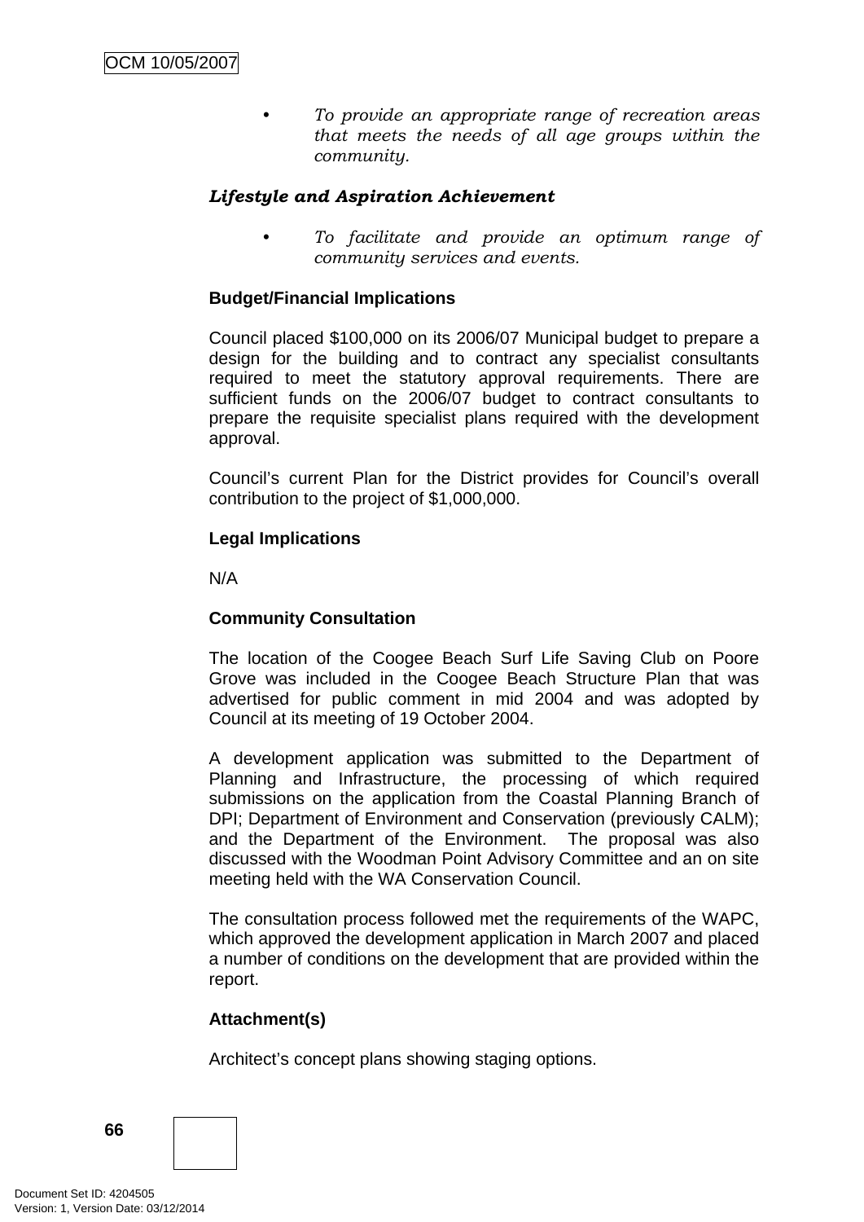- *To provide an appropriate range of recreation areas that meets the needs of all age groups within the community.*

***Lifestyle and Aspiration Achievement***

- *To facilitate and provide an optimum range of community services and events.*

**Budget/Financial Implications**

Council placed $100,000 on its 2006/07 Municipal budget to prepare a design for the building and to contract any specialist consultants required to meet the statutory approval requirements. There are sufficient funds on the 2006/07 budget to contract consultants to prepare the requisite specialist plans required with the development approval.

Council's current Plan for the District provides for Council's overall contribution to the project of $1,000,000.

**Legal Implications**

N/A

**Community Consultation**

The location of the Coogee Beach Surf Life Saving Club on Poore Grove was included in the Coogee Beach Structure Plan that was advertised for public comment in mid 2004 and was adopted by Council at its meeting of 19 October 2004.

A development application was submitted to the Department of Planning and Infrastructure, the processing of which required submissions on the application from the Coastal Planning Branch of DPI; Department of Environment and Conservation (previously CALM); and the Department of the Environment. The proposal was also discussed with the Woodman Point Advisory Committee and an on site meeting held with the WA Conservation Council.

The consultation process followed met the requirements of the WAPC, which approved the development application in March 2007 and placed a number of conditions on the development that are provided within the report.

**Attachment(s)**

Architect's concept plans showing staging options.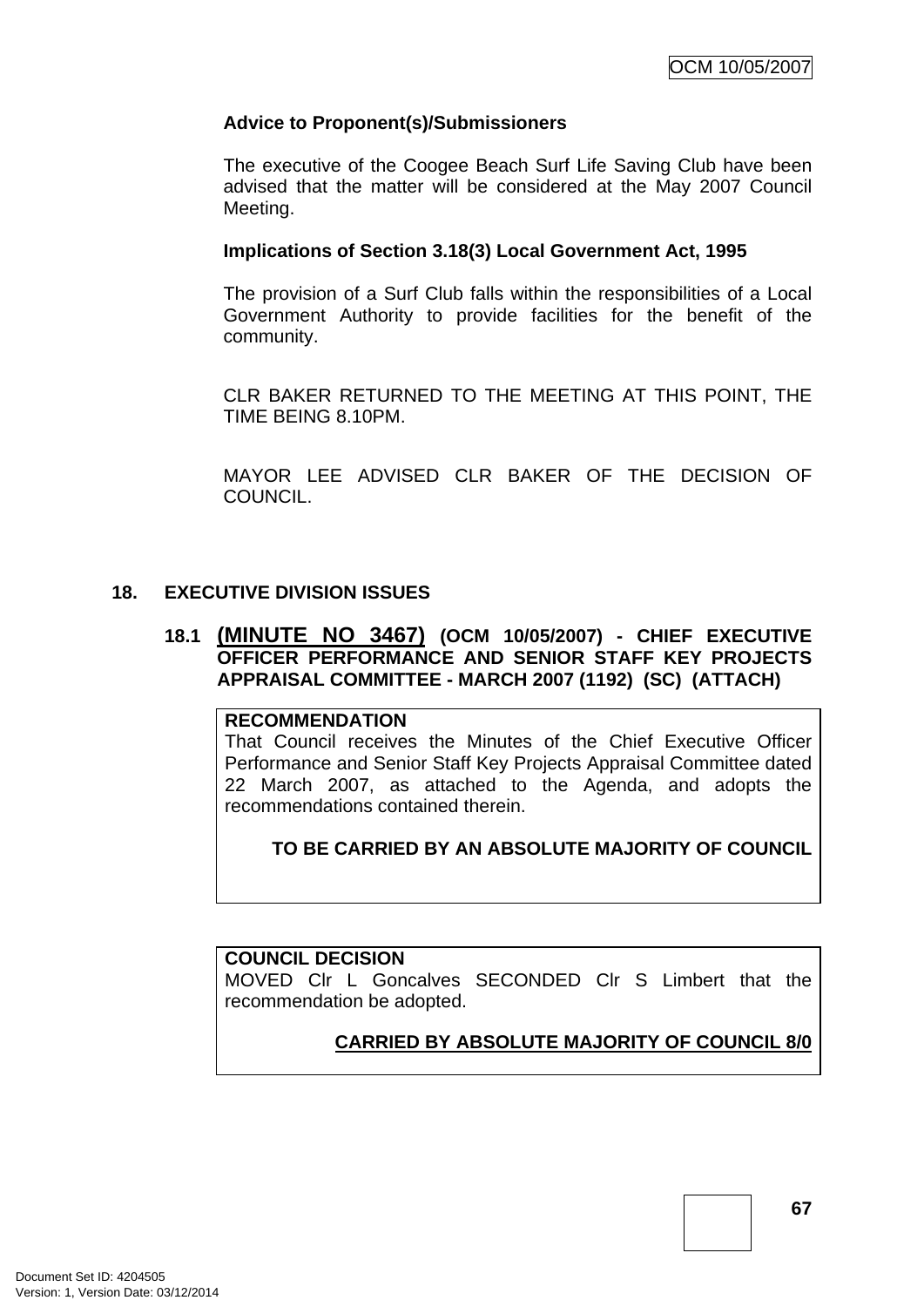**Advice to Proponent(s)/Submissioners**

The executive of the Coogee Beach Surf Life Saving Club have been advised that the matter will be considered at the May 2007 Council Meeting.

**Implications of Section 3.18(3) Local Government Act, 1995**

The provision of a Surf Club falls within the responsibilities of a Local Government Authority to provide facilities for the benefit of the community.

CLR BAKER RETURNED TO THE MEETING AT THIS POINT, THE TIME BEING 8.10PM.

MAYOR LEE ADVISED CLR BAKER OF THE DECISION OF COUNCIL.

## 18. EXECUTIVE DIVISION ISSUES

### 18.1 (MINUTE NO 3467) (OCM 10/05/2007) - CHIEF EXECUTIVE OFFICER PERFORMANCE AND SENIOR STAFF KEY PROJECTS APPRAISAL COMMITTEE - MARCH 2007 (1192) (SC) (ATTACH)

**RECOMMENDATION**

That Council receives the Minutes of the Chief Executive Officer Performance and Senior Staff Key Projects Appraisal Committee dated 22 March 2007, as attached to the Agenda, and adopts the recommendations contained therein.

**TO BE CARRIED BY AN ABSOLUTE MAJORITY OF COUNCIL**

**COUNCIL DECISION**

MOVED Clr L Goncalves SECONDED Clr S Limbert that the recommendation be adopted.

**CARRIED BY ABSOLUTE MAJORITY OF COUNCIL 8/0**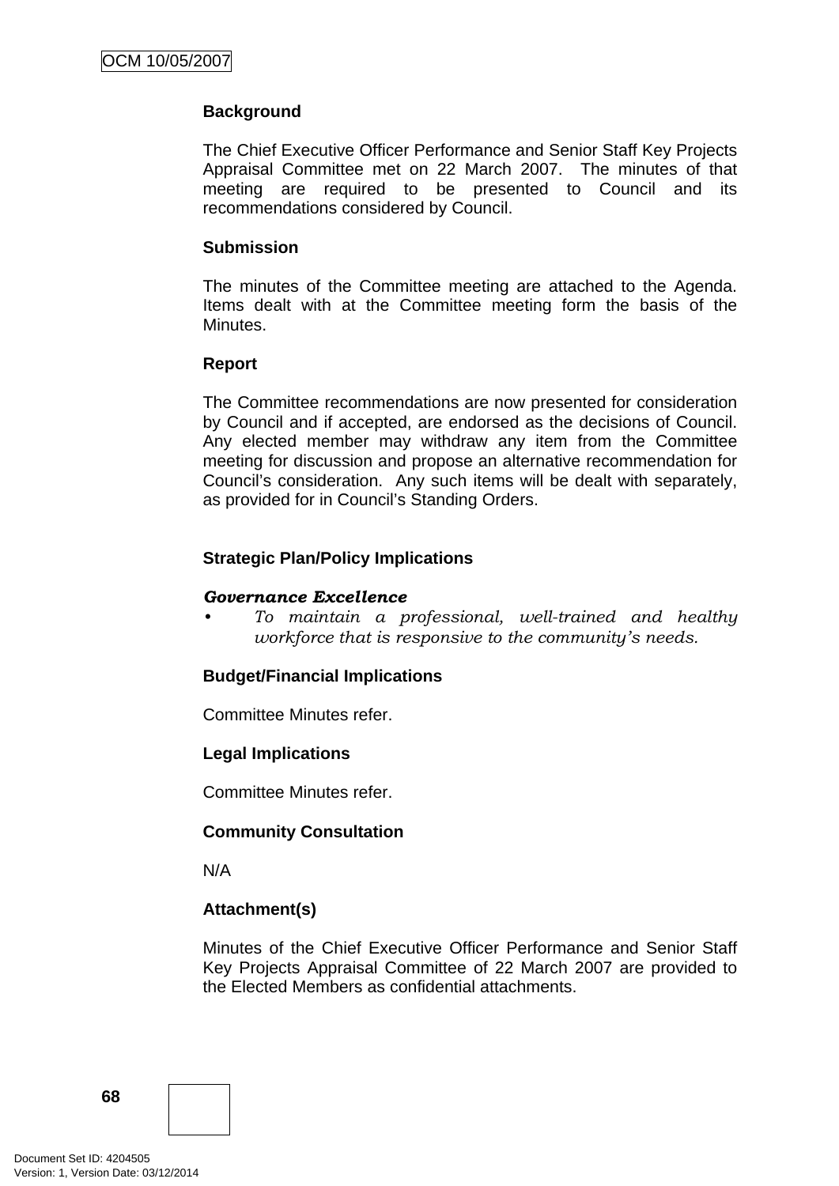**Background**

The Chief Executive Officer Performance and Senior Staff Key Projects Appraisal Committee met on 22 March 2007. The minutes of that meeting are required to be presented to Council and its recommendations considered by Council.

**Submission**

The minutes of the Committee meeting are attached to the Agenda. Items dealt with at the Committee meeting form the basis of the Minutes.

**Report**

The Committee recommendations are now presented for consideration by Council and if accepted, are endorsed as the decisions of Council. Any elected member may withdraw any item from the Committee meeting for discussion and propose an alternative recommendation for Council's consideration. Any such items will be dealt with separately, as provided for in Council's Standing Orders.

**Strategic Plan/Policy Implications**

***Governance Excellence***

- *To maintain a professional, well-trained and healthy workforce that is responsive to the community's needs.*

**Budget/Financial Implications**

Committee Minutes refer.

**Legal Implications**

Committee Minutes refer.

**Community Consultation**

N/A

**Attachment(s)**

Minutes of the Chief Executive Officer Performance and Senior Staff Key Projects Appraisal Committee of 22 March 2007 are provided to the Elected Members as confidential attachments.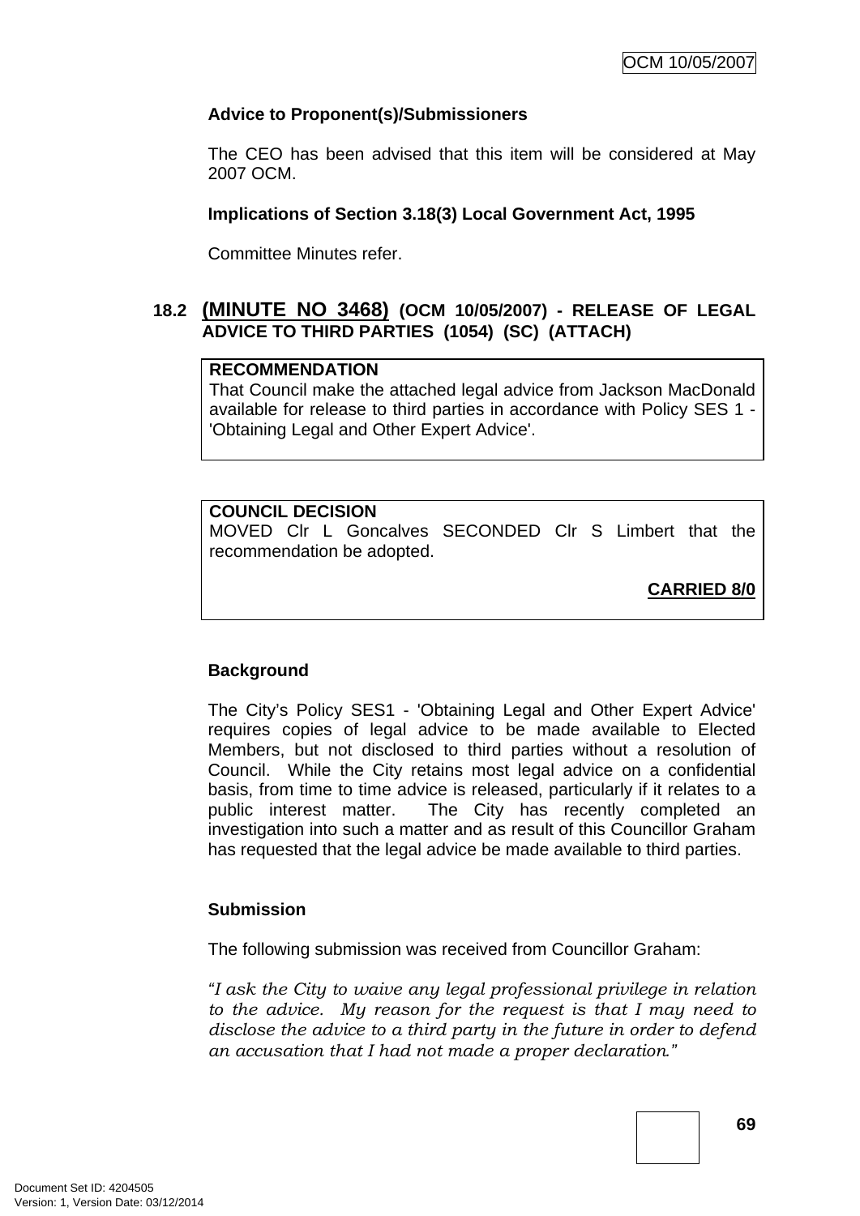**Advice to Proponent(s)/Submissioners**

The CEO has been advised that this item will be considered at May 2007 OCM.

**Implications of Section 3.18(3) Local Government Act, 1995**

Committee Minutes refer.

## 18.2 (MINUTE NO 3468) (OCM 10/05/2007) - RELEASE OF LEGAL ADVICE TO THIRD PARTIES (1054) (SC) (ATTACH)

**RECOMMENDATION**
That Council make the attached legal advice from Jackson MacDonald available for release to third parties in accordance with Policy SES 1 - 'Obtaining Legal and Other Expert Advice'.

**COUNCIL DECISION**
MOVED Clr L Goncalves SECONDED Clr S Limbert that the recommendation be adopted.

**CARRIED 8/0**

**Background**

The City's Policy SES1 - 'Obtaining Legal and Other Expert Advice' requires copies of legal advice to be made available to Elected Members, but not disclosed to third parties without a resolution of Council. While the City retains most legal advice on a confidential basis, from time to time advice is released, particularly if it relates to a public interest matter. The City has recently completed an investigation into such a matter and as result of this Councillor Graham has requested that the legal advice be made available to third parties.

**Submission**

The following submission was received from Councillor Graham:

*"I ask the City to waive any legal professional privilege in relation to the advice. My reason for the request is that I may need to disclose the advice to a third party in the future in order to defend an accusation that I had not made a proper declaration."*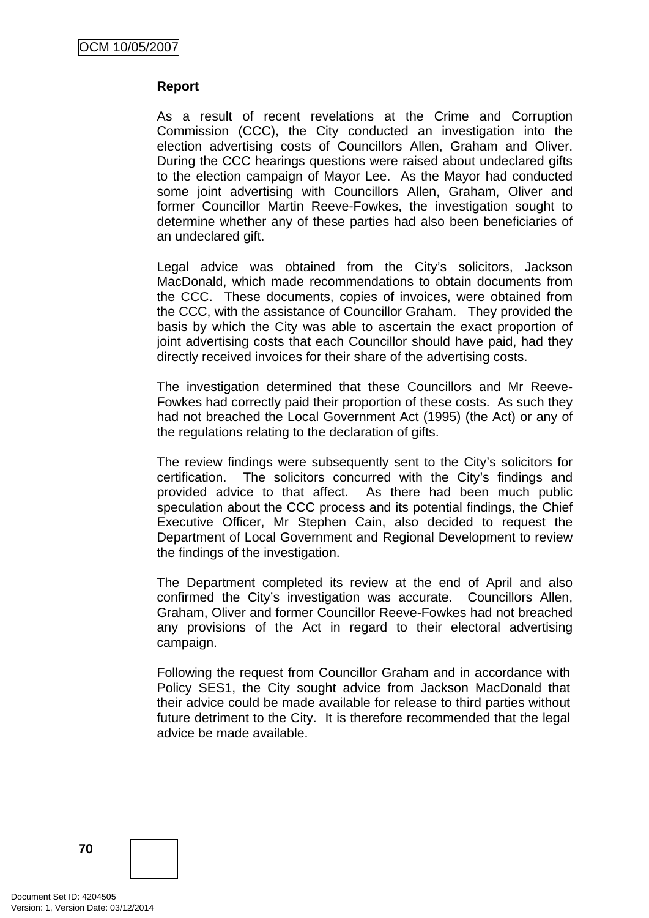**Report**

As a result of recent revelations at the Crime and Corruption Commission (CCC), the City conducted an investigation into the election advertising costs of Councillors Allen, Graham and Oliver. During the CCC hearings questions were raised about undeclared gifts to the election campaign of Mayor Lee. As the Mayor had conducted some joint advertising with Councillors Allen, Graham, Oliver and former Councillor Martin Reeve-Fowkes, the investigation sought to determine whether any of these parties had also been beneficiaries of an undeclared gift.

Legal advice was obtained from the City's solicitors, Jackson MacDonald, which made recommendations to obtain documents from the CCC. These documents, copies of invoices, were obtained from the CCC, with the assistance of Councillor Graham. They provided the basis by which the City was able to ascertain the exact proportion of joint advertising costs that each Councillor should have paid, had they directly received invoices for their share of the advertising costs.

The investigation determined that these Councillors and Mr Reeve-Fowkes had correctly paid their proportion of these costs. As such they had not breached the Local Government Act (1995) (the Act) or any of the regulations relating to the declaration of gifts.

The review findings were subsequently sent to the City's solicitors for certification. The solicitors concurred with the City's findings and provided advice to that affect. As there had been much public speculation about the CCC process and its potential findings, the Chief Executive Officer, Mr Stephen Cain, also decided to request the Department of Local Government and Regional Development to review the findings of the investigation.

The Department completed its review at the end of April and also confirmed the City's investigation was accurate. Councillors Allen, Graham, Oliver and former Councillor Reeve-Fowkes had not breached any provisions of the Act in regard to their electoral advertising campaign.

Following the request from Councillor Graham and in accordance with Policy SES1, the City sought advice from Jackson MacDonald that their advice could be made available for release to third parties without future detriment to the City. It is therefore recommended that the legal advice be made available.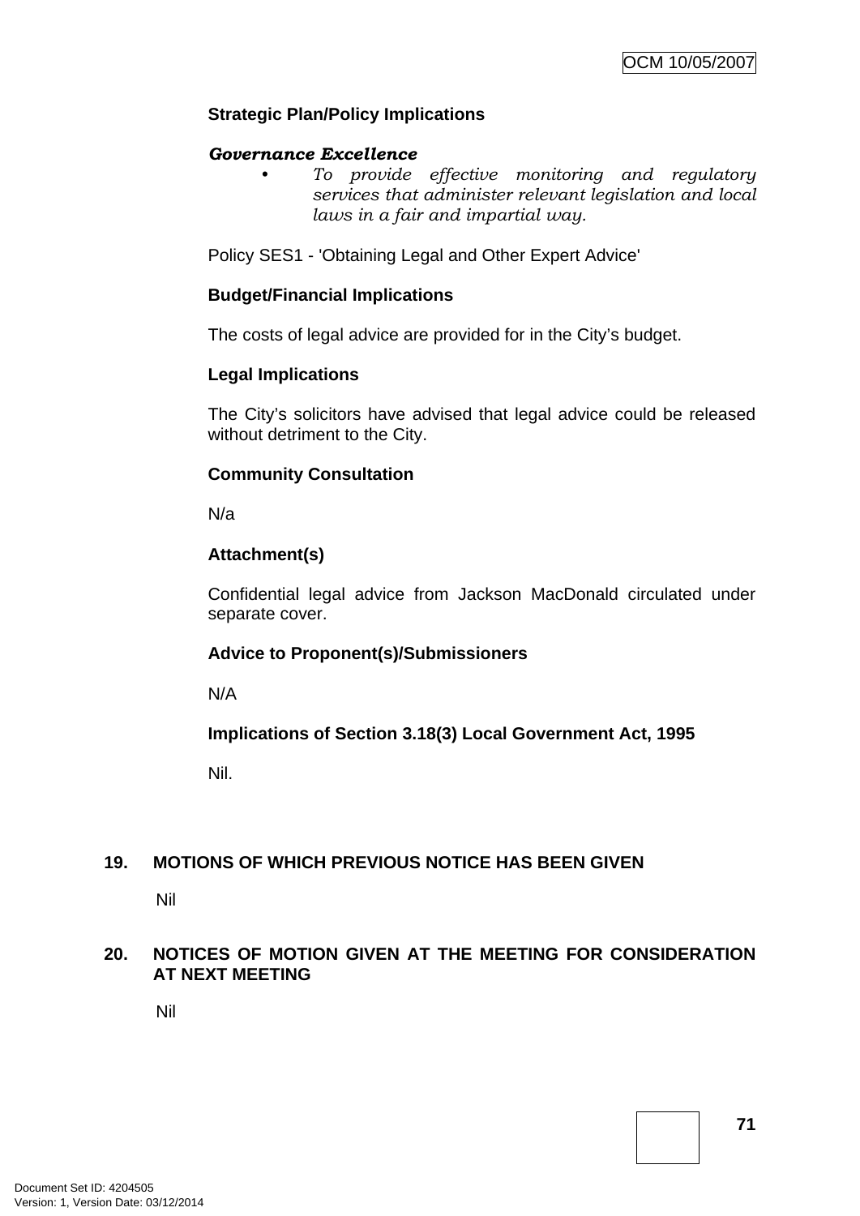**Strategic Plan/Policy Implications**

***Governance Excellence***

- *To provide effective monitoring and regulatory services that administer relevant legislation and local laws in a fair and impartial way.*

Policy SES1 - 'Obtaining Legal and Other Expert Advice'

**Budget/Financial Implications**

The costs of legal advice are provided for in the City's budget.

**Legal Implications**

The City's solicitors have advised that legal advice could be released without detriment to the City.

**Community Consultation**

N/a

**Attachment(s)**

Confidential legal advice from Jackson MacDonald circulated under separate cover.

**Advice to Proponent(s)/Submissioners**

N/A

**Implications of Section 3.18(3) Local Government Act, 1995**

Nil.

## 19. MOTIONS OF WHICH PREVIOUS NOTICE HAS BEEN GIVEN

Nil

## 20. NOTICES OF MOTION GIVEN AT THE MEETING FOR CONSIDERATION AT NEXT MEETING

Nil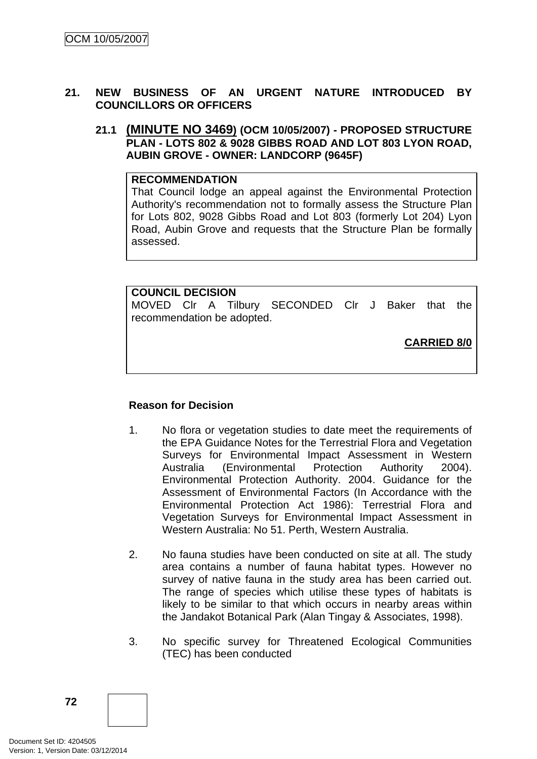## 21. NEW BUSINESS OF AN URGENT NATURE INTRODUCED BY COUNCILLORS OR OFFICERS

### 21.1 (MINUTE NO 3469) (OCM 10/05/2007) - PROPOSED STRUCTURE PLAN - LOTS 802 & 9028 GIBBS ROAD AND LOT 803 LYON ROAD, AUBIN GROVE - OWNER: LANDCORP (9645F)

**RECOMMENDATION**
That Council lodge an appeal against the Environmental Protection Authority's recommendation not to formally assess the Structure Plan for Lots 802, 9028 Gibbs Road and Lot 803 (formerly Lot 204) Lyon Road, Aubin Grove and requests that the Structure Plan be formally assessed.

**COUNCIL DECISION**
MOVED Clr A Tilbury SECONDED Clr J Baker that the recommendation be adopted.

**CARRIED 8/0**

**Reason for Decision**

1. No flora or vegetation studies to date meet the requirements of the EPA Guidance Notes for the Terrestrial Flora and Vegetation Surveys for Environmental Impact Assessment in Western Australia (Environmental Protection Authority 2004). Environmental Protection Authority. 2004. Guidance for the Assessment of Environmental Factors (In Accordance with the Environmental Protection Act 1986): Terrestrial Flora and Vegetation Surveys for Environmental Impact Assessment in Western Australia: No 51. Perth, Western Australia.

2. No fauna studies have been conducted on site at all. The study area contains a number of fauna habitat types. However no survey of native fauna in the study area has been carried out. The range of species which utilise these types of habitats is likely to be similar to that which occurs in nearby areas within the Jandakot Botanical Park (Alan Tingay & Associates, 1998).

3. No specific survey for Threatened Ecological Communities (TEC) has been conducted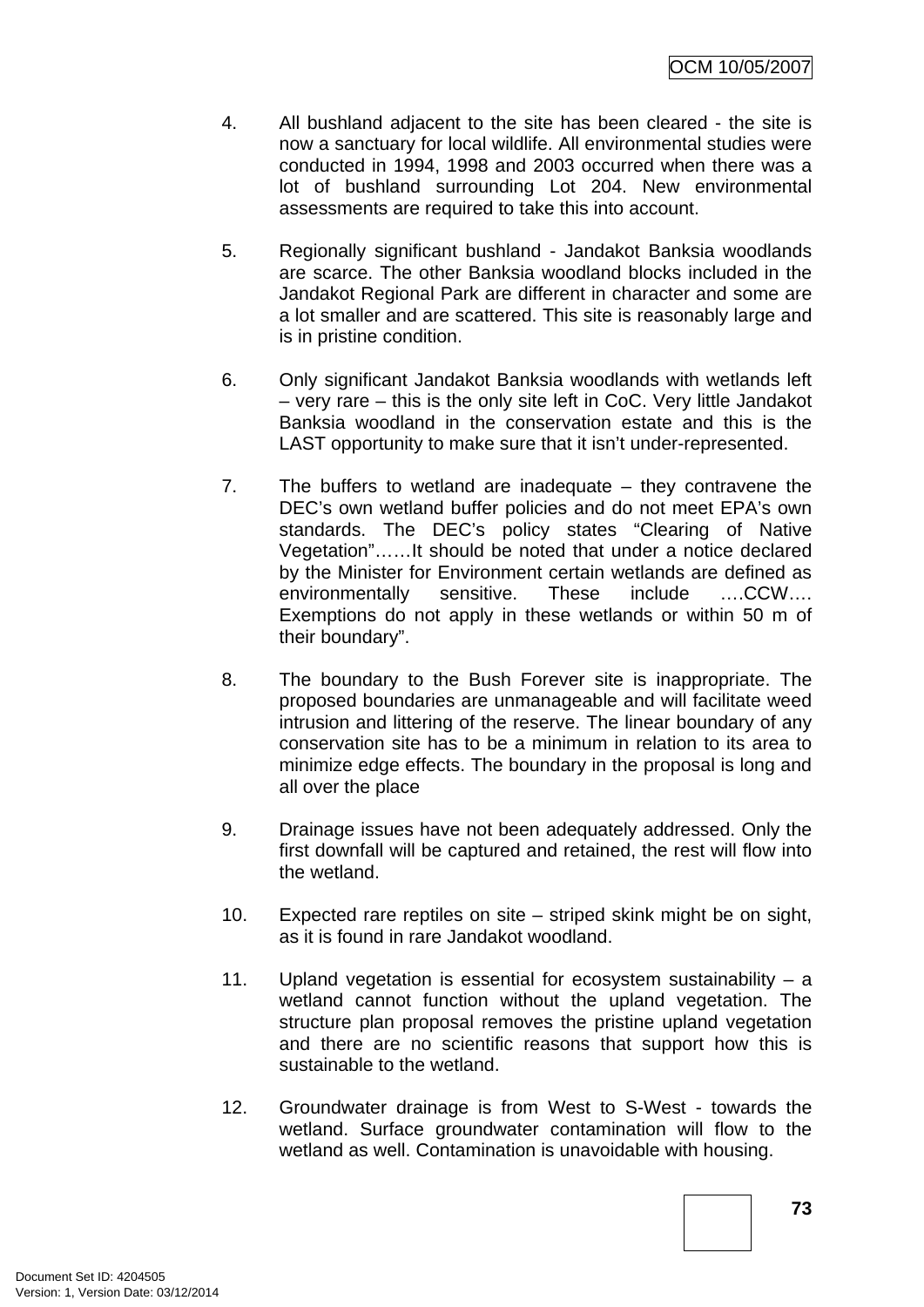4. All bushland adjacent to the site has been cleared - the site is now a sanctuary for local wildlife. All environmental studies were conducted in 1994, 1998 and 2003 occurred when there was a lot of bushland surrounding Lot 204. New environmental assessments are required to take this into account.

5. Regionally significant bushland - Jandakot Banksia woodlands are scarce. The other Banksia woodland blocks included in the Jandakot Regional Park are different in character and some are a lot smaller and are scattered. This site is reasonably large and is in pristine condition.

6. Only significant Jandakot Banksia woodlands with wetlands left – very rare – this is the only site left in CoC. Very little Jandakot Banksia woodland in the conservation estate and this is the LAST opportunity to make sure that it isn't under-represented.

7. The buffers to wetland are inadequate – they contravene the DEC's own wetland buffer policies and do not meet EPA's own standards. The DEC's policy states "Clearing of Native Vegetation"……It should be noted that under a notice declared by the Minister for Environment certain wetlands are defined as environmentally sensitive. These include ….CCW…. Exemptions do not apply in these wetlands or within 50 m of their boundary".

8. The boundary to the Bush Forever site is inappropriate. The proposed boundaries are unmanageable and will facilitate weed intrusion and littering of the reserve. The linear boundary of any conservation site has to be a minimum in relation to its area to minimize edge effects. The boundary in the proposal is long and all over the place

9. Drainage issues have not been adequately addressed. Only the first downfall will be captured and retained, the rest will flow into the wetland.

10. Expected rare reptiles on site – striped skink might be on sight, as it is found in rare Jandakot woodland.

11. Upland vegetation is essential for ecosystem sustainability – a wetland cannot function without the upland vegetation. The structure plan proposal removes the pristine upland vegetation and there are no scientific reasons that support how this is sustainable to the wetland.

12. Groundwater drainage is from West to S-West - towards the wetland. Surface groundwater contamination will flow to the wetland as well. Contamination is unavoidable with housing.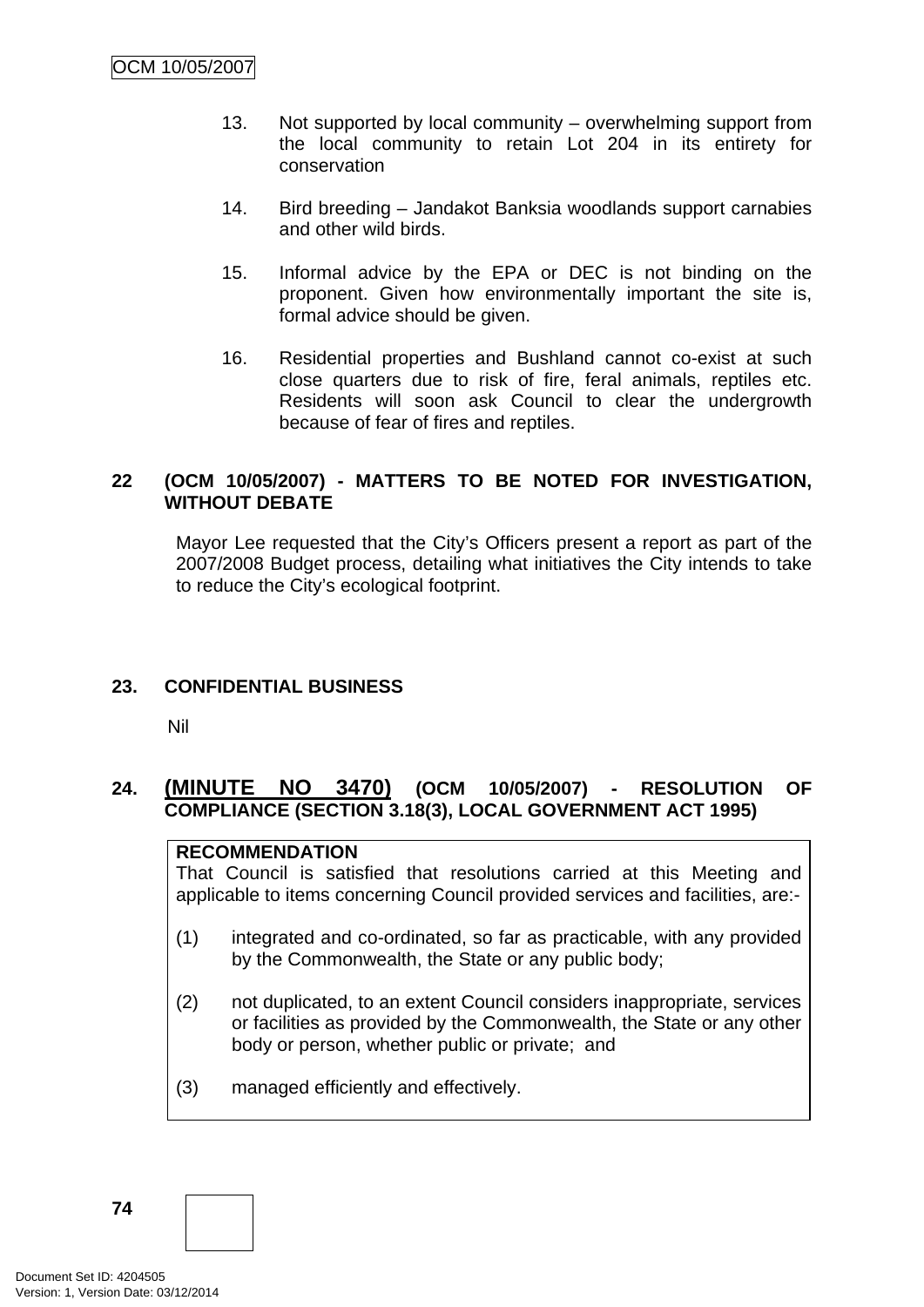13. Not supported by local community – overwhelming support from the local community to retain Lot 204 in its entirety for conservation

14. Bird breeding – Jandakot Banksia woodlands support carnabies and other wild birds.

15. Informal advice by the EPA or DEC is not binding on the proponent. Given how environmentally important the site is, formal advice should be given.

16. Residential properties and Bushland cannot co-exist at such close quarters due to risk of fire, feral animals, reptiles etc. Residents will soon ask Council to clear the undergrowth because of fear of fires and reptiles.

## 22 (OCM 10/05/2007) - MATTERS TO BE NOTED FOR INVESTIGATION, WITHOUT DEBATE

Mayor Lee requested that the City's Officers present a report as part of the 2007/2008 Budget process, detailing what initiatives the City intends to take to reduce the City's ecological footprint.

## 23. CONFIDENTIAL BUSINESS

Nil

## 24. (MINUTE NO 3470) (OCM 10/05/2007) - RESOLUTION OF COMPLIANCE (SECTION 3.18(3), LOCAL GOVERNMENT ACT 1995)

**RECOMMENDATION**

That Council is satisfied that resolutions carried at this Meeting and applicable to items concerning Council provided services and facilities, are:-

(1) integrated and co-ordinated, so far as practicable, with any provided by the Commonwealth, the State or any public body;

(2) not duplicated, to an extent Council considers inappropriate, services or facilities as provided by the Commonwealth, the State or any other body or person, whether public or private; and

(3) managed efficiently and effectively.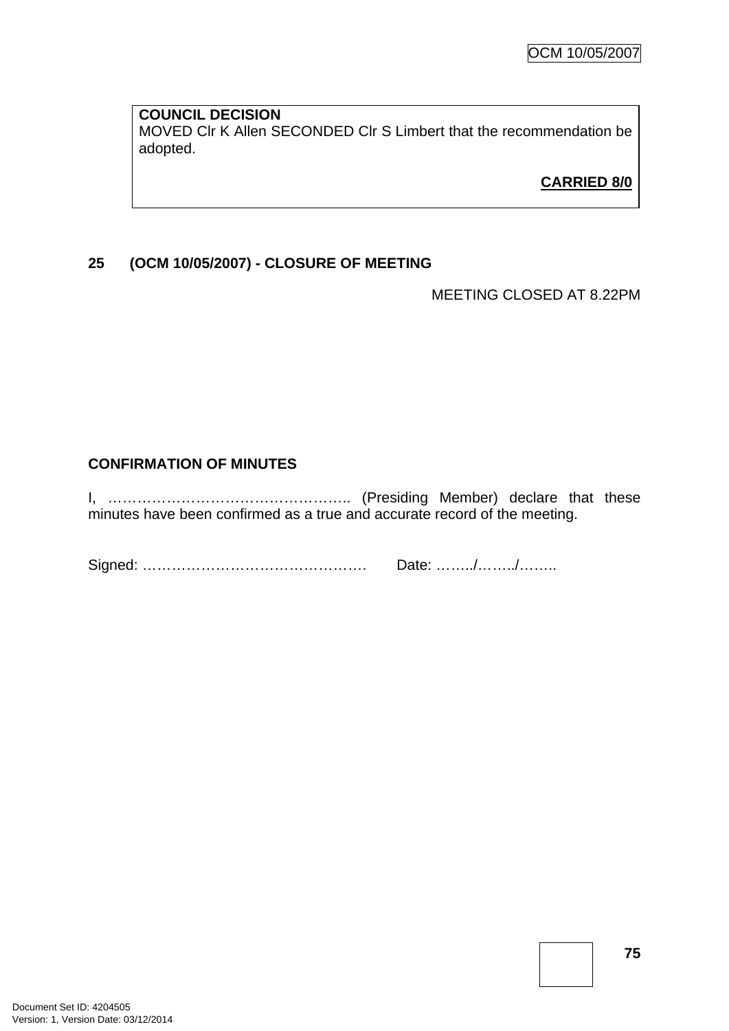**COUNCIL DECISION**
MOVED Clr K Allen SECONDED Clr S Limbert that the recommendation be adopted.

**CARRIED 8/0**

## 25 (OCM 10/05/2007) - CLOSURE OF MEETING

MEETING CLOSED AT 8.22PM

**CONFIRMATION OF MINUTES**

I, ………………………………………….. (Presiding Member) declare that these minutes have been confirmed as a true and accurate record of the meeting.

Signed: ………………………………………. Date: ……../……../……..

Document Set ID: 4204505
Version: 1, Version Date: 03/12/2014